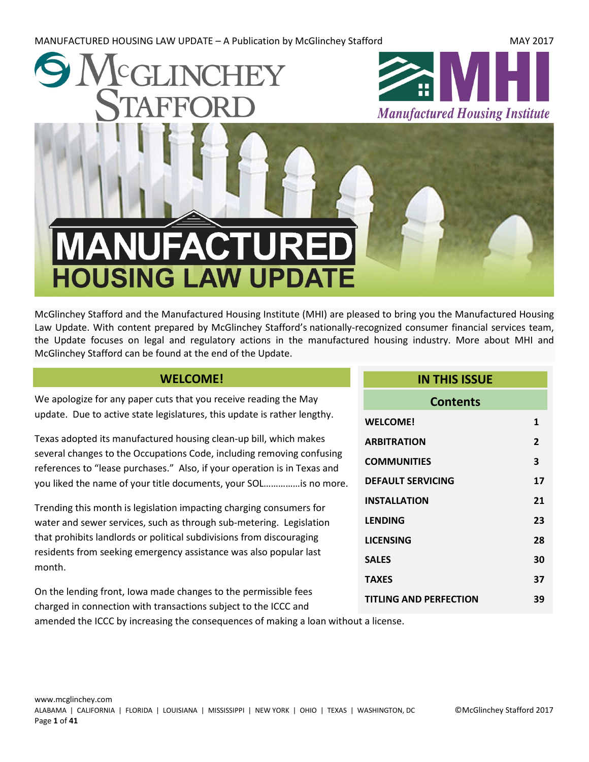# MANUFACTURED HOUSING LAW UPDATE

McGlinchey Stafford and the Manufactured Housing Institute (MHI) are pleased to bring you the Manufactured Housing Law Update. With content prepared by McGlinchey Stafford's nationally-recognized consumer financial services team, the Update focuses on legal and regulatory actions in the manufactured housing industry. More about MHI and McGlinchey Stafford can be found at the end of the Update.

## WELCOME!

We apologize for any paper cuts that you receive reading the May update. Due to active state legislatures, this update is rather lengthy.

Texas adopted its manufactured housing clean-up bill, which makes several changes to the Occupations Code, including removing confusing references to "lease purchases." Also, if your operation is in Texas and you liked the name of your title documents, your SOL……………is no more.

Trending this month is legislation impacting charging consumers for water and sewer services, such as through sub-metering. Legislation that prohibits landlords or political subdivisions from discouraging residents from seeking emergency assistance was also popular last month.

On the lending front, Iowa made changes to the permissible fees charged in connection with transactions subject to the ICCC and amended the ICCC by increasing the consequences of making a loan without a license.

## IN THIS ISSUE

| Contents | |
|---|---|
| WELCOME! | 1 |
| ARBITRATION | 2 |
| COMMUNITIES | 3 |
| DEFAULT SERVICING | 17 |
| INSTALLATION | 21 |
| LENDING | 23 |
| LICENSING | 28 |
| SALES | 30 |
| TAXES | 37 |
| TITLING AND PERFECTION | 39 |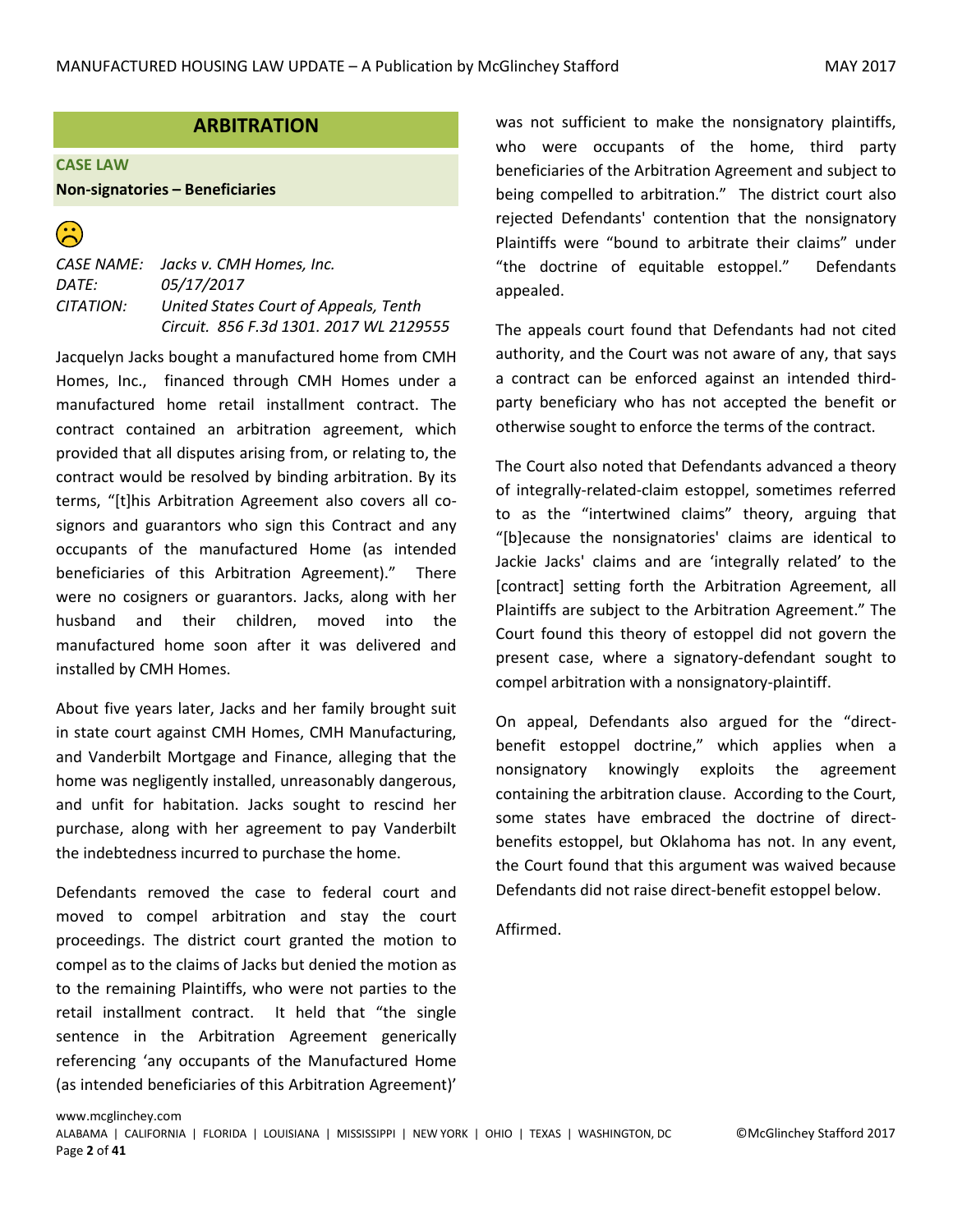## ARBITRATION

### CASE LAW

**Non-signatories – Beneficiaries**

☹

*CASE NAME:* *Jacks v. CMH Homes, Inc.*
*DATE:* *05/17/2017*
*CITATION:* *United States Court of Appeals, Tenth Circuit. 856 F.3d 1301. 2017 WL 2129555*

Jacquelyn Jacks bought a manufactured home from CMH Homes, Inc., financed through CMH Homes under a manufactured home retail installment contract. The contract contained an arbitration agreement, which provided that all disputes arising from, or relating to, the contract would be resolved by binding arbitration. By its terms, "[t]his Arbitration Agreement also covers all co-signors and guarantors who sign this Contract and any occupants of the manufactured Home (as intended beneficiaries of this Arbitration Agreement)." There were no cosigners or guarantors. Jacks, along with her husband and their children, moved into the manufactured home soon after it was delivered and installed by CMH Homes.

About five years later, Jacks and her family brought suit in state court against CMH Homes, CMH Manufacturing, and Vanderbilt Mortgage and Finance, alleging that the home was negligently installed, unreasonably dangerous, and unfit for habitation. Jacks sought to rescind her purchase, along with her agreement to pay Vanderbilt the indebtedness incurred to purchase the home.

Defendants removed the case to federal court and moved to compel arbitration and stay the court proceedings. The district court granted the motion to compel as to the claims of Jacks but denied the motion as to the remaining Plaintiffs, who were not parties to the retail installment contract. It held that "the single sentence in the Arbitration Agreement generically referencing 'any occupants of the Manufactured Home (as intended beneficiaries of this Arbitration Agreement)' was not sufficient to make the nonsignatory plaintiffs, who were occupants of the home, third party beneficiaries of the Arbitration Agreement and subject to being compelled to arbitration." The district court also rejected Defendants' contention that the nonsignatory Plaintiffs were "bound to arbitrate their claims" under "the doctrine of equitable estoppel." Defendants appealed.

The appeals court found that Defendants had not cited authority, and the Court was not aware of any, that says a contract can be enforced against an intended third-party beneficiary who has not accepted the benefit or otherwise sought to enforce the terms of the contract.

The Court also noted that Defendants advanced a theory of integrally-related-claim estoppel, sometimes referred to as the "intertwined claims" theory, arguing that "[b]ecause the nonsignatories' claims are identical to Jackie Jacks' claims and are 'integrally related' to the [contract] setting forth the Arbitration Agreement, all Plaintiffs are subject to the Arbitration Agreement." The Court found this theory of estoppel did not govern the present case, where a signatory-defendant sought to compel arbitration with a nonsignatory-plaintiff.

On appeal, Defendants also argued for the "direct-benefit estoppel doctrine," which applies when a nonsignatory knowingly exploits the agreement containing the arbitration clause. According to the Court, some states have embraced the doctrine of direct-benefits estoppel, but Oklahoma has not. In any event, the Court found that this argument was waived because Defendants did not raise direct-benefit estoppel below.

Affirmed.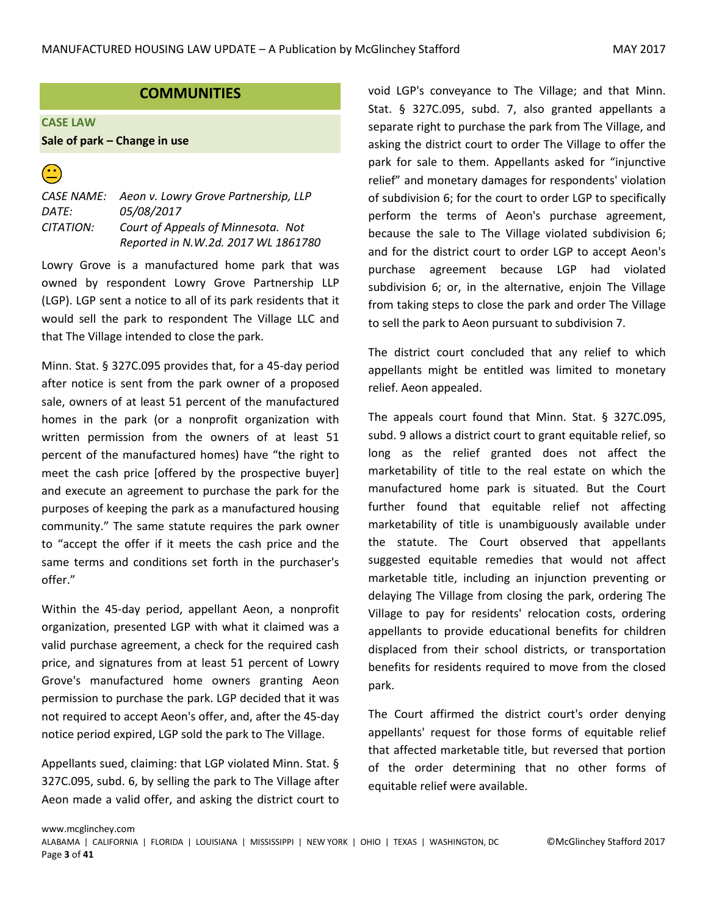## COMMUNITIES

### CASE LAW

**Sale of park – Change in use**

😐

*CASE NAME:* *Aeon v. Lowry Grove Partnership, LLP*
*DATE:* *05/08/2017*
*CITATION:* *Court of Appeals of Minnesota. Not Reported in N.W.2d. 2017 WL 1861780*

Lowry Grove is a manufactured home park that was owned by respondent Lowry Grove Partnership LLP (LGP). LGP sent a notice to all of its park residents that it would sell the park to respondent The Village LLC and that The Village intended to close the park.

Minn. Stat. § 327C.095 provides that, for a 45-day period after notice is sent from the park owner of a proposed sale, owners of at least 51 percent of the manufactured homes in the park (or a nonprofit organization with written permission from the owners of at least 51 percent of the manufactured homes) have "the right to meet the cash price [offered by the prospective buyer] and execute an agreement to purchase the park for the purposes of keeping the park as a manufactured housing community." The same statute requires the park owner to "accept the offer if it meets the cash price and the same terms and conditions set forth in the purchaser's offer."

Within the 45-day period, appellant Aeon, a nonprofit organization, presented LGP with what it claimed was a valid purchase agreement, a check for the required cash price, and signatures from at least 51 percent of Lowry Grove's manufactured home owners granting Aeon permission to purchase the park. LGP decided that it was not required to accept Aeon's offer, and, after the 45-day notice period expired, LGP sold the park to The Village.

Appellants sued, claiming: that LGP violated Minn. Stat. § 327C.095, subd. 6, by selling the park to The Village after Aeon made a valid offer, and asking the district court to void LGP's conveyance to The Village; and that Minn. Stat. § 327C.095, subd. 7, also granted appellants a separate right to purchase the park from The Village, and asking the district court to order The Village to offer the park for sale to them. Appellants asked for "injunctive relief" and monetary damages for respondents' violation of subdivision 6; for the court to order LGP to specifically perform the terms of Aeon's purchase agreement, because the sale to The Village violated subdivision 6; and for the district court to order LGP to accept Aeon's purchase agreement because LGP had violated subdivision 6; or, in the alternative, enjoin The Village from taking steps to close the park and order The Village to sell the park to Aeon pursuant to subdivision 7.

The district court concluded that any relief to which appellants might be entitled was limited to monetary relief. Aeon appealed.

The appeals court found that Minn. Stat. § 327C.095, subd. 9 allows a district court to grant equitable relief, so long as the relief granted does not affect the marketability of title to the real estate on which the manufactured home park is situated. But the Court further found that equitable relief not affecting marketability of title is unambiguously available under the statute. The Court observed that appellants suggested equitable remedies that would not affect marketable title, including an injunction preventing or delaying The Village from closing the park, ordering The Village to pay for residents' relocation costs, ordering appellants to provide educational benefits for children displaced from their school districts, or transportation benefits for residents required to move from the closed park.

The Court affirmed the district court's order denying appellants' request for those forms of equitable relief that affected marketable title, but reversed that portion of the order determining that no other forms of equitable relief were available.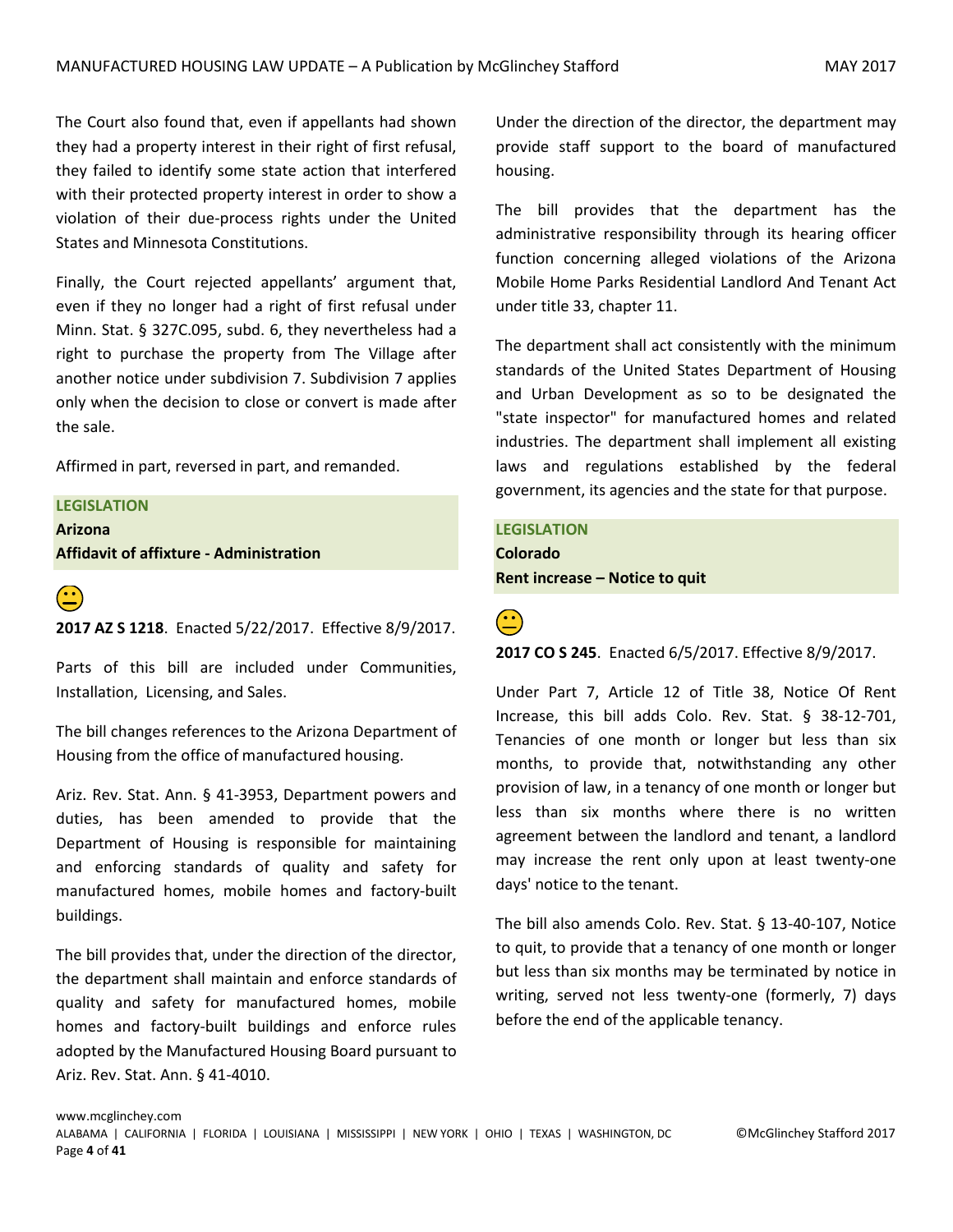The Court also found that, even if appellants had shown they had a property interest in their right of first refusal, they failed to identify some state action that interfered with their protected property interest in order to show a violation of their due-process rights under the United States and Minnesota Constitutions.

Finally, the Court rejected appellants' argument that, even if they no longer had a right of first refusal under Minn. Stat. § 327C.095, subd. 6, they nevertheless had a right to purchase the property from The Village after another notice under subdivision 7. Subdivision 7 applies only when the decision to close or convert is made after the sale.

Affirmed in part, reversed in part, and remanded.

**LEGISLATION**
**Arizona**
**Affidavit of affixture - Administration**

😐

**2017 AZ S 1218**. Enacted 5/22/2017. Effective 8/9/2017.

Parts of this bill are included under Communities, Installation, Licensing, and Sales.

The bill changes references to the Arizona Department of Housing from the office of manufactured housing.

Ariz. Rev. Stat. Ann. § 41-3953, Department powers and duties, has been amended to provide that the Department of Housing is responsible for maintaining and enforcing standards of quality and safety for manufactured homes, mobile homes and factory-built buildings.

The bill provides that, under the direction of the director, the department shall maintain and enforce standards of quality and safety for manufactured homes, mobile homes and factory-built buildings and enforce rules adopted by the Manufactured Housing Board pursuant to Ariz. Rev. Stat. Ann. § 41-4010.

Under the direction of the director, the department may provide staff support to the board of manufactured housing.

The bill provides that the department has the administrative responsibility through its hearing officer function concerning alleged violations of the Arizona Mobile Home Parks Residential Landlord And Tenant Act under title 33, chapter 11.

The department shall act consistently with the minimum standards of the United States Department of Housing and Urban Development as so to be designated the "state inspector" for manufactured homes and related industries. The department shall implement all existing laws and regulations established by the federal government, its agencies and the state for that purpose.

**LEGISLATION**
**Colorado**
**Rent increase – Notice to quit**

😐

**2017 CO S 245**. Enacted 6/5/2017. Effective 8/9/2017.

Under Part 7, Article 12 of Title 38, Notice Of Rent Increase, this bill adds Colo. Rev. Stat. § 38-12-701, Tenancies of one month or longer but less than six months, to provide that, notwithstanding any other provision of law, in a tenancy of one month or longer but less than six months where there is no written agreement between the landlord and tenant, a landlord may increase the rent only upon at least twenty-one days' notice to the tenant.

The bill also amends Colo. Rev. Stat. § 13-40-107, Notice to quit, to provide that a tenancy of one month or longer but less than six months may be terminated by notice in writing, served not less twenty-one (formerly, 7) days before the end of the applicable tenancy.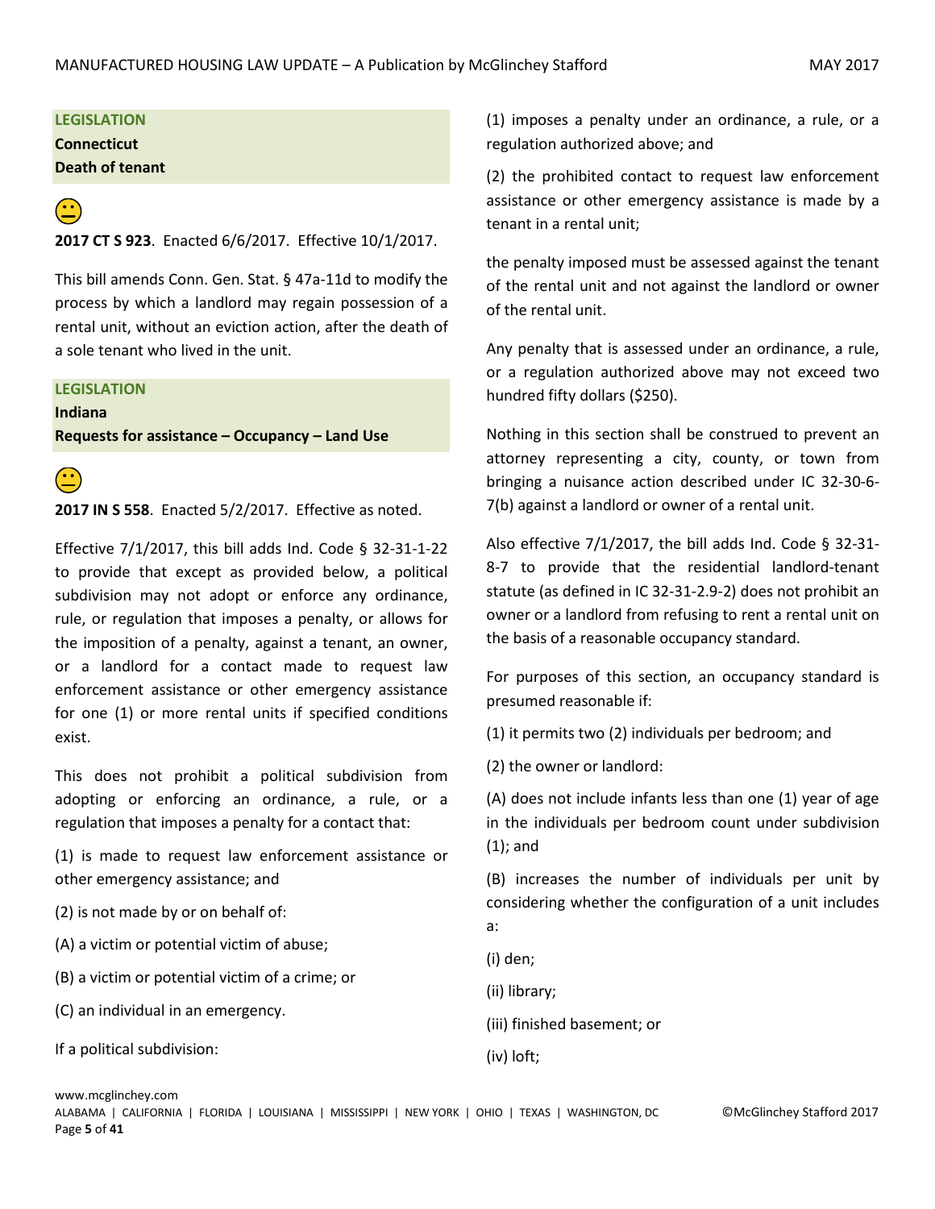**LEGISLATION**

**Connecticut**

**Death of tenant**

😐

**2017 CT S 923**. Enacted 6/6/2017. Effective 10/1/2017.

This bill amends Conn. Gen. Stat. § 47a-11d to modify the process by which a landlord may regain possession of a rental unit, without an eviction action, after the death of a sole tenant who lived in the unit.

**LEGISLATION**

**Indiana**

**Requests for assistance – Occupancy – Land Use**

😐

**2017 IN S 558**. Enacted 5/2/2017. Effective as noted.

Effective 7/1/2017, this bill adds Ind. Code § 32-31-1-22 to provide that except as provided below, a political subdivision may not adopt or enforce any ordinance, rule, or regulation that imposes a penalty, or allows for the imposition of a penalty, against a tenant, an owner, or a landlord for a contact made to request law enforcement assistance or other emergency assistance for one (1) or more rental units if specified conditions exist.

This does not prohibit a political subdivision from adopting or enforcing an ordinance, a rule, or a regulation that imposes a penalty for a contact that:

(1) is made to request law enforcement assistance or other emergency assistance; and

(2) is not made by or on behalf of:

(A) a victim or potential victim of abuse;

(B) a victim or potential victim of a crime; or

(C) an individual in an emergency.

If a political subdivision:

(1) imposes a penalty under an ordinance, a rule, or a regulation authorized above; and

(2) the prohibited contact to request law enforcement assistance or other emergency assistance is made by a tenant in a rental unit;

the penalty imposed must be assessed against the tenant of the rental unit and not against the landlord or owner of the rental unit.

Any penalty that is assessed under an ordinance, a rule, or a regulation authorized above may not exceed two hundred fifty dollars ($250).

Nothing in this section shall be construed to prevent an attorney representing a city, county, or town from bringing a nuisance action described under IC 32-30-6-7(b) against a landlord or owner of a rental unit.

Also effective 7/1/2017, the bill adds Ind. Code § 32-31-8-7 to provide that the residential landlord-tenant statute (as defined in IC 32-31-2.9-2) does not prohibit an owner or a landlord from refusing to rent a rental unit on the basis of a reasonable occupancy standard.

For purposes of this section, an occupancy standard is presumed reasonable if:

(1) it permits two (2) individuals per bedroom; and

(2) the owner or landlord:

(A) does not include infants less than one (1) year of age in the individuals per bedroom count under subdivision (1); and

(B) increases the number of individuals per unit by considering whether the configuration of a unit includes a:

(i) den;

(ii) library;

(iii) finished basement; or

(iv) loft;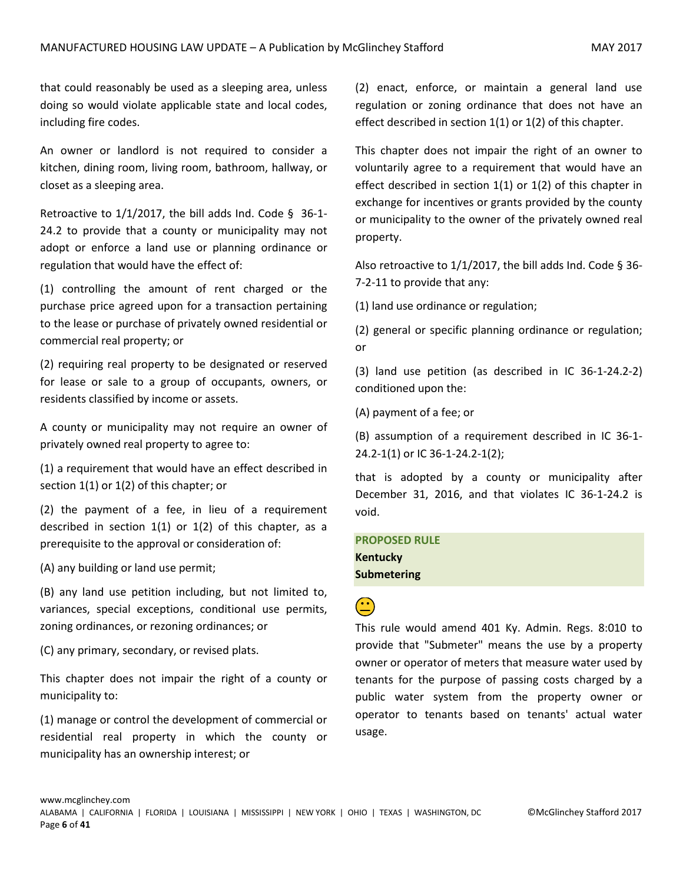that could reasonably be used as a sleeping area, unless doing so would violate applicable state and local codes, including fire codes.

An owner or landlord is not required to consider a kitchen, dining room, living room, bathroom, hallway, or closet as a sleeping area.

Retroactive to 1/1/2017, the bill adds Ind. Code § 36-1-24.2 to provide that a county or municipality may not adopt or enforce a land use or planning ordinance or regulation that would have the effect of:

(1) controlling the amount of rent charged or the purchase price agreed upon for a transaction pertaining to the lease or purchase of privately owned residential or commercial real property; or

(2) requiring real property to be designated or reserved for lease or sale to a group of occupants, owners, or residents classified by income or assets.

A county or municipality may not require an owner of privately owned real property to agree to:

(1) a requirement that would have an effect described in section 1(1) or 1(2) of this chapter; or

(2) the payment of a fee, in lieu of a requirement described in section 1(1) or 1(2) of this chapter, as a prerequisite to the approval or consideration of:

(A) any building or land use permit;

(B) any land use petition including, but not limited to, variances, special exceptions, conditional use permits, zoning ordinances, or rezoning ordinances; or

(C) any primary, secondary, or revised plats.

This chapter does not impair the right of a county or municipality to:

(1) manage or control the development of commercial or residential real property in which the county or municipality has an ownership interest; or

(2) enact, enforce, or maintain a general land use regulation or zoning ordinance that does not have an effect described in section 1(1) or 1(2) of this chapter.

This chapter does not impair the right of an owner to voluntarily agree to a requirement that would have an effect described in section 1(1) or 1(2) of this chapter in exchange for incentives or grants provided by the county or municipality to the owner of the privately owned real property.

Also retroactive to 1/1/2017, the bill adds Ind. Code § 36-7-2-11 to provide that any:

(1) land use ordinance or regulation;

(2) general or specific planning ordinance or regulation; or

(3) land use petition (as described in IC 36-1-24.2-2) conditioned upon the:

(A) payment of a fee; or

(B) assumption of a requirement described in IC 36-1-24.2-1(1) or IC 36-1-24.2-1(2);

that is adopted by a county or municipality after December 31, 2016, and that violates IC 36-1-24.2 is void.

**PROPOSED RULE**
**Kentucky**
**Submetering**

This rule would amend 401 Ky. Admin. Regs. 8:010 to provide that "Submeter" means the use by a property owner or operator of meters that measure water used by tenants for the purpose of passing costs charged by a public water system from the property owner or operator to tenants based on tenants' actual water usage.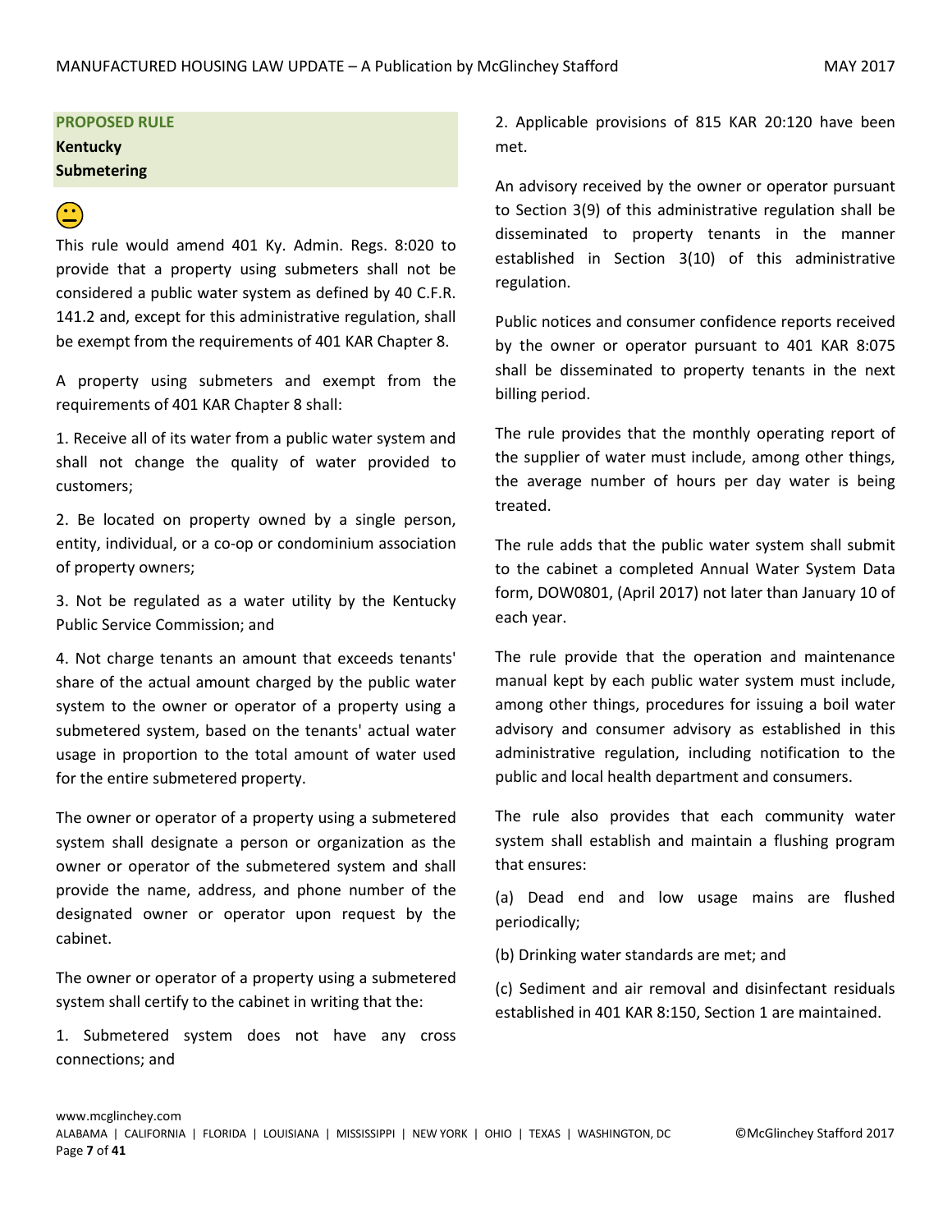**PROPOSED RULE**
**Kentucky**
**Submetering**

😐

This rule would amend 401 Ky. Admin. Regs. 8:020 to provide that a property using submeters shall not be considered a public water system as defined by 40 C.F.R. 141.2 and, except for this administrative regulation, shall be exempt from the requirements of 401 KAR Chapter 8.

A property using submeters and exempt from the requirements of 401 KAR Chapter 8 shall:

1. Receive all of its water from a public water system and shall not change the quality of water provided to customers;

2. Be located on property owned by a single person, entity, individual, or a co-op or condominium association of property owners;

3. Not be regulated as a water utility by the Kentucky Public Service Commission; and

4. Not charge tenants an amount that exceeds tenants' share of the actual amount charged by the public water system to the owner or operator of a property using a submetered system, based on the tenants' actual water usage in proportion to the total amount of water used for the entire submetered property.

The owner or operator of a property using a submetered system shall designate a person or organization as the owner or operator of the submetered system and shall provide the name, address, and phone number of the designated owner or operator upon request by the cabinet.

The owner or operator of a property using a submetered system shall certify to the cabinet in writing that the:

1. Submetered system does not have any cross connections; and

2. Applicable provisions of 815 KAR 20:120 have been met.

An advisory received by the owner or operator pursuant to Section 3(9) of this administrative regulation shall be disseminated to property tenants in the manner established in Section 3(10) of this administrative regulation.

Public notices and consumer confidence reports received by the owner or operator pursuant to 401 KAR 8:075 shall be disseminated to property tenants in the next billing period.

The rule provides that the monthly operating report of the supplier of water must include, among other things, the average number of hours per day water is being treated.

The rule adds that the public water system shall submit to the cabinet a completed Annual Water System Data form, DOW0801, (April 2017) not later than January 10 of each year.

The rule provide that the operation and maintenance manual kept by each public water system must include, among other things, procedures for issuing a boil water advisory and consumer advisory as established in this administrative regulation, including notification to the public and local health department and consumers.

The rule also provides that each community water system shall establish and maintain a flushing program that ensures:

(a) Dead end and low usage mains are flushed periodically;

(b) Drinking water standards are met; and

(c) Sediment and air removal and disinfectant residuals established in 401 KAR 8:150, Section 1 are maintained.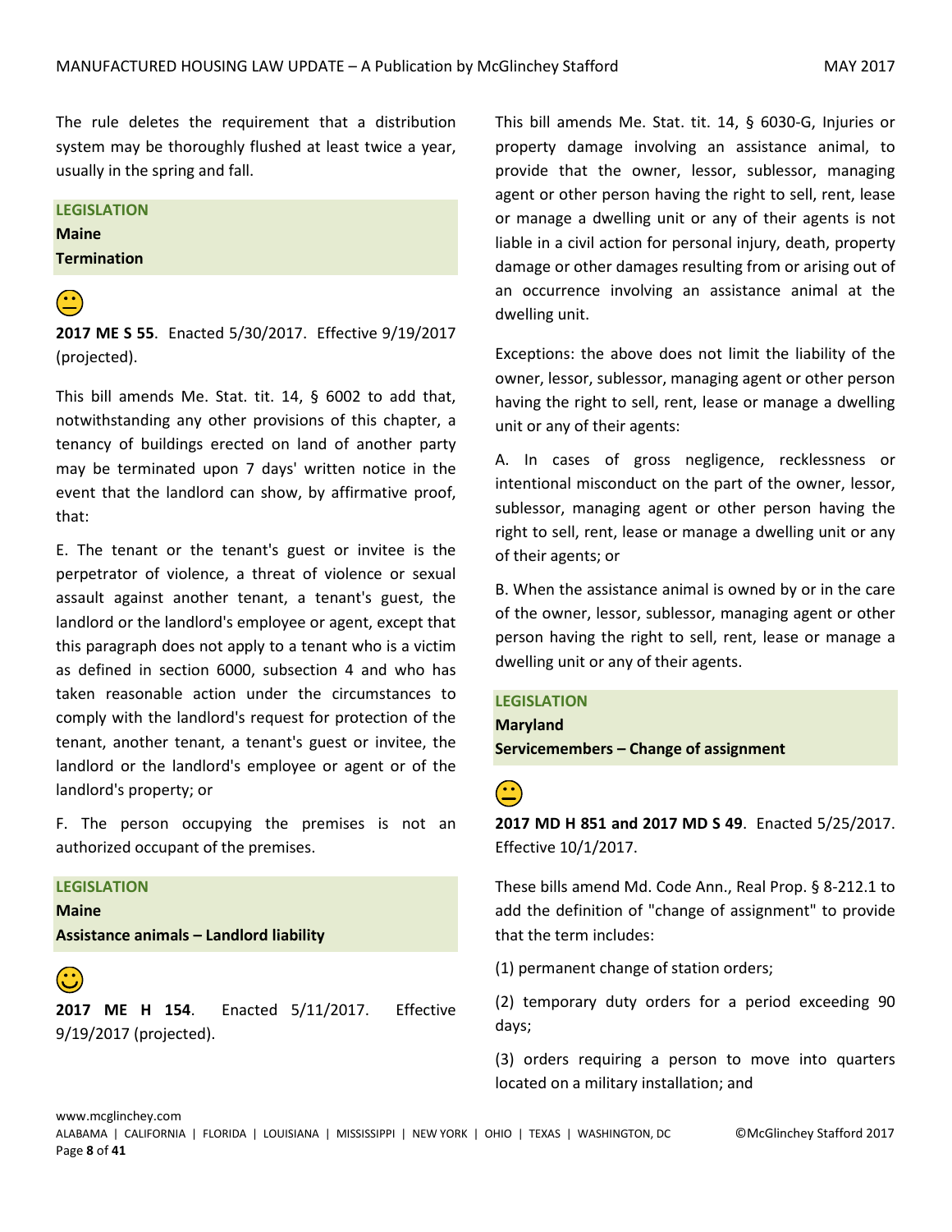The rule deletes the requirement that a distribution system may be thoroughly flushed at least twice a year, usually in the spring and fall.

**LEGISLATION**
**Maine**
**Termination**

😐

**2017 ME S 55**. Enacted 5/30/2017. Effective 9/19/2017 (projected).

This bill amends Me. Stat. tit. 14, § 6002 to add that, notwithstanding any other provisions of this chapter, a tenancy of buildings erected on land of another party may be terminated upon 7 days' written notice in the event that the landlord can show, by affirmative proof, that:

E. The tenant or the tenant's guest or invitee is the perpetrator of violence, a threat of violence or sexual assault against another tenant, a tenant's guest, the landlord or the landlord's employee or agent, except that this paragraph does not apply to a tenant who is a victim as defined in section 6000, subsection 4 and who has taken reasonable action under the circumstances to comply with the landlord's request for protection of the tenant, another tenant, a tenant's guest or invitee, the landlord or the landlord's employee or agent or of the landlord's property; or

F. The person occupying the premises is not an authorized occupant of the premises.

**LEGISLATION**
**Maine**
**Assistance animals – Landlord liability**

🙂

**2017 ME H 154**. Enacted 5/11/2017. Effective 9/19/2017 (projected).

This bill amends Me. Stat. tit. 14, § 6030-G, Injuries or property damage involving an assistance animal, to provide that the owner, lessor, sublessor, managing agent or other person having the right to sell, rent, lease or manage a dwelling unit or any of their agents is not liable in a civil action for personal injury, death, property damage or other damages resulting from or arising out of an occurrence involving an assistance animal at the dwelling unit.

Exceptions: the above does not limit the liability of the owner, lessor, sublessor, managing agent or other person having the right to sell, rent, lease or manage a dwelling unit or any of their agents:

A. In cases of gross negligence, recklessness or intentional misconduct on the part of the owner, lessor, sublessor, managing agent or other person having the right to sell, rent, lease or manage a dwelling unit or any of their agents; or

B. When the assistance animal is owned by or in the care of the owner, lessor, sublessor, managing agent or other person having the right to sell, rent, lease or manage a dwelling unit or any of their agents.

**LEGISLATION**
**Maryland**
**Servicemembers – Change of assignment**

😐

**2017 MD H 851 and 2017 MD S 49**. Enacted 5/25/2017. Effective 10/1/2017.

These bills amend Md. Code Ann., Real Prop. § 8-212.1 to add the definition of "change of assignment" to provide that the term includes:

(1) permanent change of station orders;

(2) temporary duty orders for a period exceeding 90 days;

(3) orders requiring a person to move into quarters located on a military installation; and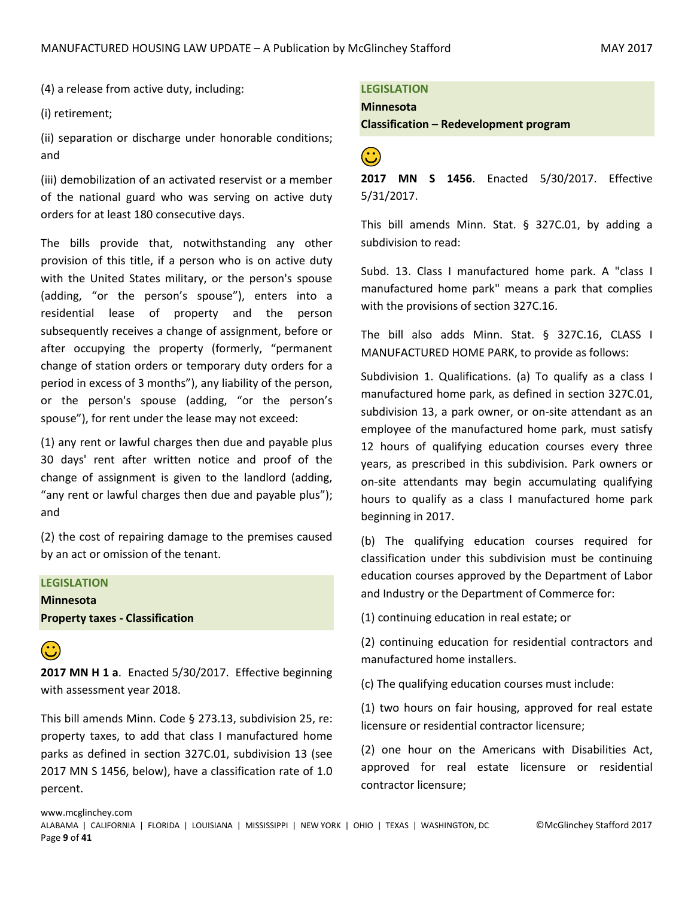(4) a release from active duty, including:

(i) retirement;

(ii) separation or discharge under honorable conditions; and

(iii) demobilization of an activated reservist or a member of the national guard who was serving on active duty orders for at least 180 consecutive days.

The bills provide that, notwithstanding any other provision of this title, if a person who is on active duty with the United States military, or the person's spouse (adding, "or the person's spouse"), enters into a residential lease of property and the person subsequently receives a change of assignment, before or after occupying the property (formerly, "permanent change of station orders or temporary duty orders for a period in excess of 3 months"), any liability of the person, or the person's spouse (adding, "or the person's spouse"), for rent under the lease may not exceed:

(1) any rent or lawful charges then due and payable plus 30 days' rent after written notice and proof of the change of assignment is given to the landlord (adding, "any rent or lawful charges then due and payable plus"); and

(2) the cost of repairing damage to the premises caused by an act or omission of the tenant.

**LEGISLATION**
**Minnesota**
**Property taxes - Classification**

☺

**2017 MN H 1 a**. Enacted 5/30/2017. Effective beginning with assessment year 2018.

This bill amends Minn. Code § 273.13, subdivision 25, re: property taxes, to add that class I manufactured home parks as defined in section 327C.01, subdivision 13 (see 2017 MN S 1456, below), have a classification rate of 1.0 percent.

**LEGISLATION**
**Minnesota**
**Classification – Redevelopment program**

☺

**2017 MN S 1456**. Enacted 5/30/2017. Effective 5/31/2017.

This bill amends Minn. Stat. § 327C.01, by adding a subdivision to read:

Subd. 13. Class I manufactured home park. A "class I manufactured home park" means a park that complies with the provisions of section 327C.16.

The bill also adds Minn. Stat. § 327C.16, CLASS I MANUFACTURED HOME PARK, to provide as follows:

Subdivision 1. Qualifications. (a) To qualify as a class I manufactured home park, as defined in section 327C.01, subdivision 13, a park owner, or on-site attendant as an employee of the manufactured home park, must satisfy 12 hours of qualifying education courses every three years, as prescribed in this subdivision. Park owners or on-site attendants may begin accumulating qualifying hours to qualify as a class I manufactured home park beginning in 2017.

(b) The qualifying education courses required for classification under this subdivision must be continuing education courses approved by the Department of Labor and Industry or the Department of Commerce for:

(1) continuing education in real estate; or

(2) continuing education for residential contractors and manufactured home installers.

(c) The qualifying education courses must include:

(1) two hours on fair housing, approved for real estate licensure or residential contractor licensure;

(2) one hour on the Americans with Disabilities Act, approved for real estate licensure or residential contractor licensure;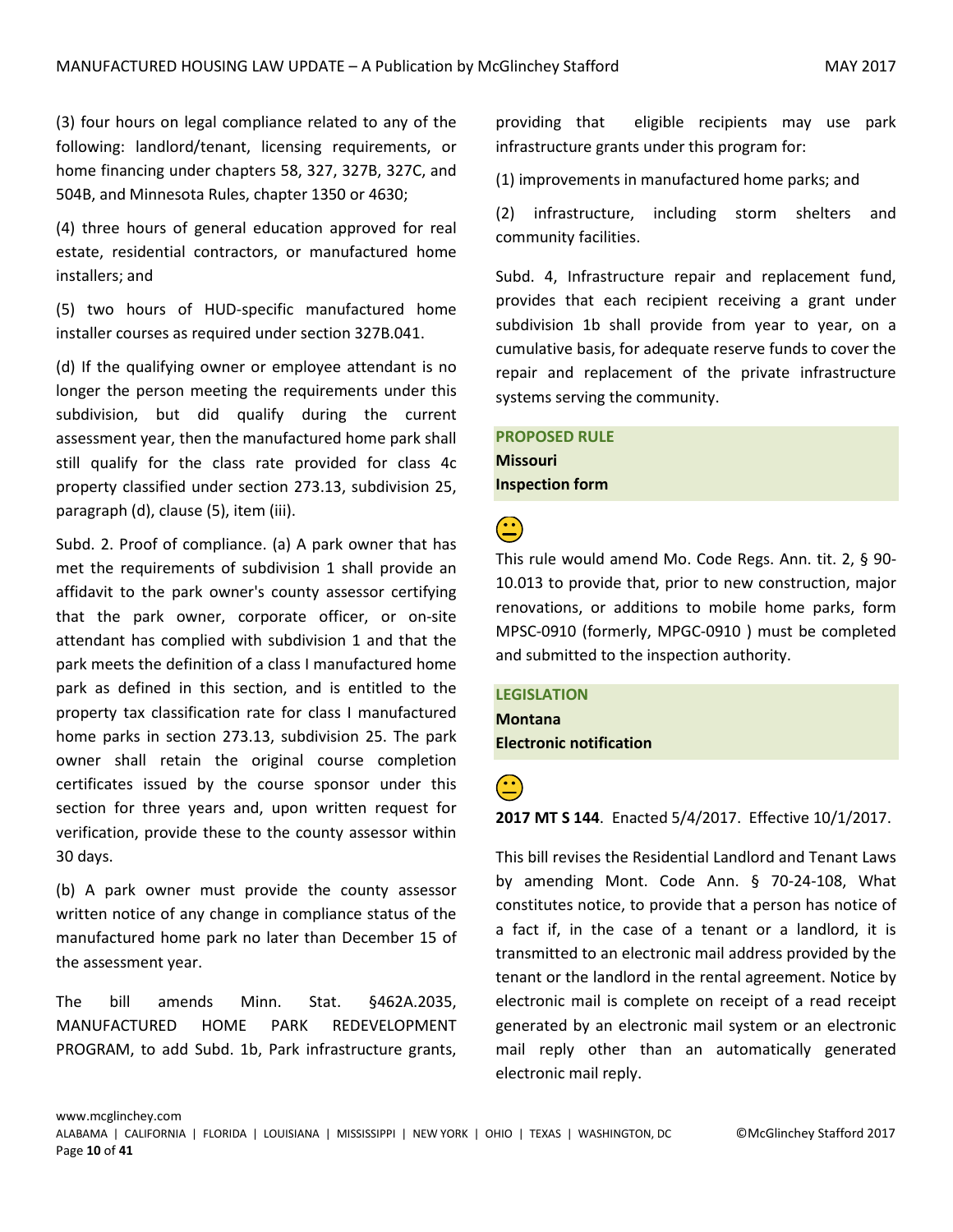(3) four hours on legal compliance related to any of the following: landlord/tenant, licensing requirements, or home financing under chapters 58, 327, 327B, 327C, and 504B, and Minnesota Rules, chapter 1350 or 4630;

(4) three hours of general education approved for real estate, residential contractors, or manufactured home installers; and

(5) two hours of HUD-specific manufactured home installer courses as required under section 327B.041.

(d) If the qualifying owner or employee attendant is no longer the person meeting the requirements under this subdivision, but did qualify during the current assessment year, then the manufactured home park shall still qualify for the class rate provided for class 4c property classified under section 273.13, subdivision 25, paragraph (d), clause (5), item (iii).

Subd. 2. Proof of compliance. (a) A park owner that has met the requirements of subdivision 1 shall provide an affidavit to the park owner's county assessor certifying that the park owner, corporate officer, or on-site attendant has complied with subdivision 1 and that the park meets the definition of a class I manufactured home park as defined in this section, and is entitled to the property tax classification rate for class I manufactured home parks in section 273.13, subdivision 25. The park owner shall retain the original course completion certificates issued by the course sponsor under this section for three years and, upon written request for verification, provide these to the county assessor within 30 days.

(b) A park owner must provide the county assessor written notice of any change in compliance status of the manufactured home park no later than December 15 of the assessment year.

The bill amends Minn. Stat. §462A.2035, MANUFACTURED HOME PARK REDEVELOPMENT PROGRAM, to add Subd. 1b, Park infrastructure grants, providing that eligible recipients may use park infrastructure grants under this program for:

(1) improvements in manufactured home parks; and

(2) infrastructure, including storm shelters and community facilities.

Subd. 4, Infrastructure repair and replacement fund, provides that each recipient receiving a grant under subdivision 1b shall provide from year to year, on a cumulative basis, for adequate reserve funds to cover the repair and replacement of the private infrastructure systems serving the community.

**PROPOSED RULE**
**Missouri**
**Inspection form**

😐

This rule would amend Mo. Code Regs. Ann. tit. 2, § 90-10.013 to provide that, prior to new construction, major renovations, or additions to mobile home parks, form MPSC-0910 (formerly, MPGC-0910 ) must be completed and submitted to the inspection authority.

**LEGISLATION**
**Montana**
**Electronic notification**

😐

**2017 MT S 144**. Enacted 5/4/2017. Effective 10/1/2017.

This bill revises the Residential Landlord and Tenant Laws by amending Mont. Code Ann. § 70-24-108, What constitutes notice, to provide that a person has notice of a fact if, in the case of a tenant or a landlord, it is transmitted to an electronic mail address provided by the tenant or the landlord in the rental agreement. Notice by electronic mail is complete on receipt of a read receipt generated by an electronic mail system or an electronic mail reply other than an automatically generated electronic mail reply.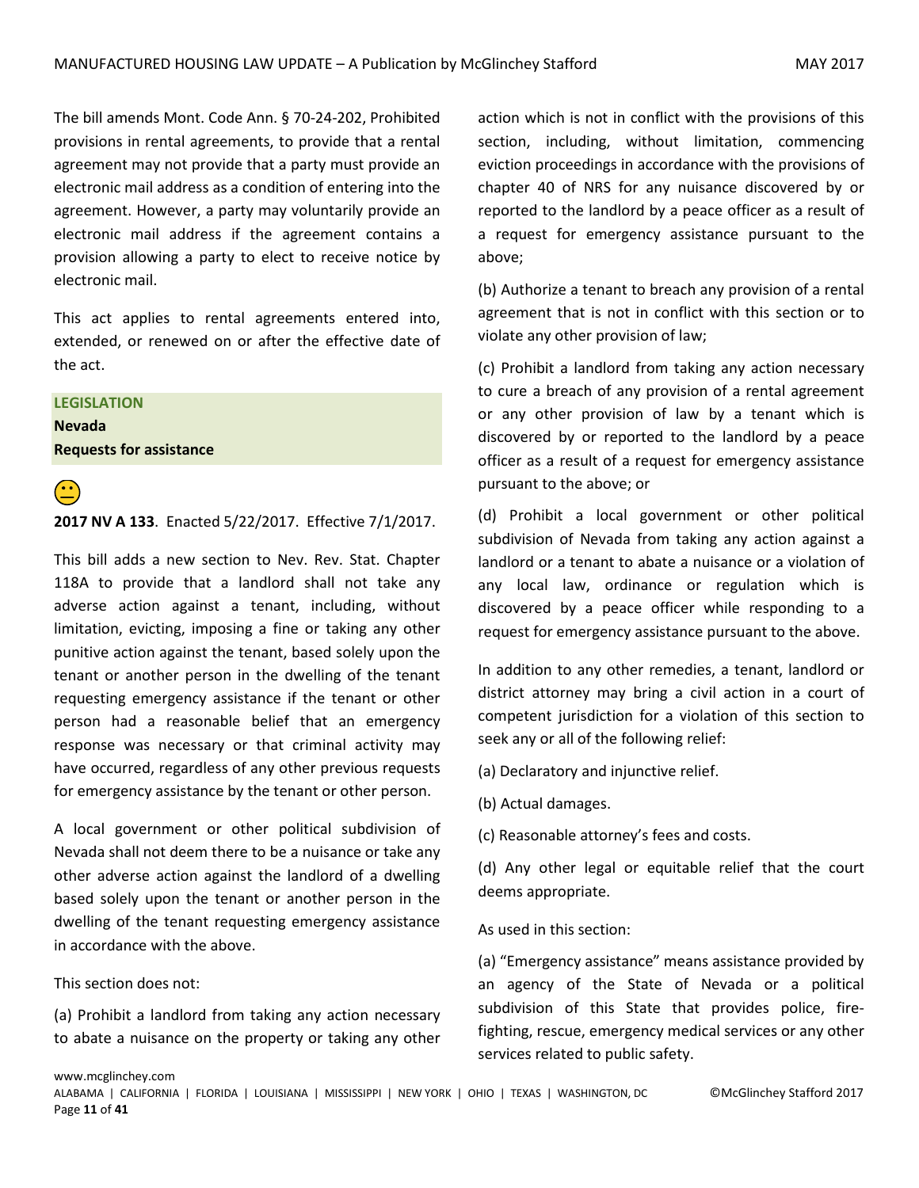The bill amends Mont. Code Ann. § 70-24-202, Prohibited provisions in rental agreements, to provide that a rental agreement may not provide that a party must provide an electronic mail address as a condition of entering into the agreement. However, a party may voluntarily provide an electronic mail address if the agreement contains a provision allowing a party to elect to receive notice by electronic mail.

This act applies to rental agreements entered into, extended, or renewed on or after the effective date of the act.

**LEGISLATION**
**Nevada**
**Requests for assistance**

😐

**2017 NV A 133**. Enacted 5/22/2017. Effective 7/1/2017.

This bill adds a new section to Nev. Rev. Stat. Chapter 118A to provide that a landlord shall not take any adverse action against a tenant, including, without limitation, evicting, imposing a fine or taking any other punitive action against the tenant, based solely upon the tenant or another person in the dwelling of the tenant requesting emergency assistance if the tenant or other person had a reasonable belief that an emergency response was necessary or that criminal activity may have occurred, regardless of any other previous requests for emergency assistance by the tenant or other person.

A local government or other political subdivision of Nevada shall not deem there to be a nuisance or take any other adverse action against the landlord of a dwelling based solely upon the tenant or another person in the dwelling of the tenant requesting emergency assistance in accordance with the above.

This section does not:

(a) Prohibit a landlord from taking any action necessary to abate a nuisance on the property or taking any other action which is not in conflict with the provisions of this section, including, without limitation, commencing eviction proceedings in accordance with the provisions of chapter 40 of NRS for any nuisance discovered by or reported to the landlord by a peace officer as a result of a request for emergency assistance pursuant to the above;

(b) Authorize a tenant to breach any provision of a rental agreement that is not in conflict with this section or to violate any other provision of law;

(c) Prohibit a landlord from taking any action necessary to cure a breach of any provision of a rental agreement or any other provision of law by a tenant which is discovered by or reported to the landlord by a peace officer as a result of a request for emergency assistance pursuant to the above; or

(d) Prohibit a local government or other political subdivision of Nevada from taking any action against a landlord or a tenant to abate a nuisance or a violation of any local law, ordinance or regulation which is discovered by a peace officer while responding to a request for emergency assistance pursuant to the above.

In addition to any other remedies, a tenant, landlord or district attorney may bring a civil action in a court of competent jurisdiction for a violation of this section to seek any or all of the following relief:

(a) Declaratory and injunctive relief.

(b) Actual damages.

(c) Reasonable attorney's fees and costs.

(d) Any other legal or equitable relief that the court deems appropriate.

As used in this section:

(a) "Emergency assistance" means assistance provided by an agency of the State of Nevada or a political subdivision of this State that provides police, fire-fighting, rescue, emergency medical services or any other services related to public safety.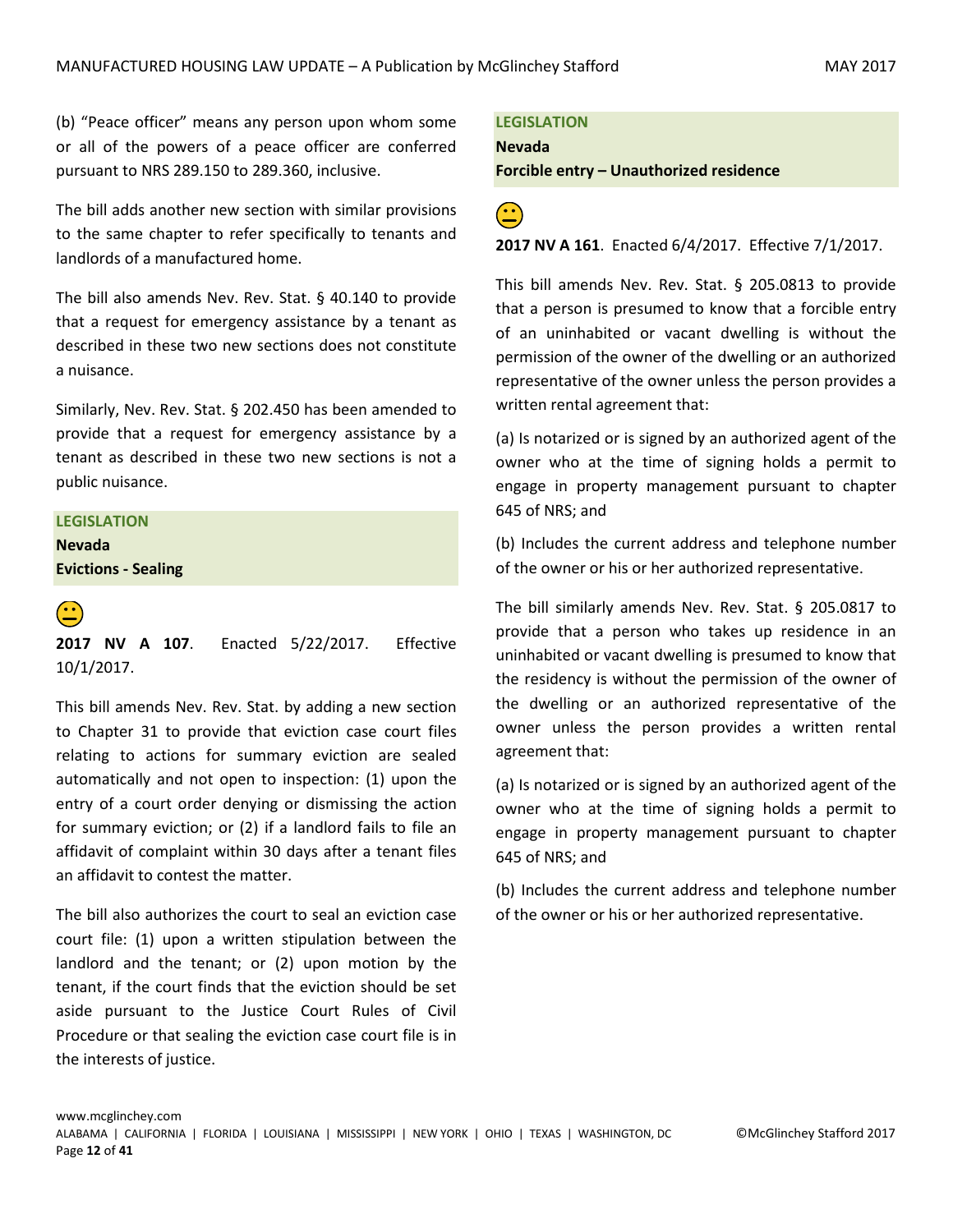(b) "Peace officer" means any person upon whom some or all of the powers of a peace officer are conferred pursuant to NRS 289.150 to 289.360, inclusive.

The bill adds another new section with similar provisions to the same chapter to refer specifically to tenants and landlords of a manufactured home.

The bill also amends Nev. Rev. Stat. § 40.140 to provide that a request for emergency assistance by a tenant as described in these two new sections does not constitute a nuisance.

Similarly, Nev. Rev. Stat. § 202.450 has been amended to provide that a request for emergency assistance by a tenant as described in these two new sections is not a public nuisance.

**LEGISLATION**
**Nevada**
**Evictions - Sealing**

**2017 NV A 107**. Enacted 5/22/2017. Effective 10/1/2017.

This bill amends Nev. Rev. Stat. by adding a new section to Chapter 31 to provide that eviction case court files relating to actions for summary eviction are sealed automatically and not open to inspection: (1) upon the entry of a court order denying or dismissing the action for summary eviction; or (2) if a landlord fails to file an affidavit of complaint within 30 days after a tenant files an affidavit to contest the matter.

The bill also authorizes the court to seal an eviction case court file: (1) upon a written stipulation between the landlord and the tenant; or (2) upon motion by the tenant, if the court finds that the eviction should be set aside pursuant to the Justice Court Rules of Civil Procedure or that sealing the eviction case court file is in the interests of justice.

**LEGISLATION**
**Nevada**
**Forcible entry – Unauthorized residence**

**2017 NV A 161**. Enacted 6/4/2017. Effective 7/1/2017.

This bill amends Nev. Rev. Stat. § 205.0813 to provide that a person is presumed to know that a forcible entry of an uninhabited or vacant dwelling is without the permission of the owner of the dwelling or an authorized representative of the owner unless the person provides a written rental agreement that:

(a) Is notarized or is signed by an authorized agent of the owner who at the time of signing holds a permit to engage in property management pursuant to chapter 645 of NRS; and

(b) Includes the current address and telephone number of the owner or his or her authorized representative.

The bill similarly amends Nev. Rev. Stat. § 205.0817 to provide that a person who takes up residence in an uninhabited or vacant dwelling is presumed to know that the residency is without the permission of the owner of the dwelling or an authorized representative of the owner unless the person provides a written rental agreement that:

(a) Is notarized or is signed by an authorized agent of the owner who at the time of signing holds a permit to engage in property management pursuant to chapter 645 of NRS; and

(b) Includes the current address and telephone number of the owner or his or her authorized representative.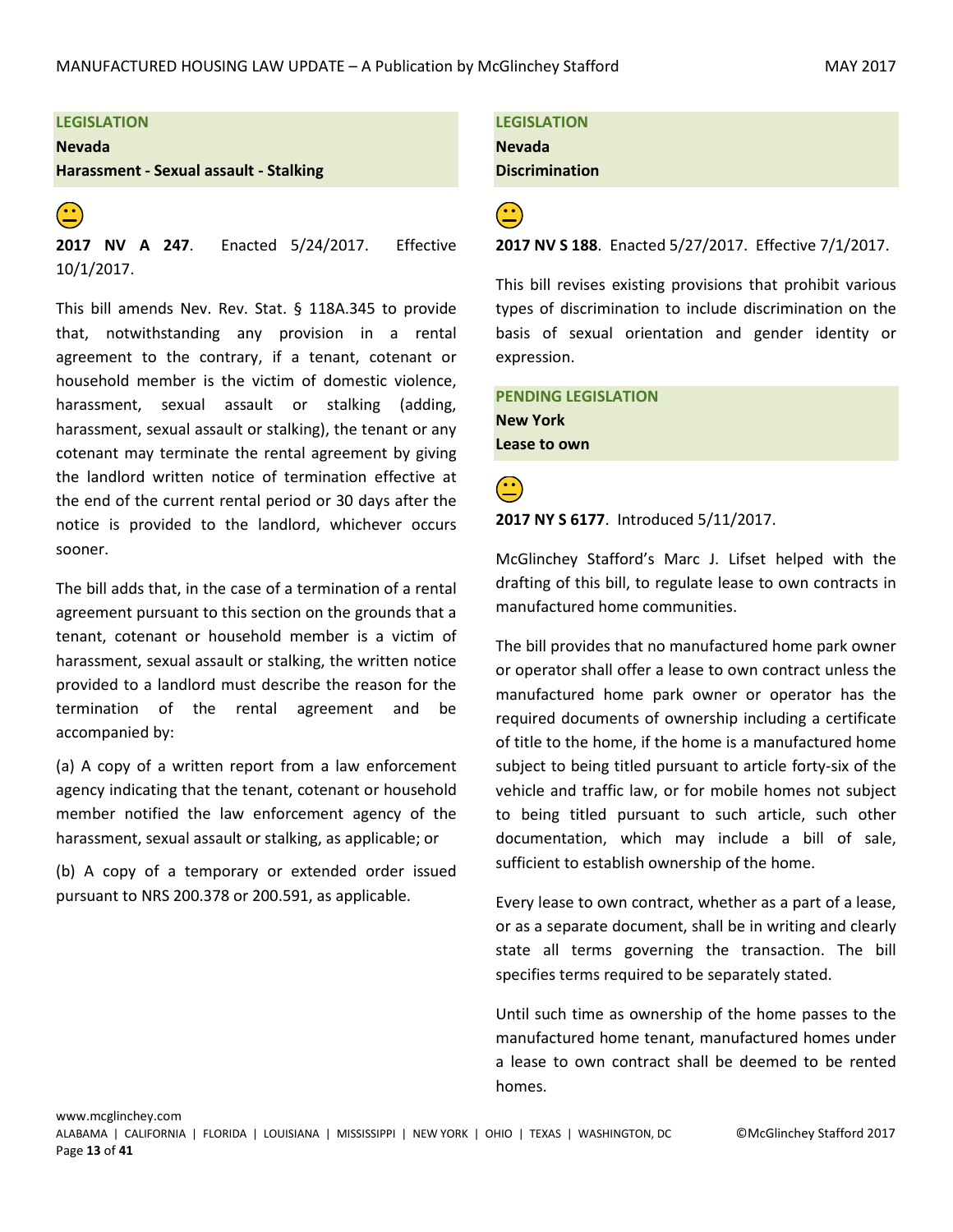**LEGISLATION**

**Nevada**

**Harassment - Sexual assault - Stalking**

😐

**2017 NV A 247**. Enacted 5/24/2017. Effective 10/1/2017.

This bill amends Nev. Rev. Stat. § 118A.345 to provide that, notwithstanding any provision in a rental agreement to the contrary, if a tenant, cotenant or household member is the victim of domestic violence, harassment, sexual assault or stalking (adding, harassment, sexual assault or stalking), the tenant or any cotenant may terminate the rental agreement by giving the landlord written notice of termination effective at the end of the current rental period or 30 days after the notice is provided to the landlord, whichever occurs sooner.

The bill adds that, in the case of a termination of a rental agreement pursuant to this section on the grounds that a tenant, cotenant or household member is a victim of harassment, sexual assault or stalking, the written notice provided to a landlord must describe the reason for the termination of the rental agreement and be accompanied by:

(a) A copy of a written report from a law enforcement agency indicating that the tenant, cotenant or household member notified the law enforcement agency of the harassment, sexual assault or stalking, as applicable; or

(b) A copy of a temporary or extended order issued pursuant to NRS 200.378 or 200.591, as applicable.

**LEGISLATION**

**Nevada**

**Discrimination**

😐

**2017 NV S 188**. Enacted 5/27/2017. Effective 7/1/2017.

This bill revises existing provisions that prohibit various types of discrimination to include discrimination on the basis of sexual orientation and gender identity or expression.

**PENDING LEGISLATION**

**New York**

**Lease to own**

😐

**2017 NY S 6177**. Introduced 5/11/2017.

McGlinchey Stafford's Marc J. Lifset helped with the drafting of this bill, to regulate lease to own contracts in manufactured home communities.

The bill provides that no manufactured home park owner or operator shall offer a lease to own contract unless the manufactured home park owner or operator has the required documents of ownership including a certificate of title to the home, if the home is a manufactured home subject to being titled pursuant to article forty-six of the vehicle and traffic law, or for mobile homes not subject to being titled pursuant to such article, such other documentation, which may include a bill of sale, sufficient to establish ownership of the home.

Every lease to own contract, whether as a part of a lease, or as a separate document, shall be in writing and clearly state all terms governing the transaction. The bill specifies terms required to be separately stated.

Until such time as ownership of the home passes to the manufactured home tenant, manufactured homes under a lease to own contract shall be deemed to be rented homes.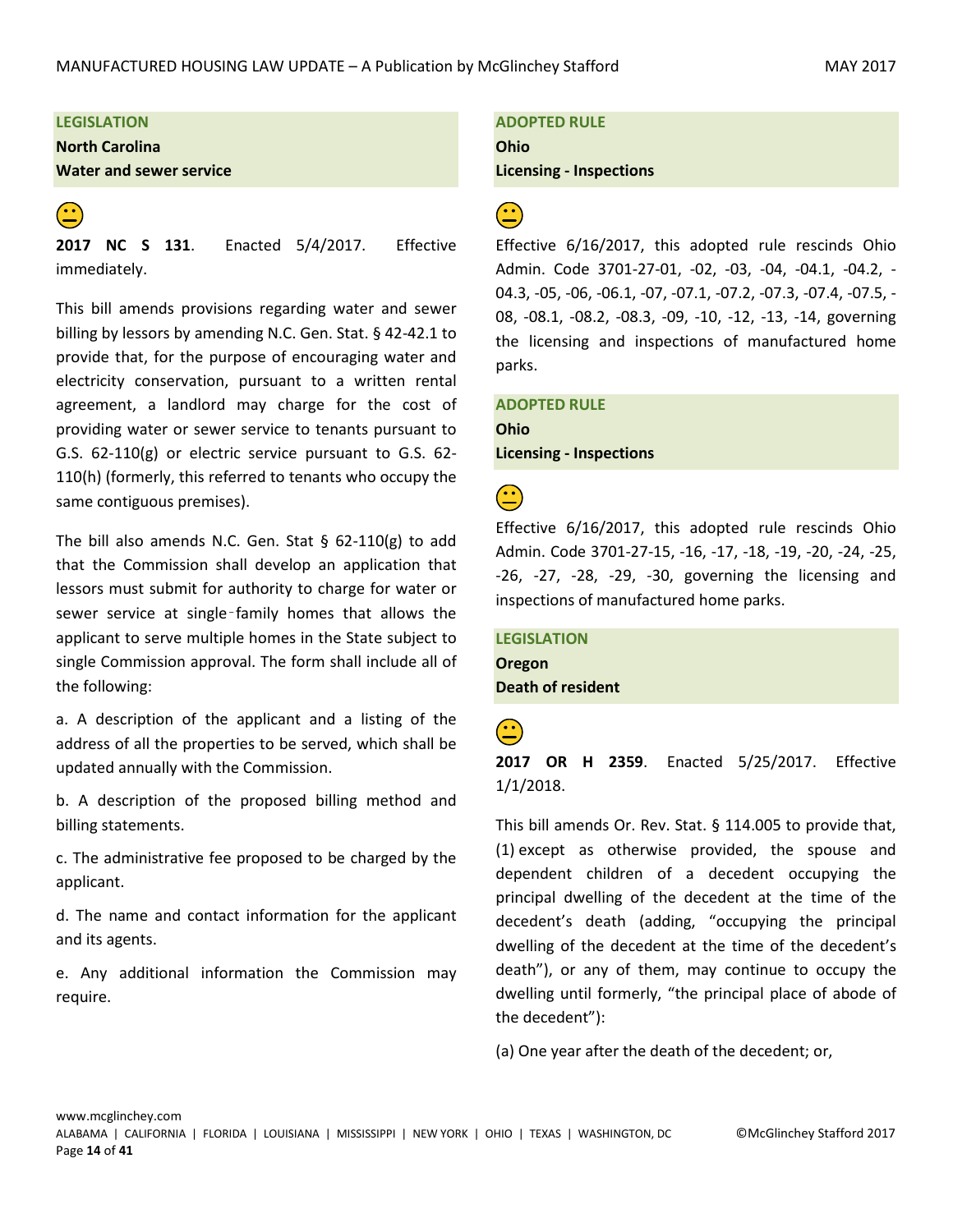**LEGISLATION**

**North Carolina**

**Water and sewer service**

😐

**2017 NC S 131**. Enacted 5/4/2017. Effective immediately.

This bill amends provisions regarding water and sewer billing by lessors by amending N.C. Gen. Stat. § 42-42.1 to provide that, for the purpose of encouraging water and electricity conservation, pursuant to a written rental agreement, a landlord may charge for the cost of providing water or sewer service to tenants pursuant to G.S. 62-110(g) or electric service pursuant to G.S. 62-110(h) (formerly, this referred to tenants who occupy the same contiguous premises).

The bill also amends N.C. Gen. Stat § 62-110(g) to add that the Commission shall develop an application that lessors must submit for authority to charge for water or sewer service at single-family homes that allows the applicant to serve multiple homes in the State subject to single Commission approval. The form shall include all of the following:

a. A description of the applicant and a listing of the address of all the properties to be served, which shall be updated annually with the Commission.

b. A description of the proposed billing method and billing statements.

c. The administrative fee proposed to be charged by the applicant.

d. The name and contact information for the applicant and its agents.

e. Any additional information the Commission may require.

**ADOPTED RULE**

**Ohio**

**Licensing - Inspections**

😐

Effective 6/16/2017, this adopted rule rescinds Ohio Admin. Code 3701-27-01, -02, -03, -04, -04.1, -04.2, -04.3, -05, -06, -06.1, -07, -07.1, -07.2, -07.3, -07.4, -07.5, -08, -08.1, -08.2, -08.3, -09, -10, -12, -13, -14, governing the licensing and inspections of manufactured home parks.

**ADOPTED RULE**

**Ohio**

**Licensing - Inspections**

😐

Effective 6/16/2017, this adopted rule rescinds Ohio Admin. Code 3701-27-15, -16, -17, -18, -19, -20, -24, -25, -26, -27, -28, -29, -30, governing the licensing and inspections of manufactured home parks.

**LEGISLATION**

**Oregon**

**Death of resident**

😐

**2017 OR H 2359**. Enacted 5/25/2017. Effective 1/1/2018.

This bill amends Or. Rev. Stat. § 114.005 to provide that, (1) except as otherwise provided, the spouse and dependent children of a decedent occupying the principal dwelling of the decedent at the time of the decedent's death (adding, "occupying the principal dwelling of the decedent at the time of the decedent's death"), or any of them, may continue to occupy the dwelling until formerly, "the principal place of abode of the decedent"):

(a) One year after the death of the decedent; or,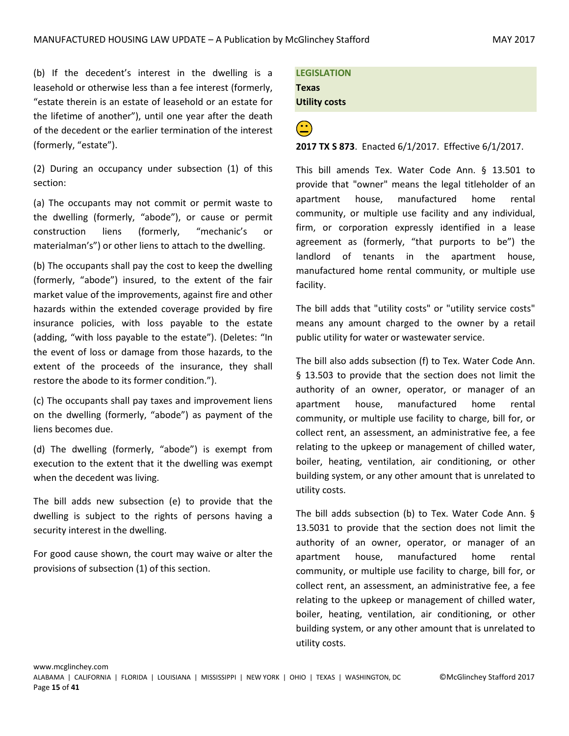(b) If the decedent's interest in the dwelling is a leasehold or otherwise less than a fee interest (formerly, "estate therein is an estate of leasehold or an estate for the lifetime of another"), until one year after the death of the decedent or the earlier termination of the interest (formerly, "estate").

(2) During an occupancy under subsection (1) of this section:

(a) The occupants may not commit or permit waste to the dwelling (formerly, "abode"), or cause or permit construction liens (formerly, "mechanic's or materialman's") or other liens to attach to the dwelling.

(b) The occupants shall pay the cost to keep the dwelling (formerly, "abode") insured, to the extent of the fair market value of the improvements, against fire and other hazards within the extended coverage provided by fire insurance policies, with loss payable to the estate (adding, "with loss payable to the estate"). (Deletes: "In the event of loss or damage from those hazards, to the extent of the proceeds of the insurance, they shall restore the abode to its former condition.").

(c) The occupants shall pay taxes and improvement liens on the dwelling (formerly, "abode") as payment of the liens becomes due.

(d) The dwelling (formerly, "abode") is exempt from execution to the extent that it the dwelling was exempt when the decedent was living.

The bill adds new subsection (e) to provide that the dwelling is subject to the rights of persons having a security interest in the dwelling.

For good cause shown, the court may waive or alter the provisions of subsection (1) of this section.

**LEGISLATION**
**Texas**
**Utility costs**

**2017 TX S 873**. Enacted 6/1/2017. Effective 6/1/2017.

This bill amends Tex. Water Code Ann. § 13.501 to provide that "owner" means the legal titleholder of an apartment house, manufactured home rental community, or multiple use facility and any individual, firm, or corporation expressly identified in a lease agreement as (formerly, "that purports to be") the landlord of tenants in the apartment house, manufactured home rental community, or multiple use facility.

The bill adds that "utility costs" or "utility service costs" means any amount charged to the owner by a retail public utility for water or wastewater service.

The bill also adds subsection (f) to Tex. Water Code Ann. § 13.503 to provide that the section does not limit the authority of an owner, operator, or manager of an apartment house, manufactured home rental community, or multiple use facility to charge, bill for, or collect rent, an assessment, an administrative fee, a fee relating to the upkeep or management of chilled water, boiler, heating, ventilation, air conditioning, or other building system, or any other amount that is unrelated to utility costs.

The bill adds subsection (b) to Tex. Water Code Ann. § 13.5031 to provide that the section does not limit the authority of an owner, operator, or manager of an apartment house, manufactured home rental community, or multiple use facility to charge, bill for, or collect rent, an assessment, an administrative fee, a fee relating to the upkeep or management of chilled water, boiler, heating, ventilation, air conditioning, or other building system, or any other amount that is unrelated to utility costs.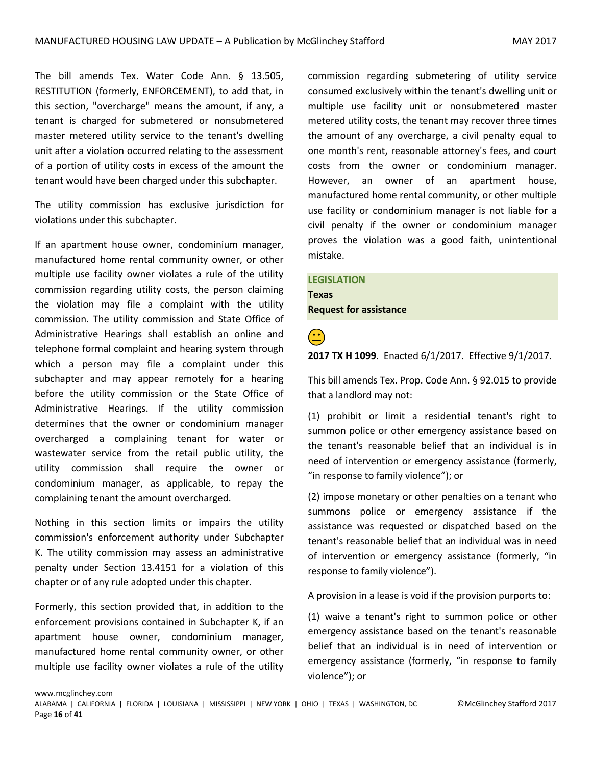The bill amends Tex. Water Code Ann. § 13.505, RESTITUTION (formerly, ENFORCEMENT), to add that, in this section, "overcharge" means the amount, if any, a tenant is charged for submetered or nonsubmetered master metered utility service to the tenant's dwelling unit after a violation occurred relating to the assessment of a portion of utility costs in excess of the amount the tenant would have been charged under this subchapter.

The utility commission has exclusive jurisdiction for violations under this subchapter.

If an apartment house owner, condominium manager, manufactured home rental community owner, or other multiple use facility owner violates a rule of the utility commission regarding utility costs, the person claiming the violation may file a complaint with the utility commission. The utility commission and State Office of Administrative Hearings shall establish an online and telephone formal complaint and hearing system through which a person may file a complaint under this subchapter and may appear remotely for a hearing before the utility commission or the State Office of Administrative Hearings. If the utility commission determines that the owner or condominium manager overcharged a complaining tenant for water or wastewater service from the retail public utility, the utility commission shall require the owner or condominium manager, as applicable, to repay the complaining tenant the amount overcharged.

Nothing in this section limits or impairs the utility commission's enforcement authority under Subchapter K. The utility commission may assess an administrative penalty under Section 13.4151 for a violation of this chapter or of any rule adopted under this chapter.

Formerly, this section provided that, in addition to the enforcement provisions contained in Subchapter K, if an apartment house owner, condominium manager, manufactured home rental community owner, or other multiple use facility owner violates a rule of the utility commission regarding submetering of utility service consumed exclusively within the tenant's dwelling unit or multiple use facility unit or nonsubmetered master metered utility costs, the tenant may recover three times the amount of any overcharge, a civil penalty equal to one month's rent, reasonable attorney's fees, and court costs from the owner or condominium manager. However, an owner of an apartment house, manufactured home rental community, or other multiple use facility or condominium manager is not liable for a civil penalty if the owner or condominium manager proves the violation was a good faith, unintentional mistake.

**LEGISLATION**
**Texas**
**Request for assistance**

😐

**2017 TX H 1099**. Enacted 6/1/2017. Effective 9/1/2017.

This bill amends Tex. Prop. Code Ann. § 92.015 to provide that a landlord may not:

(1) prohibit or limit a residential tenant's right to summon police or other emergency assistance based on the tenant's reasonable belief that an individual is in need of intervention or emergency assistance (formerly, "in response to family violence"); or

(2) impose monetary or other penalties on a tenant who summons police or emergency assistance if the assistance was requested or dispatched based on the tenant's reasonable belief that an individual was in need of intervention or emergency assistance (formerly, "in response to family violence").

A provision in a lease is void if the provision purports to:

(1) waive a tenant's right to summon police or other emergency assistance based on the tenant's reasonable belief that an individual is in need of intervention or emergency assistance (formerly, "in response to family violence"); or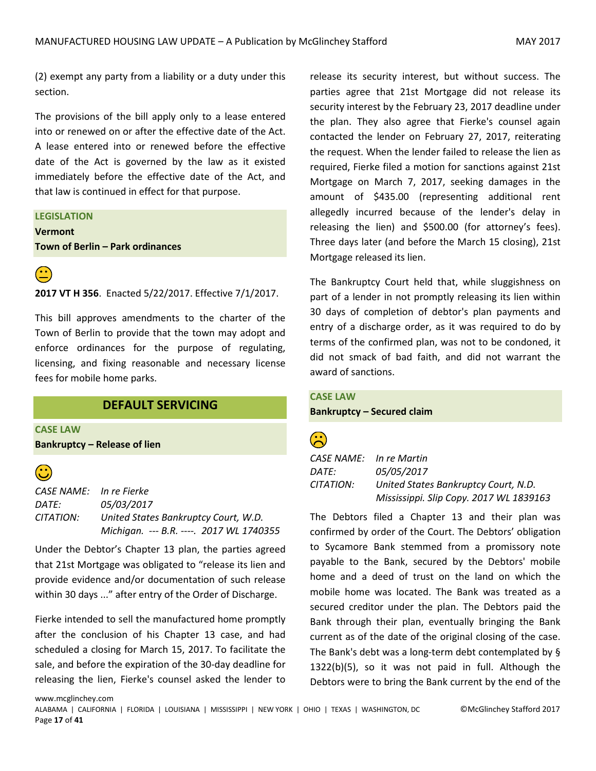(2) exempt any party from a liability or a duty under this section.

The provisions of the bill apply only to a lease entered into or renewed on or after the effective date of the Act. A lease entered into or renewed before the effective date of the Act is governed by the law as it existed immediately before the effective date of the Act, and that law is continued in effect for that purpose.

**LEGISLATION**

**Vermont**

**Town of Berlin – Park ordinances**

😐

**2017 VT H 356**. Enacted 5/22/2017. Effective 7/1/2017.

This bill approves amendments to the charter of the Town of Berlin to provide that the town may adopt and enforce ordinances for the purpose of regulating, licensing, and fixing reasonable and necessary license fees for mobile home parks.

## DEFAULT SERVICING

**CASE LAW**

**Bankruptcy – Release of lien**

🙂

*CASE NAME:* *In re Fierke*
*DATE:* *05/03/2017*
*CITATION:* *United States Bankruptcy Court, W.D. Michigan. --- B.R. ----. 2017 WL 1740355*

Under the Debtor's Chapter 13 plan, the parties agreed that 21st Mortgage was obligated to "release its lien and provide evidence and/or documentation of such release within 30 days ..." after entry of the Order of Discharge.

Fierke intended to sell the manufactured home promptly after the conclusion of his Chapter 13 case, and had scheduled a closing for March 15, 2017. To facilitate the sale, and before the expiration of the 30-day deadline for releasing the lien, Fierke's counsel asked the lender to release its security interest, but without success. The parties agree that 21st Mortgage did not release its security interest by the February 23, 2017 deadline under the plan. They also agree that Fierke's counsel again contacted the lender on February 27, 2017, reiterating the request. When the lender failed to release the lien as required, Fierke filed a motion for sanctions against 21st Mortgage on March 7, 2017, seeking damages in the amount of $435.00 (representing additional rent allegedly incurred because of the lender's delay in releasing the lien) and $500.00 (for attorney's fees). Three days later (and before the March 15 closing), 21st Mortgage released its lien.

The Bankruptcy Court held that, while sluggishness on part of a lender in not promptly releasing its lien within 30 days of completion of debtor's plan payments and entry of a discharge order, as it was required to do by terms of the confirmed plan, was not to be condoned, it did not smack of bad faith, and did not warrant the award of sanctions.

**CASE LAW**

**Bankruptcy – Secured claim**

☹

*CASE NAME:* *In re Martin*
*DATE:* *05/05/2017*
*CITATION:* *United States Bankruptcy Court, N.D. Mississippi. Slip Copy. 2017 WL 1839163*

The Debtors filed a Chapter 13 and their plan was confirmed by order of the Court. The Debtors' obligation to Sycamore Bank stemmed from a promissory note payable to the Bank, secured by the Debtors' mobile home and a deed of trust on the land on which the mobile home was located. The Bank was treated as a secured creditor under the plan. The Debtors paid the Bank through their plan, eventually bringing the Bank current as of the date of the original closing of the case. The Bank's debt was a long-term debt contemplated by § 1322(b)(5), so it was not paid in full. Although the Debtors were to bring the Bank current by the end of the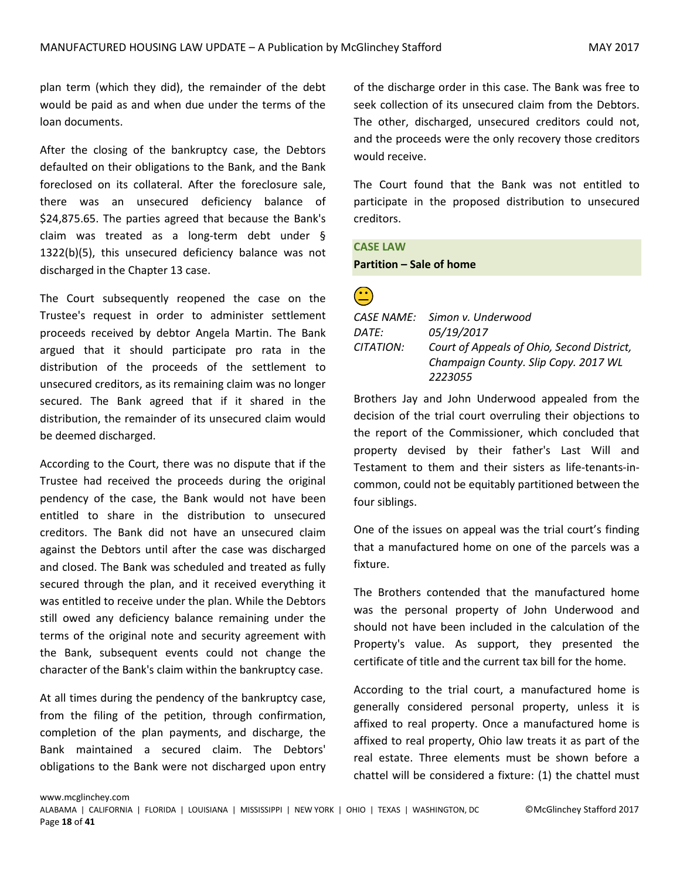plan term (which they did), the remainder of the debt would be paid as and when due under the terms of the loan documents.

After the closing of the bankruptcy case, the Debtors defaulted on their obligations to the Bank, and the Bank foreclosed on its collateral. After the foreclosure sale, there was an unsecured deficiency balance of $24,875.65. The parties agreed that because the Bank's claim was treated as a long-term debt under § 1322(b)(5), this unsecured deficiency balance was not discharged in the Chapter 13 case.

The Court subsequently reopened the case on the Trustee's request in order to administer settlement proceeds received by debtor Angela Martin. The Bank argued that it should participate pro rata in the distribution of the proceeds of the settlement to unsecured creditors, as its remaining claim was no longer secured. The Bank agreed that if it shared in the distribution, the remainder of its unsecured claim would be deemed discharged.

According to the Court, there was no dispute that if the Trustee had received the proceeds during the original pendency of the case, the Bank would not have been entitled to share in the distribution to unsecured creditors. The Bank did not have an unsecured claim against the Debtors until after the case was discharged and closed. The Bank was scheduled and treated as fully secured through the plan, and it received everything it was entitled to receive under the plan. While the Debtors still owed any deficiency balance remaining under the terms of the original note and security agreement with the Bank, subsequent events could not change the character of the Bank's claim within the bankruptcy case.

At all times during the pendency of the bankruptcy case, from the filing of the petition, through confirmation, completion of the plan payments, and discharge, the Bank maintained a secured claim. The Debtors' obligations to the Bank were not discharged upon entry of the discharge order in this case. The Bank was free to seek collection of its unsecured claim from the Debtors. The other, discharged, unsecured creditors could not, and the proceeds were the only recovery those creditors would receive.

The Court found that the Bank was not entitled to participate in the proposed distribution to unsecured creditors.

**CASE LAW**

**Partition – Sale of home**

😐

*CASE NAME:* *Simon v. Underwood*
*DATE:* *05/19/2017*
*CITATION:* *Court of Appeals of Ohio, Second District, Champaign County. Slip Copy. 2017 WL 2223055*

Brothers Jay and John Underwood appealed from the decision of the trial court overruling their objections to the report of the Commissioner, which concluded that property devised by their father's Last Will and Testament to them and their sisters as life-tenants-in-common, could not be equitably partitioned between the four siblings.

One of the issues on appeal was the trial court's finding that a manufactured home on one of the parcels was a fixture.

The Brothers contended that the manufactured home was the personal property of John Underwood and should not have been included in the calculation of the Property's value. As support, they presented the certificate of title and the current tax bill for the home.

According to the trial court, a manufactured home is generally considered personal property, unless it is affixed to real property. Once a manufactured home is affixed to real property, Ohio law treats it as part of the real estate. Three elements must be shown before a chattel will be considered a fixture: (1) the chattel must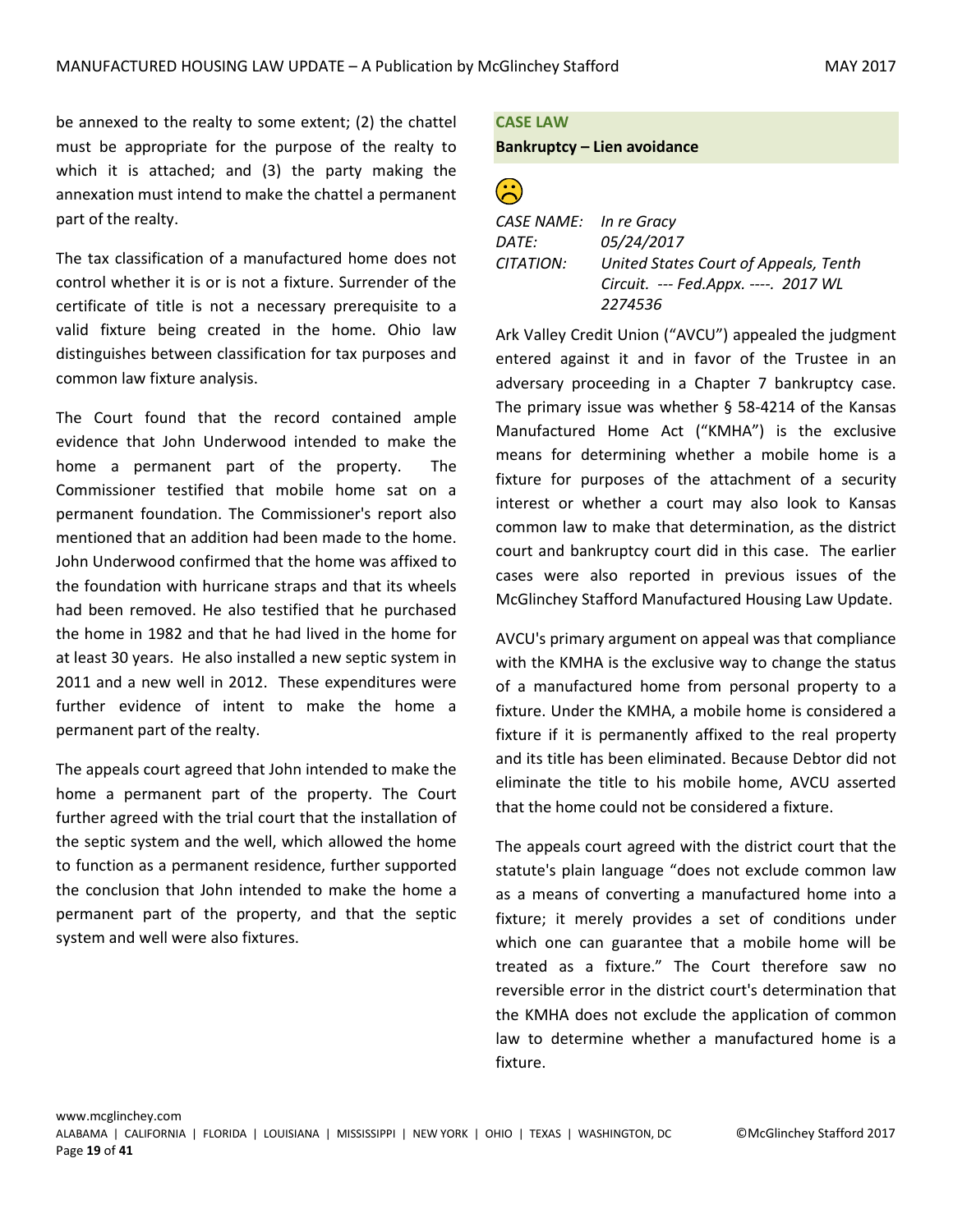be annexed to the realty to some extent; (2) the chattel must be appropriate for the purpose of the realty to which it is attached; and (3) the party making the annexation must intend to make the chattel a permanent part of the realty.

The tax classification of a manufactured home does not control whether it is or is not a fixture. Surrender of the certificate of title is not a necessary prerequisite to a valid fixture being created in the home. Ohio law distinguishes between classification for tax purposes and common law fixture analysis.

The Court found that the record contained ample evidence that John Underwood intended to make the home a permanent part of the property. The Commissioner testified that mobile home sat on a permanent foundation. The Commissioner's report also mentioned that an addition had been made to the home. John Underwood confirmed that the home was affixed to the foundation with hurricane straps and that its wheels had been removed. He also testified that he purchased the home in 1982 and that he had lived in the home for at least 30 years. He also installed a new septic system in 2011 and a new well in 2012. These expenditures were further evidence of intent to make the home a permanent part of the realty.

The appeals court agreed that John intended to make the home a permanent part of the property. The Court further agreed with the trial court that the installation of the septic system and the well, which allowed the home to function as a permanent residence, further supported the conclusion that John intended to make the home a permanent part of the property, and that the septic system and well were also fixtures.

## CASE LAW

**Bankruptcy – Lien avoidance**

☹

*CASE NAME:* *In re Gracy*
*DATE:* *05/24/2017*
*CITATION:* *United States Court of Appeals, Tenth Circuit. --- Fed.Appx. ----. 2017 WL 2274536*

Ark Valley Credit Union ("AVCU") appealed the judgment entered against it and in favor of the Trustee in an adversary proceeding in a Chapter 7 bankruptcy case. The primary issue was whether § 58-4214 of the Kansas Manufactured Home Act ("KMHA") is the exclusive means for determining whether a mobile home is a fixture for purposes of the attachment of a security interest or whether a court may also look to Kansas common law to make that determination, as the district court and bankruptcy court did in this case. The earlier cases were also reported in previous issues of the McGlinchey Stafford Manufactured Housing Law Update.

AVCU's primary argument on appeal was that compliance with the KMHA is the exclusive way to change the status of a manufactured home from personal property to a fixture. Under the KMHA, a mobile home is considered a fixture if it is permanently affixed to the real property and its title has been eliminated. Because Debtor did not eliminate the title to his mobile home, AVCU asserted that the home could not be considered a fixture.

The appeals court agreed with the district court that the statute's plain language "does not exclude common law as a means of converting a manufactured home into a fixture; it merely provides a set of conditions under which one can guarantee that a mobile home will be treated as a fixture." The Court therefore saw no reversible error in the district court's determination that the KMHA does not exclude the application of common law to determine whether a manufactured home is a fixture.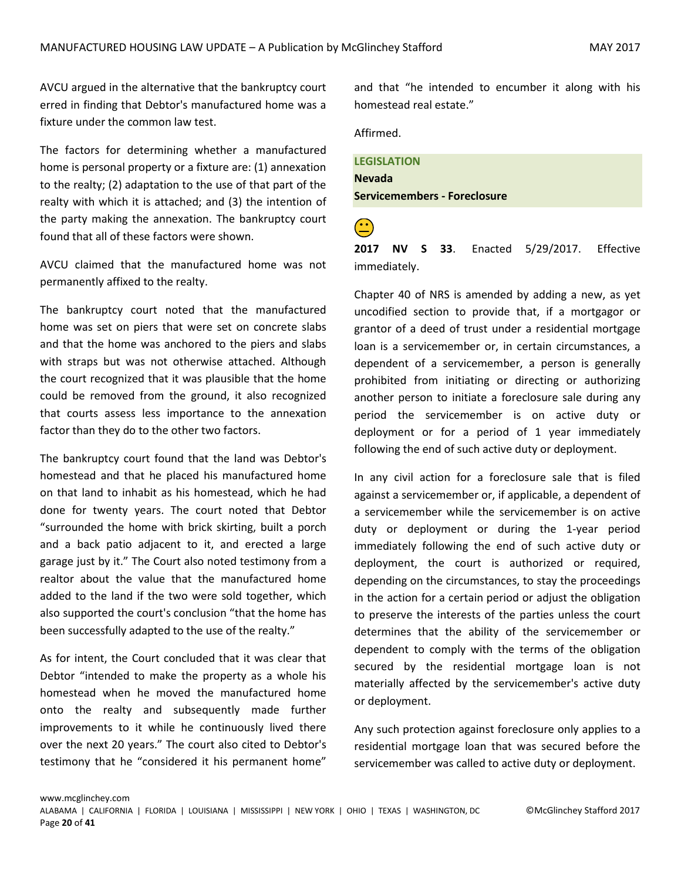AVCU argued in the alternative that the bankruptcy court erred in finding that Debtor's manufactured home was a fixture under the common law test.

The factors for determining whether a manufactured home is personal property or a fixture are: (1) annexation to the realty; (2) adaptation to the use of that part of the realty with which it is attached; and (3) the intention of the party making the annexation. The bankruptcy court found that all of these factors were shown.

AVCU claimed that the manufactured home was not permanently affixed to the realty.

The bankruptcy court noted that the manufactured home was set on piers that were set on concrete slabs and that the home was anchored to the piers and slabs with straps but was not otherwise attached. Although the court recognized that it was plausible that the home could be removed from the ground, it also recognized that courts assess less importance to the annexation factor than they do to the other two factors.

The bankruptcy court found that the land was Debtor's homestead and that he placed his manufactured home on that land to inhabit as his homestead, which he had done for twenty years. The court noted that Debtor "surrounded the home with brick skirting, built a porch and a back patio adjacent to it, and erected a large garage just by it." The Court also noted testimony from a realtor about the value that the manufactured home added to the land if the two were sold together, which also supported the court's conclusion "that the home has been successfully adapted to the use of the realty."

As for intent, the Court concluded that it was clear that Debtor "intended to make the property as a whole his homestead when he moved the manufactured home onto the realty and subsequently made further improvements to it while he continuously lived there over the next 20 years." The court also cited to Debtor's testimony that he "considered it his permanent home" and that "he intended to encumber it along with his homestead real estate."

Affirmed.

## LEGISLATION

### Nevada

### Servicemembers - Foreclosure

😐

**2017 NV S 33**. Enacted 5/29/2017. Effective immediately.

Chapter 40 of NRS is amended by adding a new, as yet uncodified section to provide that, if a mortgagor or grantor of a deed of trust under a residential mortgage loan is a servicemember or, in certain circumstances, a dependent of a servicemember, a person is generally prohibited from initiating or directing or authorizing another person to initiate a foreclosure sale during any period the servicemember is on active duty or deployment or for a period of 1 year immediately following the end of such active duty or deployment.

In any civil action for a foreclosure sale that is filed against a servicemember or, if applicable, a dependent of a servicemember while the servicemember is on active duty or deployment or during the 1-year period immediately following the end of such active duty or deployment, the court is authorized or required, depending on the circumstances, to stay the proceedings in the action for a certain period or adjust the obligation to preserve the interests of the parties unless the court determines that the ability of the servicemember or dependent to comply with the terms of the obligation secured by the residential mortgage loan is not materially affected by the servicemember's active duty or deployment.

Any such protection against foreclosure only applies to a residential mortgage loan that was secured before the servicemember was called to active duty or deployment.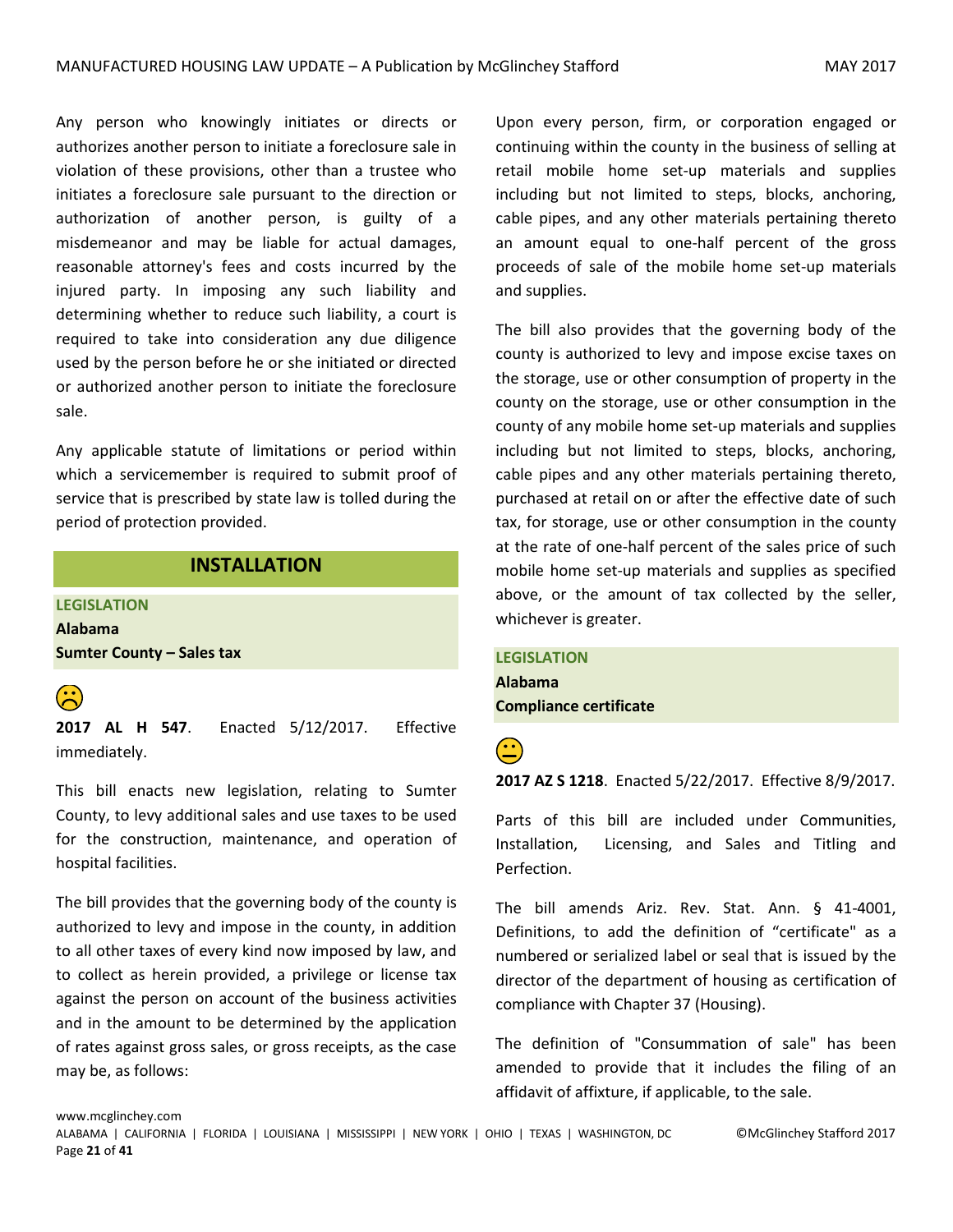Any person who knowingly initiates or directs or authorizes another person to initiate a foreclosure sale in violation of these provisions, other than a trustee who initiates a foreclosure sale pursuant to the direction or authorization of another person, is guilty of a misdemeanor and may be liable for actual damages, reasonable attorney's fees and costs incurred by the injured party. In imposing any such liability and determining whether to reduce such liability, a court is required to take into consideration any due diligence used by the person before he or she initiated or directed or authorized another person to initiate the foreclosure sale.

Any applicable statute of limitations or period within which a servicemember is required to submit proof of service that is prescribed by state law is tolled during the period of protection provided.

## INSTALLATION

**LEGISLATION**

**Alabama**

**Sumter County – Sales tax**

☹

**2017 AL H 547**. Enacted 5/12/2017. Effective immediately.

This bill enacts new legislation, relating to Sumter County, to levy additional sales and use taxes to be used for the construction, maintenance, and operation of hospital facilities.

The bill provides that the governing body of the county is authorized to levy and impose in the county, in addition to all other taxes of every kind now imposed by law, and to collect as herein provided, a privilege or license tax against the person on account of the business activities and in the amount to be determined by the application of rates against gross sales, or gross receipts, as the case may be, as follows:

Upon every person, firm, or corporation engaged or continuing within the county in the business of selling at retail mobile home set-up materials and supplies including but not limited to steps, blocks, anchoring, cable pipes, and any other materials pertaining thereto an amount equal to one-half percent of the gross proceeds of sale of the mobile home set-up materials and supplies.

The bill also provides that the governing body of the county is authorized to levy and impose excise taxes on the storage, use or other consumption of property in the county on the storage, use or other consumption in the county of any mobile home set-up materials and supplies including but not limited to steps, blocks, anchoring, cable pipes and any other materials pertaining thereto, purchased at retail on or after the effective date of such tax, for storage, use or other consumption in the county at the rate of one-half percent of the sales price of such mobile home set-up materials and supplies as specified above, or the amount of tax collected by the seller, whichever is greater.

**LEGISLATION**

**Alabama**

**Compliance certificate**

😐

**2017 AZ S 1218**. Enacted 5/22/2017. Effective 8/9/2017.

Parts of this bill are included under Communities, Installation, Licensing, and Sales and Titling and Perfection.

The bill amends Ariz. Rev. Stat. Ann. § 41-4001, Definitions, to add the definition of "certificate" as a numbered or serialized label or seal that is issued by the director of the department of housing as certification of compliance with Chapter 37 (Housing).

The definition of "Consummation of sale" has been amended to provide that it includes the filing of an affidavit of affixture, if applicable, to the sale.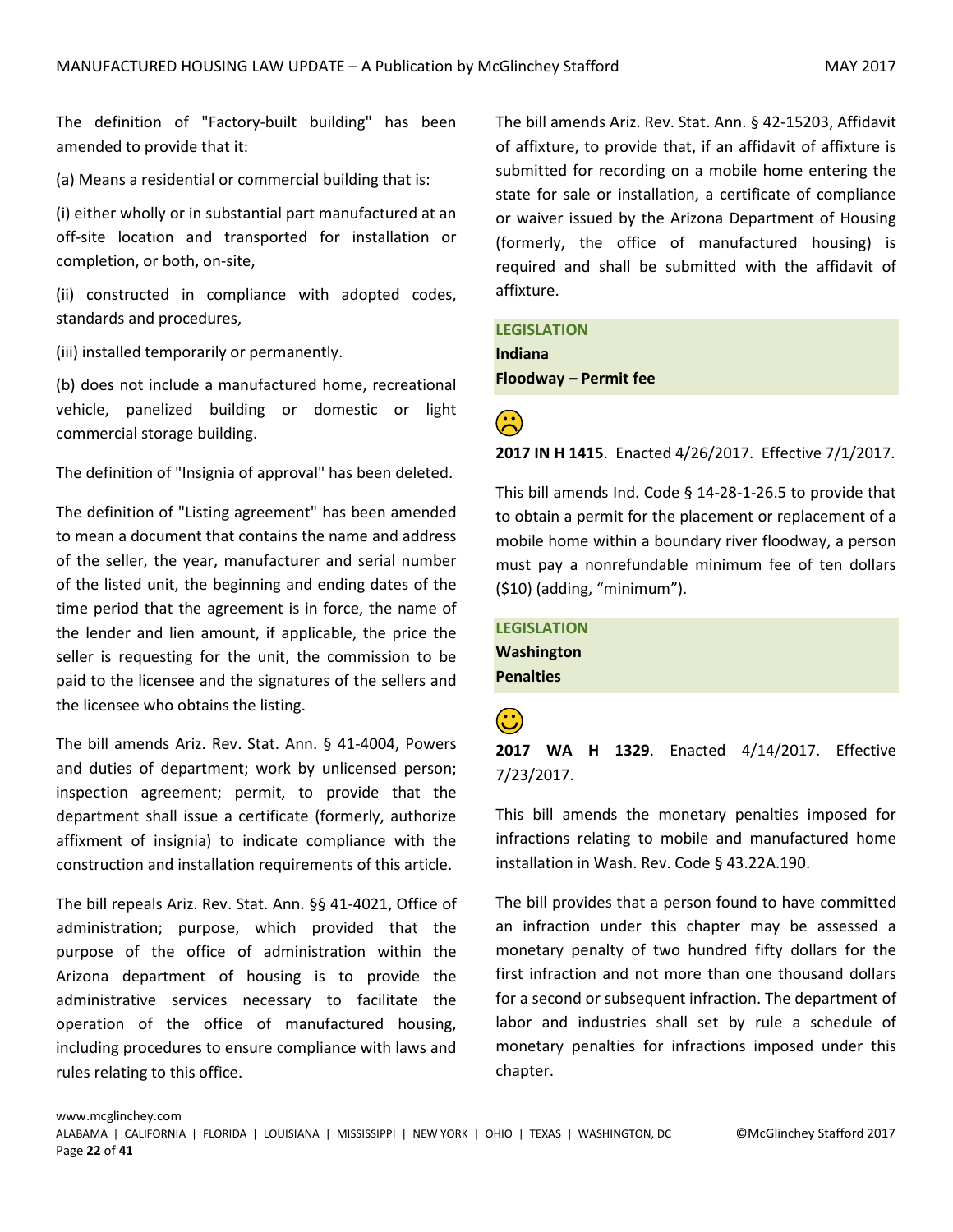The definition of "Factory-built building" has been amended to provide that it:

(a) Means a residential or commercial building that is:

(i) either wholly or in substantial part manufactured at an off-site location and transported for installation or completion, or both, on-site,

(ii) constructed in compliance with adopted codes, standards and procedures,

(iii) installed temporarily or permanently.

(b) does not include a manufactured home, recreational vehicle, panelized building or domestic or light commercial storage building.

The definition of "Insignia of approval" has been deleted.

The definition of "Listing agreement" has been amended to mean a document that contains the name and address of the seller, the year, manufacturer and serial number of the listed unit, the beginning and ending dates of the time period that the agreement is in force, the name of the lender and lien amount, if applicable, the price the seller is requesting for the unit, the commission to be paid to the licensee and the signatures of the sellers and the licensee who obtains the listing.

The bill amends Ariz. Rev. Stat. Ann. § 41-4004, Powers and duties of department; work by unlicensed person; inspection agreement; permit, to provide that the department shall issue a certificate (formerly, authorize affixment of insignia) to indicate compliance with the construction and installation requirements of this article.

The bill repeals Ariz. Rev. Stat. Ann. §§ 41-4021, Office of administration; purpose, which provided that the purpose of the office of administration within the Arizona department of housing is to provide the administrative services necessary to facilitate the operation of the office of manufactured housing, including procedures to ensure compliance with laws and rules relating to this office.

The bill amends Ariz. Rev. Stat. Ann. § 42-15203, Affidavit of affixture, to provide that, if an affidavit of affixture is submitted for recording on a mobile home entering the state for sale or installation, a certificate of compliance or waiver issued by the Arizona Department of Housing (formerly, the office of manufactured housing) is required and shall be submitted with the affidavit of affixture.

**LEGISLATION**
**Indiana**
**Floodway – Permit fee**

☹

**2017 IN H 1415**. Enacted 4/26/2017. Effective 7/1/2017.

This bill amends Ind. Code § 14-28-1-26.5 to provide that to obtain a permit for the placement or replacement of a mobile home within a boundary river floodway, a person must pay a nonrefundable minimum fee of ten dollars ($10) (adding, "minimum").

**LEGISLATION**
**Washington**
**Penalties**

☺

**2017 WA H 1329**. Enacted 4/14/2017. Effective 7/23/2017.

This bill amends the monetary penalties imposed for infractions relating to mobile and manufactured home installation in Wash. Rev. Code § 43.22A.190.

The bill provides that a person found to have committed an infraction under this chapter may be assessed a monetary penalty of two hundred fifty dollars for the first infraction and not more than one thousand dollars for a second or subsequent infraction. The department of labor and industries shall set by rule a schedule of monetary penalties for infractions imposed under this chapter.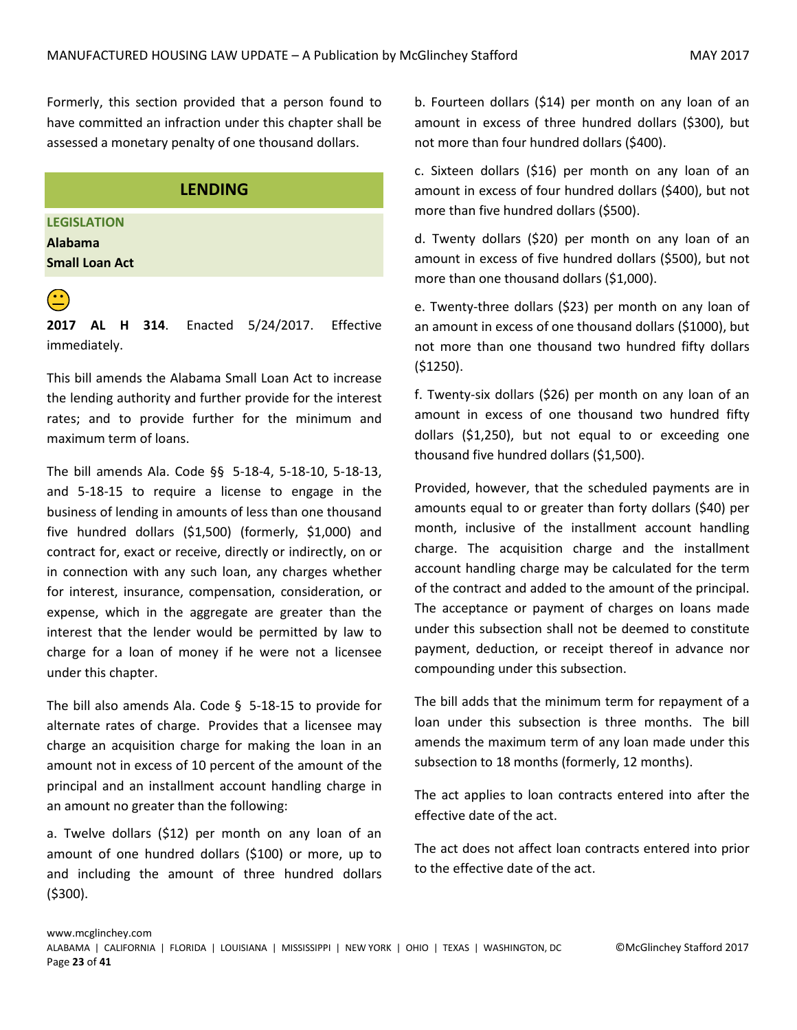Formerly, this section provided that a person found to have committed an infraction under this chapter shall be assessed a monetary penalty of one thousand dollars.

## LENDING

**LEGISLATION**

**Alabama**

**Small Loan Act**

**2017 AL H 314**. Enacted 5/24/2017. Effective immediately.

This bill amends the Alabama Small Loan Act to increase the lending authority and further provide for the interest rates; and to provide further for the minimum and maximum term of loans.

The bill amends Ala. Code §§ 5-18-4, 5-18-10, 5-18-13, and 5-18-15 to require a license to engage in the business of lending in amounts of less than one thousand five hundred dollars ($1,500) (formerly, $1,000) and contract for, exact or receive, directly or indirectly, on or in connection with any such loan, any charges whether for interest, insurance, compensation, consideration, or expense, which in the aggregate are greater than the interest that the lender would be permitted by law to charge for a loan of money if he were not a licensee under this chapter.

The bill also amends Ala. Code § 5-18-15 to provide for alternate rates of charge. Provides that a licensee may charge an acquisition charge for making the loan in an amount not in excess of 10 percent of the amount of the principal and an installment account handling charge in an amount no greater than the following:

a. Twelve dollars ($12) per month on any loan of an amount of one hundred dollars ($100) or more, up to and including the amount of three hundred dollars ($300).

b. Fourteen dollars ($14) per month on any loan of an amount in excess of three hundred dollars ($300), but not more than four hundred dollars ($400).

c. Sixteen dollars ($16) per month on any loan of an amount in excess of four hundred dollars ($400), but not more than five hundred dollars ($500).

d. Twenty dollars ($20) per month on any loan of an amount in excess of five hundred dollars ($500), but not more than one thousand dollars ($1,000).

e. Twenty-three dollars ($23) per month on any loan of an amount in excess of one thousand dollars ($1000), but not more than one thousand two hundred fifty dollars ($1250).

f. Twenty-six dollars ($26) per month on any loan of an amount in excess of one thousand two hundred fifty dollars ($1,250), but not equal to or exceeding one thousand five hundred dollars ($1,500).

Provided, however, that the scheduled payments are in amounts equal to or greater than forty dollars ($40) per month, inclusive of the installment account handling charge. The acquisition charge and the installment account handling charge may be calculated for the term of the contract and added to the amount of the principal. The acceptance or payment of charges on loans made under this subsection shall not be deemed to constitute payment, deduction, or receipt thereof in advance nor compounding under this subsection.

The bill adds that the minimum term for repayment of a loan under this subsection is three months. The bill amends the maximum term of any loan made under this subsection to 18 months (formerly, 12 months).

The act applies to loan contracts entered into after the effective date of the act.

The act does not affect loan contracts entered into prior to the effective date of the act.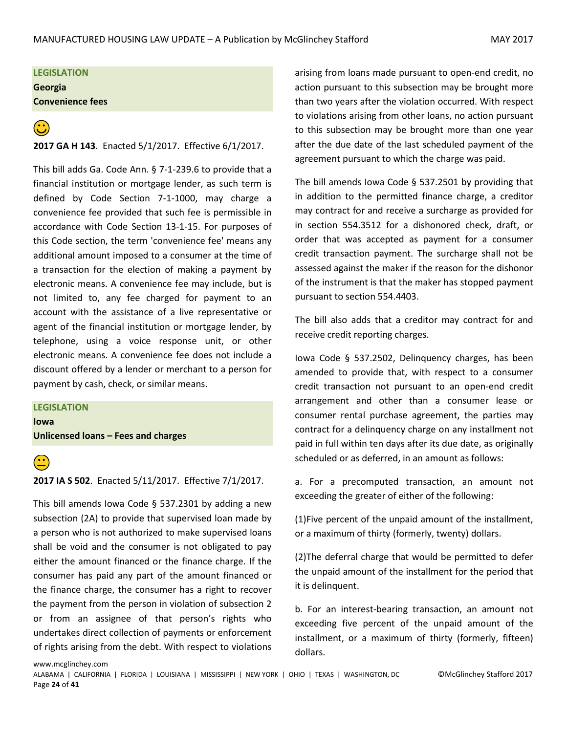**LEGISLATION**

**Georgia**

**Convenience fees**

🙂

**2017 GA H 143**. Enacted 5/1/2017. Effective 6/1/2017.

This bill adds Ga. Code Ann. § 7-1-239.6 to provide that a financial institution or mortgage lender, as such term is defined by Code Section 7-1-1000, may charge a convenience fee provided that such fee is permissible in accordance with Code Section 13-1-15. For purposes of this Code section, the term 'convenience fee' means any additional amount imposed to a consumer at the time of a transaction for the election of making a payment by electronic means. A convenience fee may include, but is not limited to, any fee charged for payment to an account with the assistance of a live representative or agent of the financial institution or mortgage lender, by telephone, using a voice response unit, or other electronic means. A convenience fee does not include a discount offered by a lender or merchant to a person for payment by cash, check, or similar means.

**LEGISLATION**

**Iowa**

**Unlicensed loans – Fees and charges**

😐

**2017 IA S 502**. Enacted 5/11/2017. Effective 7/1/2017.

This bill amends Iowa Code § 537.2301 by adding a new subsection (2A) to provide that supervised loan made by a person who is not authorized to make supervised loans shall be void and the consumer is not obligated to pay either the amount financed or the finance charge. If the consumer has paid any part of the amount financed or the finance charge, the consumer has a right to recover the payment from the person in violation of subsection 2 or from an assignee of that person's rights who undertakes direct collection of payments or enforcement of rights arising from the debt. With respect to violations arising from loans made pursuant to open-end credit, no action pursuant to this subsection may be brought more than two years after the violation occurred. With respect to violations arising from other loans, no action pursuant to this subsection may be brought more than one year after the due date of the last scheduled payment of the agreement pursuant to which the charge was paid.

The bill amends Iowa Code § 537.2501 by providing that in addition to the permitted finance charge, a creditor may contract for and receive a surcharge as provided for in section 554.3512 for a dishonored check, draft, or order that was accepted as payment for a consumer credit transaction payment. The surcharge shall not be assessed against the maker if the reason for the dishonor of the instrument is that the maker has stopped payment pursuant to section 554.4403.

The bill also adds that a creditor may contract for and receive credit reporting charges.

Iowa Code § 537.2502, Delinquency charges, has been amended to provide that, with respect to a consumer credit transaction not pursuant to an open-end credit arrangement and other than a consumer lease or consumer rental purchase agreement, the parties may contract for a delinquency charge on any installment not paid in full within ten days after its due date, as originally scheduled or as deferred, in an amount as follows:

a. For a precomputed transaction, an amount not exceeding the greater of either of the following:

(1)Five percent of the unpaid amount of the installment, or a maximum of thirty (formerly, twenty) dollars.

(2)The deferral charge that would be permitted to defer the unpaid amount of the installment for the period that it is delinquent.

b. For an interest-bearing transaction, an amount not exceeding five percent of the unpaid amount of the installment, or a maximum of thirty (formerly, fifteen) dollars.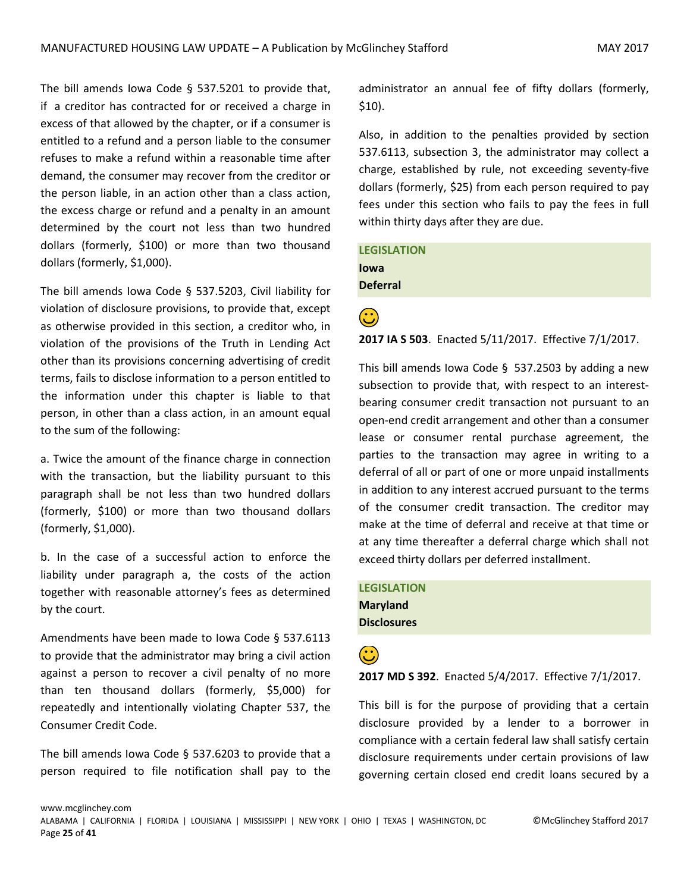The bill amends Iowa Code § 537.5201 to provide that, if a creditor has contracted for or received a charge in excess of that allowed by the chapter, or if a consumer is entitled to a refund and a person liable to the consumer refuses to make a refund within a reasonable time after demand, the consumer may recover from the creditor or the person liable, in an action other than a class action, the excess charge or refund and a penalty in an amount determined by the court not less than two hundred dollars (formerly, $100) or more than two thousand dollars (formerly, $1,000).

The bill amends Iowa Code § 537.5203, Civil liability for violation of disclosure provisions, to provide that, except as otherwise provided in this section, a creditor who, in violation of the provisions of the Truth in Lending Act other than its provisions concerning advertising of credit terms, fails to disclose information to a person entitled to the information under this chapter is liable to that person, in other than a class action, in an amount equal to the sum of the following:

a. Twice the amount of the finance charge in connection with the transaction, but the liability pursuant to this paragraph shall be not less than two hundred dollars (formerly, $100) or more than two thousand dollars (formerly, $1,000).

b. In the case of a successful action to enforce the liability under paragraph a, the costs of the action together with reasonable attorney's fees as determined by the court.

Amendments have been made to Iowa Code § 537.6113 to provide that the administrator may bring a civil action against a person to recover a civil penalty of no more than ten thousand dollars (formerly, $5,000) for repeatedly and intentionally violating Chapter 537, the Consumer Credit Code.

The bill amends Iowa Code § 537.6203 to provide that a person required to file notification shall pay to the administrator an annual fee of fifty dollars (formerly, $10).

Also, in addition to the penalties provided by section 537.6113, subsection 3, the administrator may collect a charge, established by rule, not exceeding seventy-five dollars (formerly, $25) from each person required to pay fees under this section who fails to pay the fees in full within thirty days after they are due.

**LEGISLATION**
**Iowa**
**Deferral**

☺

**2017 IA S 503**. Enacted 5/11/2017. Effective 7/1/2017.

This bill amends Iowa Code § 537.2503 by adding a new subsection to provide that, with respect to an interest-bearing consumer credit transaction not pursuant to an open-end credit arrangement and other than a consumer lease or consumer rental purchase agreement, the parties to the transaction may agree in writing to a deferral of all or part of one or more unpaid installments in addition to any interest accrued pursuant to the terms of the consumer credit transaction. The creditor may make at the time of deferral and receive at that time or at any time thereafter a deferral charge which shall not exceed thirty dollars per deferred installment.

**LEGISLATION**
**Maryland**
**Disclosures**

☺

**2017 MD S 392**. Enacted 5/4/2017. Effective 7/1/2017.

This bill is for the purpose of providing that a certain disclosure provided by a lender to a borrower in compliance with a certain federal law shall satisfy certain disclosure requirements under certain provisions of law governing certain closed end credit loans secured by a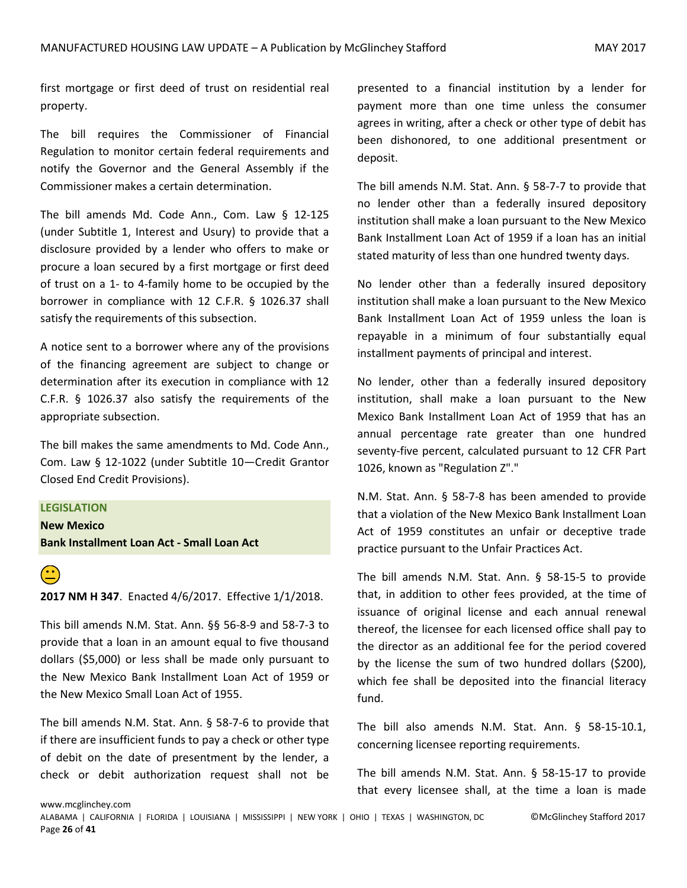first mortgage or first deed of trust on residential real property.

The bill requires the Commissioner of Financial Regulation to monitor certain federal requirements and notify the Governor and the General Assembly if the Commissioner makes a certain determination.

The bill amends Md. Code Ann., Com. Law § 12-125 (under Subtitle 1, Interest and Usury) to provide that a disclosure provided by a lender who offers to make or procure a loan secured by a first mortgage or first deed of trust on a 1- to 4-family home to be occupied by the borrower in compliance with 12 C.F.R. § 1026.37 shall satisfy the requirements of this subsection.

A notice sent to a borrower where any of the provisions of the financing agreement are subject to change or determination after its execution in compliance with 12 C.F.R. § 1026.37 also satisfy the requirements of the appropriate subsection.

The bill makes the same amendments to Md. Code Ann., Com. Law § 12-1022 (under Subtitle 10—Credit Grantor Closed End Credit Provisions).

**LEGISLATION**
**New Mexico**
**Bank Installment Loan Act - Small Loan Act**

😐

**2017 NM H 347**. Enacted 4/6/2017. Effective 1/1/2018.

This bill amends N.M. Stat. Ann. §§ 56-8-9 and 58-7-3 to provide that a loan in an amount equal to five thousand dollars ($5,000) or less shall be made only pursuant to the New Mexico Bank Installment Loan Act of 1959 or the New Mexico Small Loan Act of 1955.

The bill amends N.M. Stat. Ann. § 58-7-6 to provide that if there are insufficient funds to pay a check or other type of debit on the date of presentment by the lender, a check or debit authorization request shall not be presented to a financial institution by a lender for payment more than one time unless the consumer agrees in writing, after a check or other type of debit has been dishonored, to one additional presentment or deposit.

The bill amends N.M. Stat. Ann. § 58-7-7 to provide that no lender other than a federally insured depository institution shall make a loan pursuant to the New Mexico Bank Installment Loan Act of 1959 if a loan has an initial stated maturity of less than one hundred twenty days.

No lender other than a federally insured depository institution shall make a loan pursuant to the New Mexico Bank Installment Loan Act of 1959 unless the loan is repayable in a minimum of four substantially equal installment payments of principal and interest.

No lender, other than a federally insured depository institution, shall make a loan pursuant to the New Mexico Bank Installment Loan Act of 1959 that has an annual percentage rate greater than one hundred seventy-five percent, calculated pursuant to 12 CFR Part 1026, known as "Regulation Z"."

N.M. Stat. Ann. § 58-7-8 has been amended to provide that a violation of the New Mexico Bank Installment Loan Act of 1959 constitutes an unfair or deceptive trade practice pursuant to the Unfair Practices Act.

The bill amends N.M. Stat. Ann. § 58-15-5 to provide that, in addition to other fees provided, at the time of issuance of original license and each annual renewal thereof, the licensee for each licensed office shall pay to the director as an additional fee for the period covered by the license the sum of two hundred dollars ($200), which fee shall be deposited into the financial literacy fund.

The bill also amends N.M. Stat. Ann. § 58-15-10.1, concerning licensee reporting requirements.

The bill amends N.M. Stat. Ann. § 58-15-17 to provide that every licensee shall, at the time a loan is made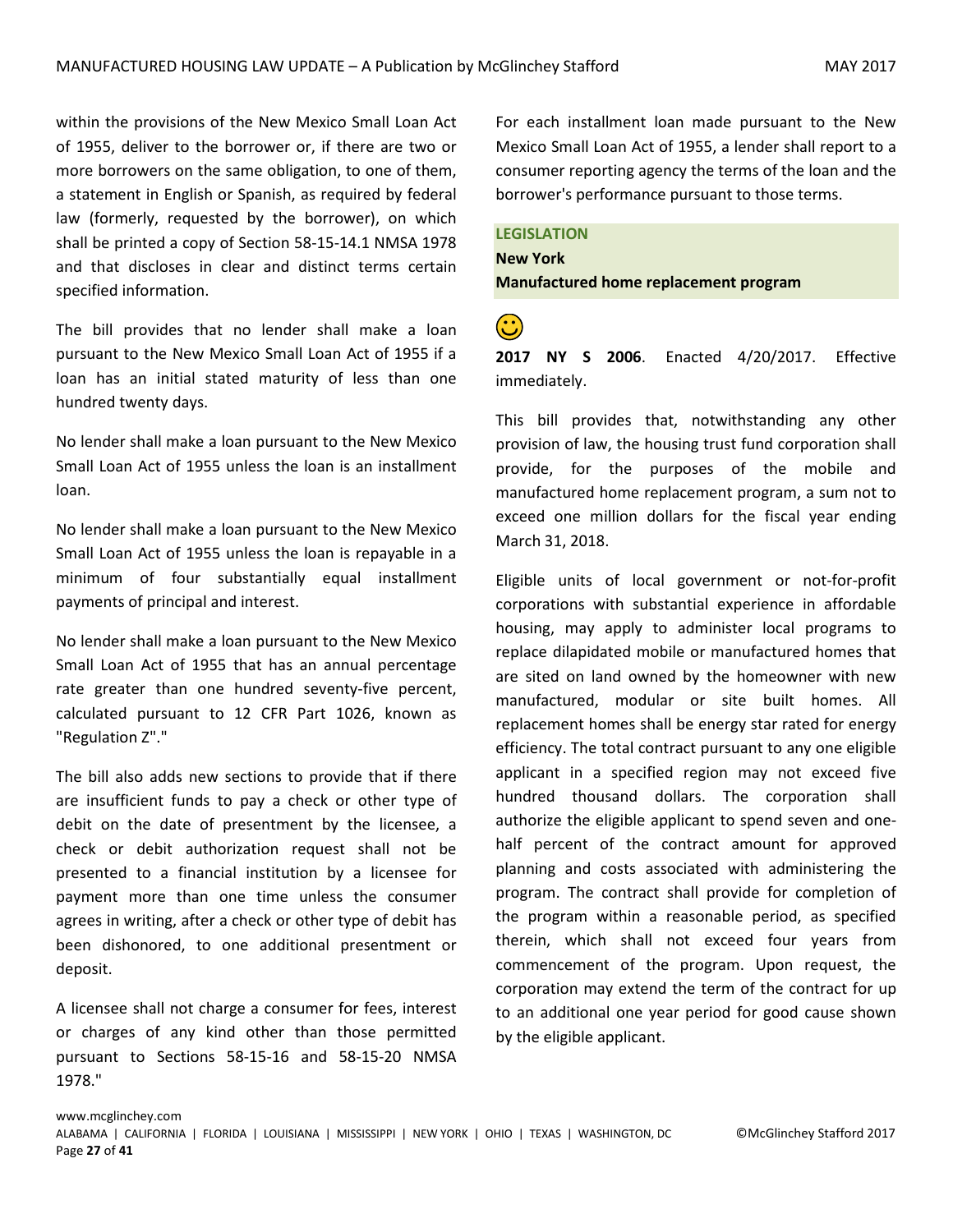within the provisions of the New Mexico Small Loan Act of 1955, deliver to the borrower or, if there are two or more borrowers on the same obligation, to one of them, a statement in English or Spanish, as required by federal law (formerly, requested by the borrower), on which shall be printed a copy of Section 58-15-14.1 NMSA 1978 and that discloses in clear and distinct terms certain specified information.

The bill provides that no lender shall make a loan pursuant to the New Mexico Small Loan Act of 1955 if a loan has an initial stated maturity of less than one hundred twenty days.

No lender shall make a loan pursuant to the New Mexico Small Loan Act of 1955 unless the loan is an installment loan.

No lender shall make a loan pursuant to the New Mexico Small Loan Act of 1955 unless the loan is repayable in a minimum of four substantially equal installment payments of principal and interest.

No lender shall make a loan pursuant to the New Mexico Small Loan Act of 1955 that has an annual percentage rate greater than one hundred seventy-five percent, calculated pursuant to 12 CFR Part 1026, known as "Regulation Z"."

The bill also adds new sections to provide that if there are insufficient funds to pay a check or other type of debit on the date of presentment by the licensee, a check or debit authorization request shall not be presented to a financial institution by a licensee for payment more than one time unless the consumer agrees in writing, after a check or other type of debit has been dishonored, to one additional presentment or deposit.

A licensee shall not charge a consumer for fees, interest or charges of any kind other than those permitted pursuant to Sections 58-15-16 and 58-15-20 NMSA 1978."

For each installment loan made pursuant to the New Mexico Small Loan Act of 1955, a lender shall report to a consumer reporting agency the terms of the loan and the borrower's performance pursuant to those terms.

## LEGISLATION

### New York

### Manufactured home replacement program

☺

**2017 NY S 2006**. Enacted 4/20/2017. Effective immediately.

This bill provides that, notwithstanding any other provision of law, the housing trust fund corporation shall provide, for the purposes of the mobile and manufactured home replacement program, a sum not to exceed one million dollars for the fiscal year ending March 31, 2018.

Eligible units of local government or not-for-profit corporations with substantial experience in affordable housing, may apply to administer local programs to replace dilapidated mobile or manufactured homes that are sited on land owned by the homeowner with new manufactured, modular or site built homes. All replacement homes shall be energy star rated for energy efficiency. The total contract pursuant to any one eligible applicant in a specified region may not exceed five hundred thousand dollars. The corporation shall authorize the eligible applicant to spend seven and one-half percent of the contract amount for approved planning and costs associated with administering the program. The contract shall provide for completion of the program within a reasonable period, as specified therein, which shall not exceed four years from commencement of the program. Upon request, the corporation may extend the term of the contract for up to an additional one year period for good cause shown by the eligible applicant.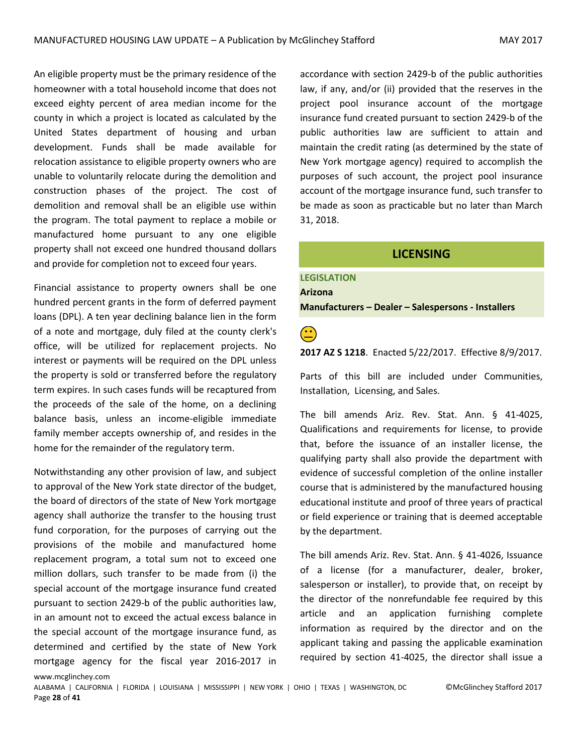An eligible property must be the primary residence of the homeowner with a total household income that does not exceed eighty percent of area median income for the county in which a project is located as calculated by the United States department of housing and urban development. Funds shall be made available for relocation assistance to eligible property owners who are unable to voluntarily relocate during the demolition and construction phases of the project. The cost of demolition and removal shall be an eligible use within the program. The total payment to replace a mobile or manufactured home pursuant to any one eligible property shall not exceed one hundred thousand dollars and provide for completion not to exceed four years.

Financial assistance to property owners shall be one hundred percent grants in the form of deferred payment loans (DPL). A ten year declining balance lien in the form of a note and mortgage, duly filed at the county clerk's office, will be utilized for replacement projects. No interest or payments will be required on the DPL unless the property is sold or transferred before the regulatory term expires. In such cases funds will be recaptured from the proceeds of the sale of the home, on a declining balance basis, unless an income-eligible immediate family member accepts ownership of, and resides in the home for the remainder of the regulatory term.

Notwithstanding any other provision of law, and subject to approval of the New York state director of the budget, the board of directors of the state of New York mortgage agency shall authorize the transfer to the housing trust fund corporation, for the purposes of carrying out the provisions of the mobile and manufactured home replacement program, a total sum not to exceed one million dollars, such transfer to be made from (i) the special account of the mortgage insurance fund created pursuant to section 2429-b of the public authorities law, in an amount not to exceed the actual excess balance in the special account of the mortgage insurance fund, as determined and certified by the state of New York mortgage agency for the fiscal year 2016-2017 in accordance with section 2429-b of the public authorities law, if any, and/or (ii) provided that the reserves in the project pool insurance account of the mortgage insurance fund created pursuant to section 2429-b of the public authorities law are sufficient to attain and maintain the credit rating (as determined by the state of New York mortgage agency) required to accomplish the purposes of such account, the project pool insurance account of the mortgage insurance fund, such transfer to be made as soon as practicable but no later than March 31, 2018.

## LICENSING

### LEGISLATION

**Arizona**

**Manufacturers – Dealer – Salespersons - Installers**

**2017 AZ S 1218**. Enacted 5/22/2017. Effective 8/9/2017.

Parts of this bill are included under Communities, Installation, Licensing, and Sales.

The bill amends Ariz. Rev. Stat. Ann. § 41-4025, Qualifications and requirements for license, to provide that, before the issuance of an installer license, the qualifying party shall also provide the department with evidence of successful completion of the online installer course that is administered by the manufactured housing educational institute and proof of three years of practical or field experience or training that is deemed acceptable by the department.

The bill amends Ariz. Rev. Stat. Ann. § 41-4026, Issuance of a license (for a manufacturer, dealer, broker, salesperson or installer), to provide that, on receipt by the director of the nonrefundable fee required by this article and an application furnishing complete information as required by the director and on the applicant taking and passing the applicable examination required by section 41-4025, the director shall issue a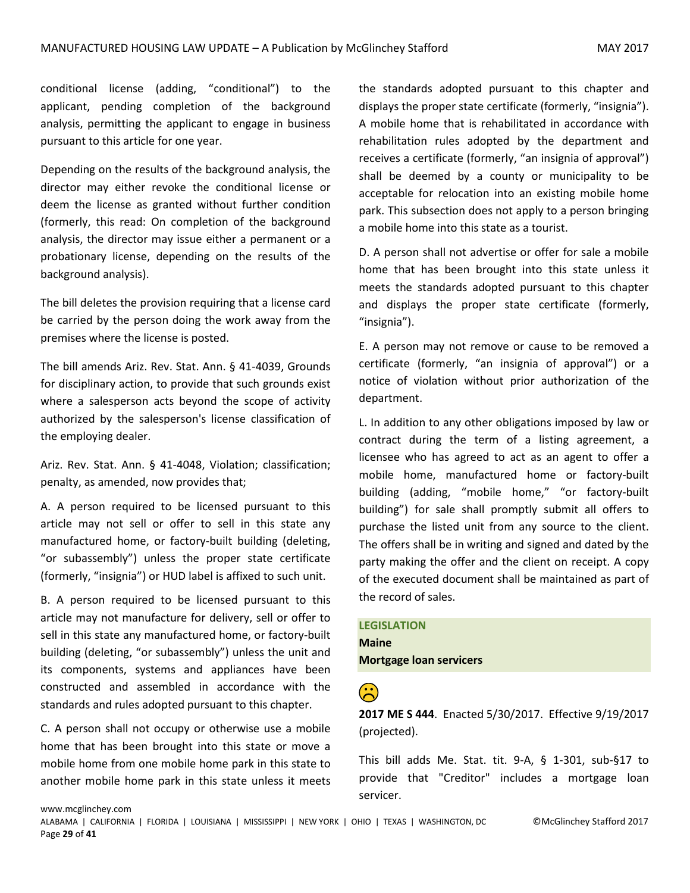conditional license (adding, "conditional") to the applicant, pending completion of the background analysis, permitting the applicant to engage in business pursuant to this article for one year.

Depending on the results of the background analysis, the director may either revoke the conditional license or deem the license as granted without further condition (formerly, this read: On completion of the background analysis, the director may issue either a permanent or a probationary license, depending on the results of the background analysis).

The bill deletes the provision requiring that a license card be carried by the person doing the work away from the premises where the license is posted.

The bill amends Ariz. Rev. Stat. Ann. § 41-4039, Grounds for disciplinary action, to provide that such grounds exist where a salesperson acts beyond the scope of activity authorized by the salesperson's license classification of the employing dealer.

Ariz. Rev. Stat. Ann. § 41-4048, Violation; classification; penalty, as amended, now provides that;

A. A person required to be licensed pursuant to this article may not sell or offer to sell in this state any manufactured home, or factory-built building (deleting, "or subassembly") unless the proper state certificate (formerly, "insignia") or HUD label is affixed to such unit.

B. A person required to be licensed pursuant to this article may not manufacture for delivery, sell or offer to sell in this state any manufactured home, or factory-built building (deleting, "or subassembly") unless the unit and its components, systems and appliances have been constructed and assembled in accordance with the standards and rules adopted pursuant to this chapter.

C. A person shall not occupy or otherwise use a mobile home that has been brought into this state or move a mobile home from one mobile home park in this state to another mobile home park in this state unless it meets the standards adopted pursuant to this chapter and displays the proper state certificate (formerly, "insignia"). A mobile home that is rehabilitated in accordance with rehabilitation rules adopted by the department and receives a certificate (formerly, "an insignia of approval") shall be deemed by a county or municipality to be acceptable for relocation into an existing mobile home park. This subsection does not apply to a person bringing a mobile home into this state as a tourist.

D. A person shall not advertise or offer for sale a mobile home that has been brought into this state unless it meets the standards adopted pursuant to this chapter and displays the proper state certificate (formerly, "insignia").

E. A person may not remove or cause to be removed a certificate (formerly, "an insignia of approval") or a notice of violation without prior authorization of the department.

L. In addition to any other obligations imposed by law or contract during the term of a listing agreement, a licensee who has agreed to act as an agent to offer a mobile home, manufactured home or factory-built building (adding, "mobile home," "or factory-built building") for sale shall promptly submit all offers to purchase the listed unit from any source to the client. The offers shall be in writing and signed and dated by the party making the offer and the client on receipt. A copy of the executed document shall be maintained as part of the record of sales.

**LEGISLATION**
**Maine**
**Mortgage loan servicers**

☹

**2017 ME S 444**. Enacted 5/30/2017. Effective 9/19/2017 (projected).

This bill adds Me. Stat. tit. 9-A, § 1-301, sub-§17 to provide that "Creditor" includes a mortgage loan servicer.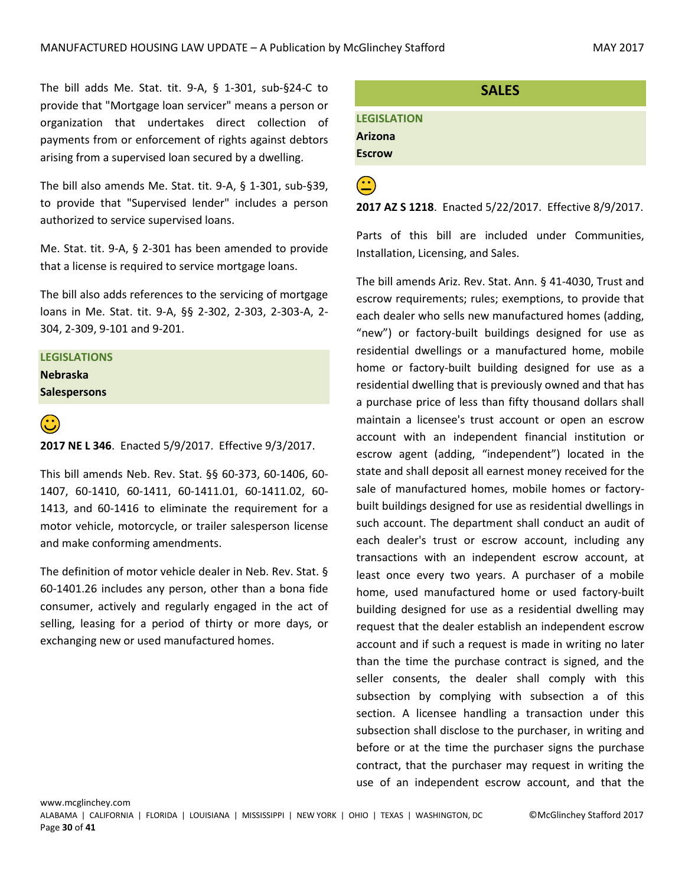The bill adds Me. Stat. tit. 9-A, § 1-301, sub-§24-C to provide that "Mortgage loan servicer" means a person or organization that undertakes direct collection of payments from or enforcement of rights against debtors arising from a supervised loan secured by a dwelling.

The bill also amends Me. Stat. tit. 9-A, § 1-301, sub-§39, to provide that "Supervised lender" includes a person authorized to service supervised loans.

Me. Stat. tit. 9-A, § 2-301 has been amended to provide that a license is required to service mortgage loans.

The bill also adds references to the servicing of mortgage loans in Me. Stat. tit. 9-A, §§ 2-302, 2-303, 2-303-A, 2-304, 2-309, 9-101 and 9-201.

**LEGISLATIONS**
**Nebraska**
**Salespersons**

**2017 NE L 346**. Enacted 5/9/2017. Effective 9/3/2017.

This bill amends Neb. Rev. Stat. §§ 60-373, 60-1406, 60-1407, 60-1410, 60-1411, 60-1411.01, 60-1411.02, 60-1413, and 60-1416 to eliminate the requirement for a motor vehicle, motorcycle, or trailer salesperson license and make conforming amendments.

The definition of motor vehicle dealer in Neb. Rev. Stat. § 60-1401.26 includes any person, other than a bona fide consumer, actively and regularly engaged in the act of selling, leasing for a period of thirty or more days, or exchanging new or used manufactured homes.

## SALES

**LEGISLATION**
**Arizona**
**Escrow**

**2017 AZ S 1218**. Enacted 5/22/2017. Effective 8/9/2017.

Parts of this bill are included under Communities, Installation, Licensing, and Sales.

The bill amends Ariz. Rev. Stat. Ann. § 41-4030, Trust and escrow requirements; rules; exemptions, to provide that each dealer who sells new manufactured homes (adding, "new") or factory-built buildings designed for use as residential dwellings or a manufactured home, mobile home or factory-built building designed for use as a residential dwelling that is previously owned and that has a purchase price of less than fifty thousand dollars shall maintain a licensee's trust account or open an escrow account with an independent financial institution or escrow agent (adding, "independent") located in the state and shall deposit all earnest money received for the sale of manufactured homes, mobile homes or factory-built buildings designed for use as residential dwellings in such account. The department shall conduct an audit of each dealer's trust or escrow account, including any transactions with an independent escrow account, at least once every two years. A purchaser of a mobile home, used manufactured home or used factory-built building designed for use as a residential dwelling may request that the dealer establish an independent escrow account and if such a request is made in writing no later than the time the purchase contract is signed, and the seller consents, the dealer shall comply with this subsection by complying with subsection a of this section. A licensee handling a transaction under this subsection shall disclose to the purchaser, in writing and before or at the time the purchaser signs the purchase contract, that the purchaser may request in writing the use of an independent escrow account, and that the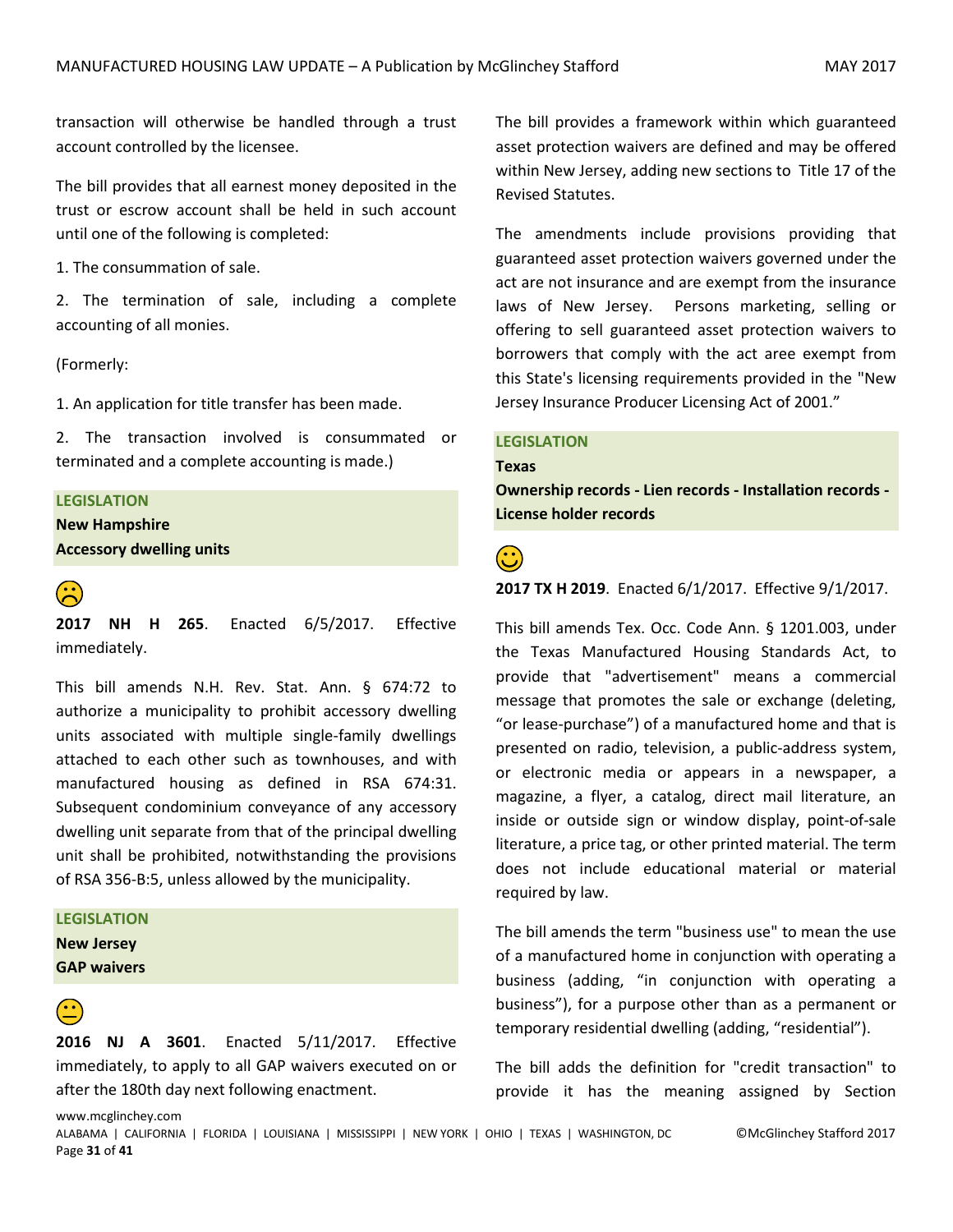transaction will otherwise be handled through a trust account controlled by the licensee.

The bill provides that all earnest money deposited in the trust or escrow account shall be held in such account until one of the following is completed:

1. The consummation of sale.

2. The termination of sale, including a complete accounting of all monies.

(Formerly:

1. An application for title transfer has been made.

2. The transaction involved is consummated or terminated and a complete accounting is made.)

**LEGISLATION**
**New Hampshire**
**Accessory dwelling units**

☹

**2017 NH H 265**. Enacted 6/5/2017. Effective immediately.

This bill amends N.H. Rev. Stat. Ann. § 674:72 to authorize a municipality to prohibit accessory dwelling units associated with multiple single-family dwellings attached to each other such as townhouses, and with manufactured housing as defined in RSA 674:31. Subsequent condominium conveyance of any accessory dwelling unit separate from that of the principal dwelling unit shall be prohibited, notwithstanding the provisions of RSA 356-B:5, unless allowed by the municipality.

**LEGISLATION**
**New Jersey**
**GAP waivers**

😐

**2016 NJ A 3601**. Enacted 5/11/2017. Effective immediately, to apply to all GAP waivers executed on or after the 180th day next following enactment.

The bill provides a framework within which guaranteed asset protection waivers are defined and may be offered within New Jersey, adding new sections to Title 17 of the Revised Statutes.

The amendments include provisions providing that guaranteed asset protection waivers governed under the act are not insurance and are exempt from the insurance laws of New Jersey. Persons marketing, selling or offering to sell guaranteed asset protection waivers to borrowers that comply with the act aree exempt from this State's licensing requirements provided in the "New Jersey Insurance Producer Licensing Act of 2001."

**LEGISLATION**
**Texas**
**Ownership records - Lien records - Installation records - License holder records**

☺

**2017 TX H 2019**. Enacted 6/1/2017. Effective 9/1/2017.

This bill amends Tex. Occ. Code Ann. § 1201.003, under the Texas Manufactured Housing Standards Act, to provide that "advertisement" means a commercial message that promotes the sale or exchange (deleting, "or lease-purchase") of a manufactured home and that is presented on radio, television, a public-address system, or electronic media or appears in a newspaper, a magazine, a flyer, a catalog, direct mail literature, an inside or outside sign or window display, point-of-sale literature, a price tag, or other printed material. The term does not include educational material or material required by law.

The bill amends the term "business use" to mean the use of a manufactured home in conjunction with operating a business (adding, "in conjunction with operating a business"), for a purpose other than as a permanent or temporary residential dwelling (adding, "residential").

The bill adds the definition for "credit transaction" to provide it has the meaning assigned by Section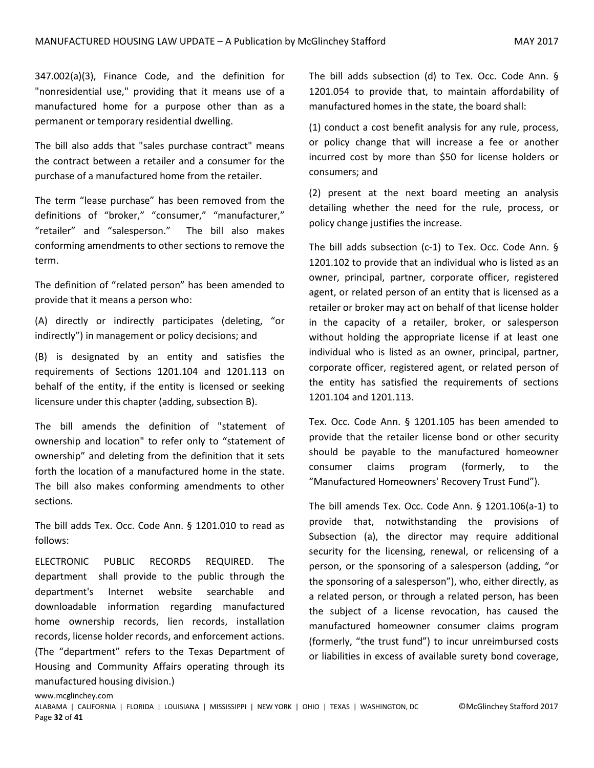347.002(a)(3), Finance Code, and the definition for "nonresidential use," providing that it means use of a manufactured home for a purpose other than as a permanent or temporary residential dwelling.

The bill also adds that "sales purchase contract" means the contract between a retailer and a consumer for the purchase of a manufactured home from the retailer.

The term "lease purchase" has been removed from the definitions of "broker," "consumer," "manufacturer," "retailer" and "salesperson." The bill also makes conforming amendments to other sections to remove the term.

The definition of "related person" has been amended to provide that it means a person who:

(A) directly or indirectly participates (deleting, "or indirectly") in management or policy decisions; and

(B) is designated by an entity and satisfies the requirements of Sections 1201.104 and 1201.113 on behalf of the entity, if the entity is licensed or seeking licensure under this chapter (adding, subsection B).

The bill amends the definition of "statement of ownership and location" to refer only to "statement of ownership" and deleting from the definition that it sets forth the location of a manufactured home in the state. The bill also makes conforming amendments to other sections.

The bill adds Tex. Occ. Code Ann. § 1201.010 to read as follows:

ELECTRONIC PUBLIC RECORDS REQUIRED. The department shall provide to the public through the department's Internet website searchable and downloadable information regarding manufactured home ownership records, lien records, installation records, license holder records, and enforcement actions. (The "department" refers to the Texas Department of Housing and Community Affairs operating through its manufactured housing division.)

The bill adds subsection (d) to Tex. Occ. Code Ann. § 1201.054 to provide that, to maintain affordability of manufactured homes in the state, the board shall:

(1) conduct a cost benefit analysis for any rule, process, or policy change that will increase a fee or another incurred cost by more than $50 for license holders or consumers; and

(2) present at the next board meeting an analysis detailing whether the need for the rule, process, or policy change justifies the increase.

The bill adds subsection (c-1) to Tex. Occ. Code Ann. § 1201.102 to provide that an individual who is listed as an owner, principal, partner, corporate officer, registered agent, or related person of an entity that is licensed as a retailer or broker may act on behalf of that license holder in the capacity of a retailer, broker, or salesperson without holding the appropriate license if at least one individual who is listed as an owner, principal, partner, corporate officer, registered agent, or related person of the entity has satisfied the requirements of sections 1201.104 and 1201.113.

Tex. Occ. Code Ann. § 1201.105 has been amended to provide that the retailer license bond or other security should be payable to the manufactured homeowner consumer claims program (formerly, to the "Manufactured Homeowners' Recovery Trust Fund").

The bill amends Tex. Occ. Code Ann. § 1201.106(a-1) to provide that, notwithstanding the provisions of Subsection (a), the director may require additional security for the licensing, renewal, or relicensing of a person, or the sponsoring of a salesperson (adding, "or the sponsoring of a salesperson"), who, either directly, as a related person, or through a related person, has been the subject of a license revocation, has caused the manufactured homeowner consumer claims program (formerly, "the trust fund") to incur unreimbursed costs or liabilities in excess of available surety bond coverage,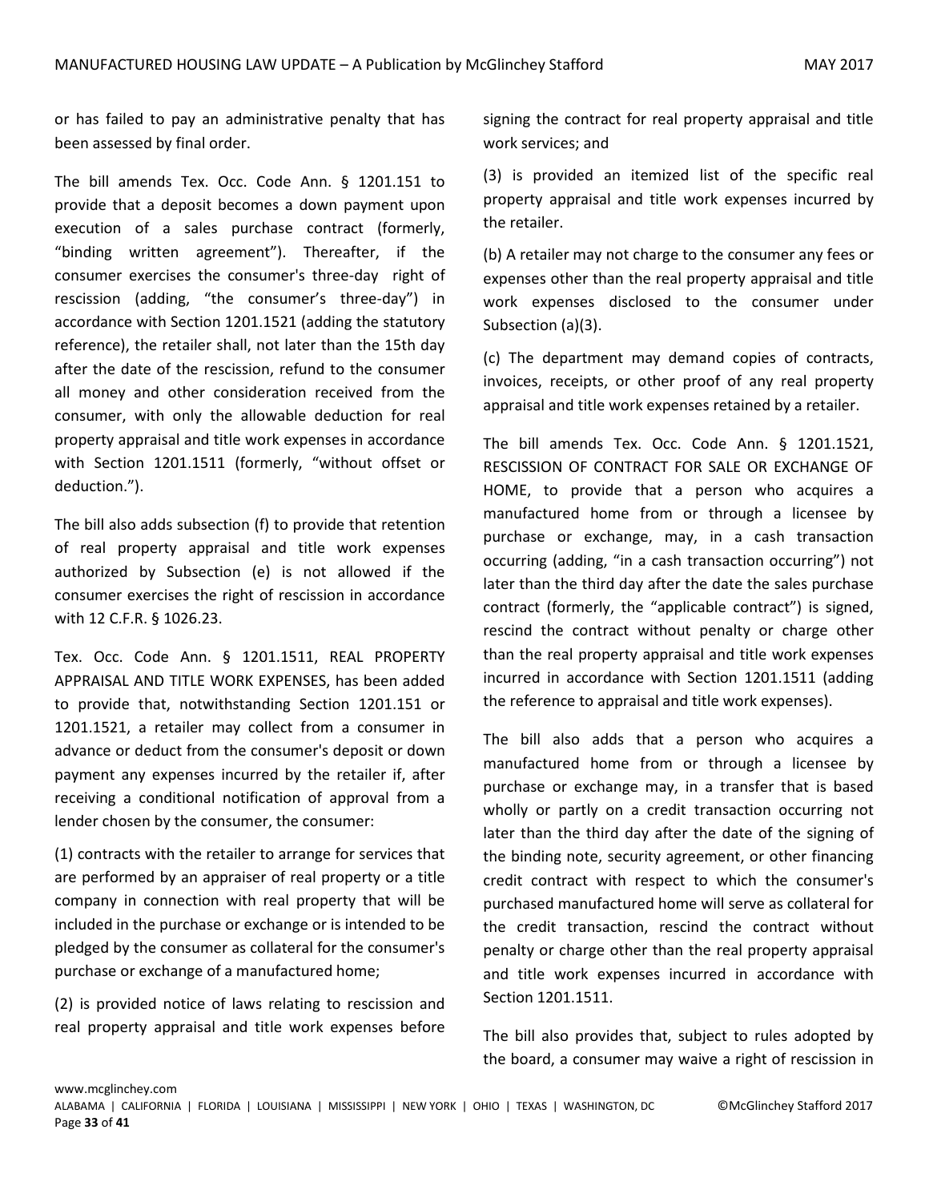or has failed to pay an administrative penalty that has been assessed by final order.

The bill amends Tex. Occ. Code Ann. § 1201.151 to provide that a deposit becomes a down payment upon execution of a sales purchase contract (formerly, "binding written agreement"). Thereafter, if the consumer exercises the consumer's three-day right of rescission (adding, "the consumer's three-day") in accordance with Section 1201.1521 (adding the statutory reference), the retailer shall, not later than the 15th day after the date of the rescission, refund to the consumer all money and other consideration received from the consumer, with only the allowable deduction for real property appraisal and title work expenses in accordance with Section 1201.1511 (formerly, "without offset or deduction.").

The bill also adds subsection (f) to provide that retention of real property appraisal and title work expenses authorized by Subsection (e) is not allowed if the consumer exercises the right of rescission in accordance with 12 C.F.R. § 1026.23.

Tex. Occ. Code Ann. § 1201.1511, REAL PROPERTY APPRAISAL AND TITLE WORK EXPENSES, has been added to provide that, notwithstanding Section 1201.151 or 1201.1521, a retailer may collect from a consumer in advance or deduct from the consumer's deposit or down payment any expenses incurred by the retailer if, after receiving a conditional notification of approval from a lender chosen by the consumer, the consumer:

(1) contracts with the retailer to arrange for services that are performed by an appraiser of real property or a title company in connection with real property that will be included in the purchase or exchange or is intended to be pledged by the consumer as collateral for the consumer's purchase or exchange of a manufactured home;

(2) is provided notice of laws relating to rescission and real property appraisal and title work expenses before signing the contract for real property appraisal and title work services; and

(3) is provided an itemized list of the specific real property appraisal and title work expenses incurred by the retailer.

(b) A retailer may not charge to the consumer any fees or expenses other than the real property appraisal and title work expenses disclosed to the consumer under Subsection (a)(3).

(c) The department may demand copies of contracts, invoices, receipts, or other proof of any real property appraisal and title work expenses retained by a retailer.

The bill amends Tex. Occ. Code Ann. § 1201.1521, RESCISSION OF CONTRACT FOR SALE OR EXCHANGE OF HOME, to provide that a person who acquires a manufactured home from or through a licensee by purchase or exchange, may, in a cash transaction occurring (adding, "in a cash transaction occurring") not later than the third day after the date the sales purchase contract (formerly, the "applicable contract") is signed, rescind the contract without penalty or charge other than the real property appraisal and title work expenses incurred in accordance with Section 1201.1511 (adding the reference to appraisal and title work expenses).

The bill also adds that a person who acquires a manufactured home from or through a licensee by purchase or exchange may, in a transfer that is based wholly or partly on a credit transaction occurring not later than the third day after the date of the signing of the binding note, security agreement, or other financing credit contract with respect to which the consumer's purchased manufactured home will serve as collateral for the credit transaction, rescind the contract without penalty or charge other than the real property appraisal and title work expenses incurred in accordance with Section 1201.1511.

The bill also provides that, subject to rules adopted by the board, a consumer may waive a right of rescission in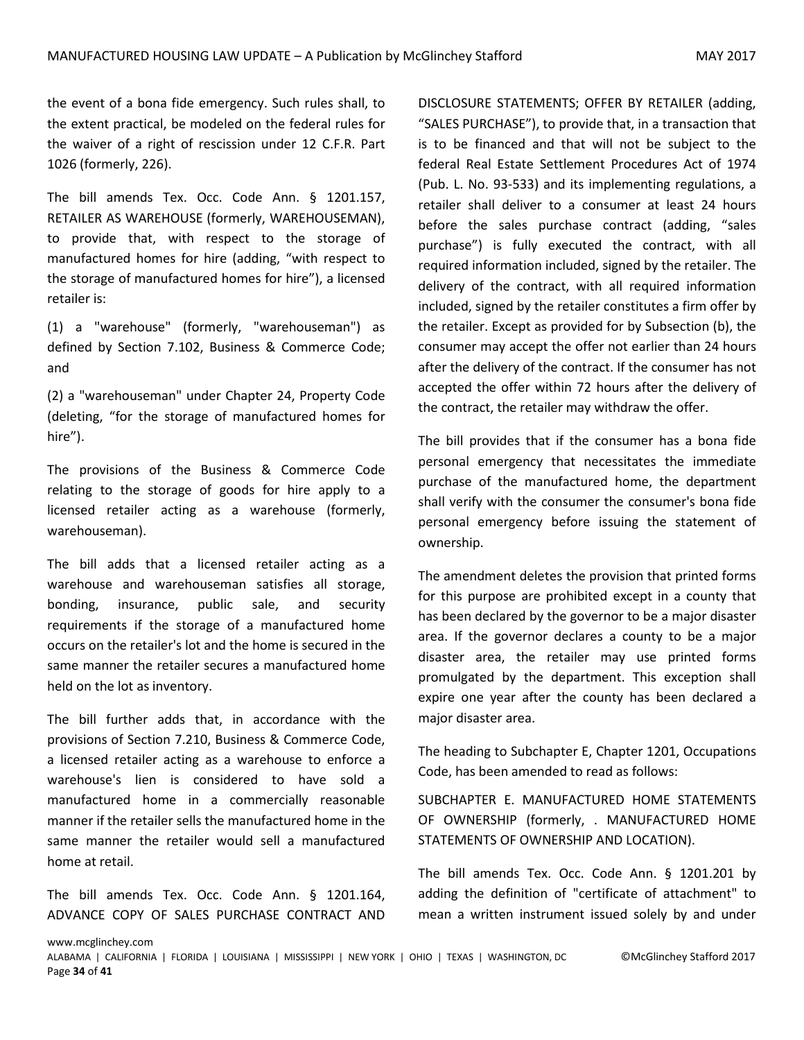the event of a bona fide emergency. Such rules shall, to the extent practical, be modeled on the federal rules for the waiver of a right of rescission under 12 C.F.R. Part 1026 (formerly, 226).

The bill amends Tex. Occ. Code Ann. § 1201.157, RETAILER AS WAREHOUSE (formerly, WAREHOUSEMAN), to provide that, with respect to the storage of manufactured homes for hire (adding, "with respect to the storage of manufactured homes for hire"), a licensed retailer is:

(1) a "warehouse" (formerly, "warehouseman") as defined by Section 7.102, Business & Commerce Code; and

(2) a "warehouseman" under Chapter 24, Property Code (deleting, "for the storage of manufactured homes for hire").

The provisions of the Business & Commerce Code relating to the storage of goods for hire apply to a licensed retailer acting as a warehouse (formerly, warehouseman).

The bill adds that a licensed retailer acting as a warehouse and warehouseman satisfies all storage, bonding, insurance, public sale, and security requirements if the storage of a manufactured home occurs on the retailer's lot and the home is secured in the same manner the retailer secures a manufactured home held on the lot as inventory.

The bill further adds that, in accordance with the provisions of Section 7.210, Business & Commerce Code, a licensed retailer acting as a warehouse to enforce a warehouse's lien is considered to have sold a manufactured home in a commercially reasonable manner if the retailer sells the manufactured home in the same manner the retailer would sell a manufactured home at retail.

The bill amends Tex. Occ. Code Ann. § 1201.164, ADVANCE COPY OF SALES PURCHASE CONTRACT AND DISCLOSURE STATEMENTS; OFFER BY RETAILER (adding, "SALES PURCHASE"), to provide that, in a transaction that is to be financed and that will not be subject to the federal Real Estate Settlement Procedures Act of 1974 (Pub. L. No. 93-533) and its implementing regulations, a retailer shall deliver to a consumer at least 24 hours before the sales purchase contract (adding, "sales purchase") is fully executed the contract, with all required information included, signed by the retailer. The delivery of the contract, with all required information included, signed by the retailer constitutes a firm offer by the retailer. Except as provided for by Subsection (b), the consumer may accept the offer not earlier than 24 hours after the delivery of the contract. If the consumer has not accepted the offer within 72 hours after the delivery of the contract, the retailer may withdraw the offer.

The bill provides that if the consumer has a bona fide personal emergency that necessitates the immediate purchase of the manufactured home, the department shall verify with the consumer the consumer's bona fide personal emergency before issuing the statement of ownership.

The amendment deletes the provision that printed forms for this purpose are prohibited except in a county that has been declared by the governor to be a major disaster area. If the governor declares a county to be a major disaster area, the retailer may use printed forms promulgated by the department. This exception shall expire one year after the county has been declared a major disaster area.

The heading to Subchapter E, Chapter 1201, Occupations Code, has been amended to read as follows:

SUBCHAPTER E. MANUFACTURED HOME STATEMENTS OF OWNERSHIP (formerly, . MANUFACTURED HOME STATEMENTS OF OWNERSHIP AND LOCATION).

The bill amends Tex. Occ. Code Ann. § 1201.201 by adding the definition of "certificate of attachment" to mean a written instrument issued solely by and under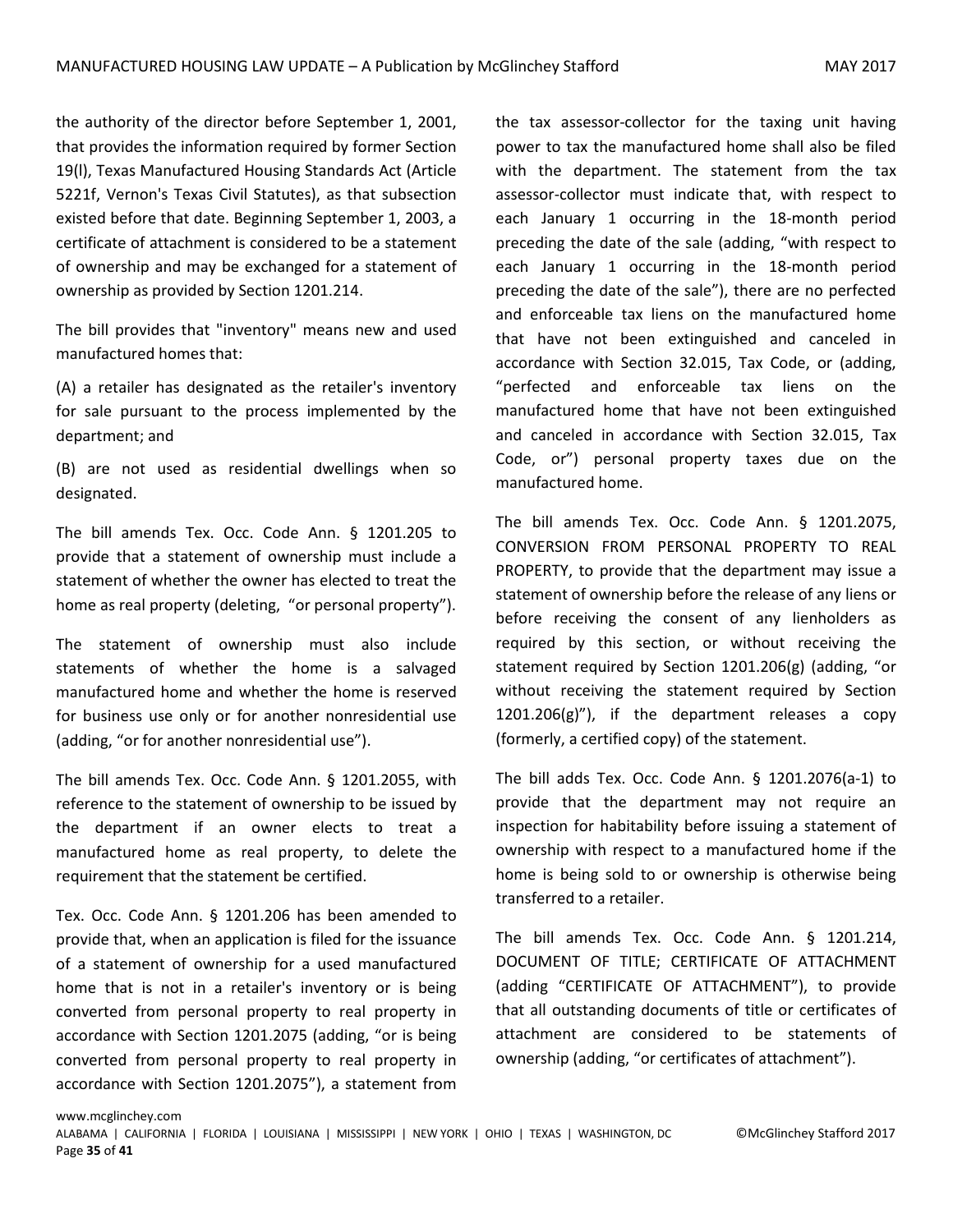the authority of the director before September 1, 2001, that provides the information required by former Section 19(l), Texas Manufactured Housing Standards Act (Article 5221f, Vernon's Texas Civil Statutes), as that subsection existed before that date. Beginning September 1, 2003, a certificate of attachment is considered to be a statement of ownership and may be exchanged for a statement of ownership as provided by Section 1201.214.

The bill provides that "inventory" means new and used manufactured homes that:

(A) a retailer has designated as the retailer's inventory for sale pursuant to the process implemented by the department; and

(B) are not used as residential dwellings when so designated.

The bill amends Tex. Occ. Code Ann. § 1201.205 to provide that a statement of ownership must include a statement of whether the owner has elected to treat the home as real property (deleting, "or personal property").

The statement of ownership must also include statements of whether the home is a salvaged manufactured home and whether the home is reserved for business use only or for another nonresidential use (adding, "or for another nonresidential use").

The bill amends Tex. Occ. Code Ann. § 1201.2055, with reference to the statement of ownership to be issued by the department if an owner elects to treat a manufactured home as real property, to delete the requirement that the statement be certified.

Tex. Occ. Code Ann. § 1201.206 has been amended to provide that, when an application is filed for the issuance of a statement of ownership for a used manufactured home that is not in a retailer's inventory or is being converted from personal property to real property in accordance with Section 1201.2075 (adding, "or is being converted from personal property to real property in accordance with Section 1201.2075"), a statement from the tax assessor-collector for the taxing unit having power to tax the manufactured home shall also be filed with the department. The statement from the tax assessor-collector must indicate that, with respect to each January 1 occurring in the 18-month period preceding the date of the sale (adding, "with respect to each January 1 occurring in the 18-month period preceding the date of the sale"), there are no perfected and enforceable tax liens on the manufactured home that have not been extinguished and canceled in accordance with Section 32.015, Tax Code, or (adding, "perfected and enforceable tax liens on the manufactured home that have not been extinguished and canceled in accordance with Section 32.015, Tax Code, or") personal property taxes due on the manufactured home.

The bill amends Tex. Occ. Code Ann. § 1201.2075, CONVERSION FROM PERSONAL PROPERTY TO REAL PROPERTY, to provide that the department may issue a statement of ownership before the release of any liens or before receiving the consent of any lienholders as required by this section, or without receiving the statement required by Section 1201.206(g) (adding, "or without receiving the statement required by Section 1201.206(g)"), if the department releases a copy (formerly, a certified copy) of the statement.

The bill adds Tex. Occ. Code Ann. § 1201.2076(a-1) to provide that the department may not require an inspection for habitability before issuing a statement of ownership with respect to a manufactured home if the home is being sold to or ownership is otherwise being transferred to a retailer.

The bill amends Tex. Occ. Code Ann. § 1201.214, DOCUMENT OF TITLE; CERTIFICATE OF ATTACHMENT (adding "CERTIFICATE OF ATTACHMENT"), to provide that all outstanding documents of title or certificates of attachment are considered to be statements of ownership (adding, "or certificates of attachment").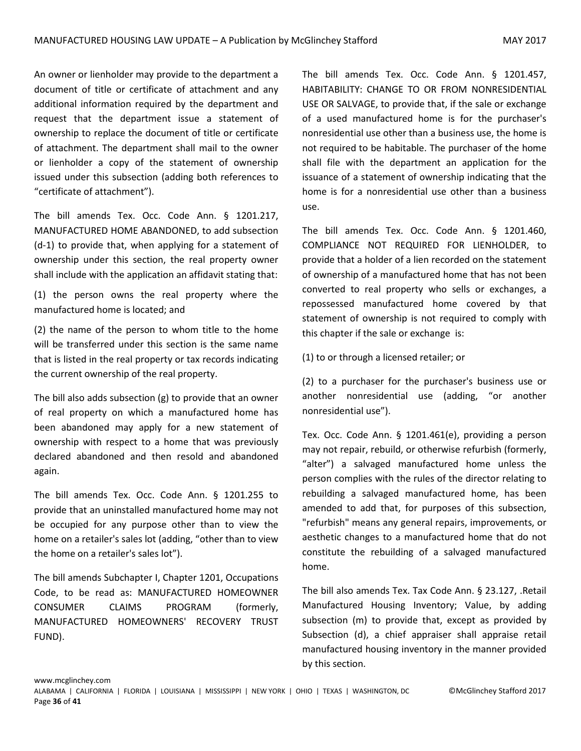An owner or lienholder may provide to the department a document of title or certificate of attachment and any additional information required by the department and request that the department issue a statement of ownership to replace the document of title or certificate of attachment. The department shall mail to the owner or lienholder a copy of the statement of ownership issued under this subsection (adding both references to "certificate of attachment").

The bill amends Tex. Occ. Code Ann. § 1201.217, MANUFACTURED HOME ABANDONED, to add subsection (d-1) to provide that, when applying for a statement of ownership under this section, the real property owner shall include with the application an affidavit stating that:

(1) the person owns the real property where the manufactured home is located; and

(2) the name of the person to whom title to the home will be transferred under this section is the same name that is listed in the real property or tax records indicating the current ownership of the real property.

The bill also adds subsection (g) to provide that an owner of real property on which a manufactured home has been abandoned may apply for a new statement of ownership with respect to a home that was previously declared abandoned and then resold and abandoned again.

The bill amends Tex. Occ. Code Ann. § 1201.255 to provide that an uninstalled manufactured home may not be occupied for any purpose other than to view the home on a retailer's sales lot (adding, "other than to view the home on a retailer's sales lot").

The bill amends Subchapter I, Chapter 1201, Occupations Code, to be read as: MANUFACTURED HOMEOWNER CONSUMER CLAIMS PROGRAM (formerly, MANUFACTURED HOMEOWNERS' RECOVERY TRUST FUND).

The bill amends Tex. Occ. Code Ann. § 1201.457, HABITABILITY: CHANGE TO OR FROM NONRESIDENTIAL USE OR SALVAGE, to provide that, if the sale or exchange of a used manufactured home is for the purchaser's nonresidential use other than a business use, the home is not required to be habitable. The purchaser of the home shall file with the department an application for the issuance of a statement of ownership indicating that the home is for a nonresidential use other than a business use.

The bill amends Tex. Occ. Code Ann. § 1201.460, COMPLIANCE NOT REQUIRED FOR LIENHOLDER, to provide that a holder of a lien recorded on the statement of ownership of a manufactured home that has not been converted to real property who sells or exchanges, a repossessed manufactured home covered by that statement of ownership is not required to comply with this chapter if the sale or exchange is:

(1) to or through a licensed retailer; or

(2) to a purchaser for the purchaser's business use or another nonresidential use (adding, "or another nonresidential use").

Tex. Occ. Code Ann. § 1201.461(e), providing a person may not repair, rebuild, or otherwise refurbish (formerly, "alter") a salvaged manufactured home unless the person complies with the rules of the director relating to rebuilding a salvaged manufactured home, has been amended to add that, for purposes of this subsection, "refurbish" means any general repairs, improvements, or aesthetic changes to a manufactured home that do not constitute the rebuilding of a salvaged manufactured home.

The bill also amends Tex. Tax Code Ann. § 23.127, .Retail Manufactured Housing Inventory; Value, by adding subsection (m) to provide that, except as provided by Subsection (d), a chief appraiser shall appraise retail manufactured housing inventory in the manner provided by this section.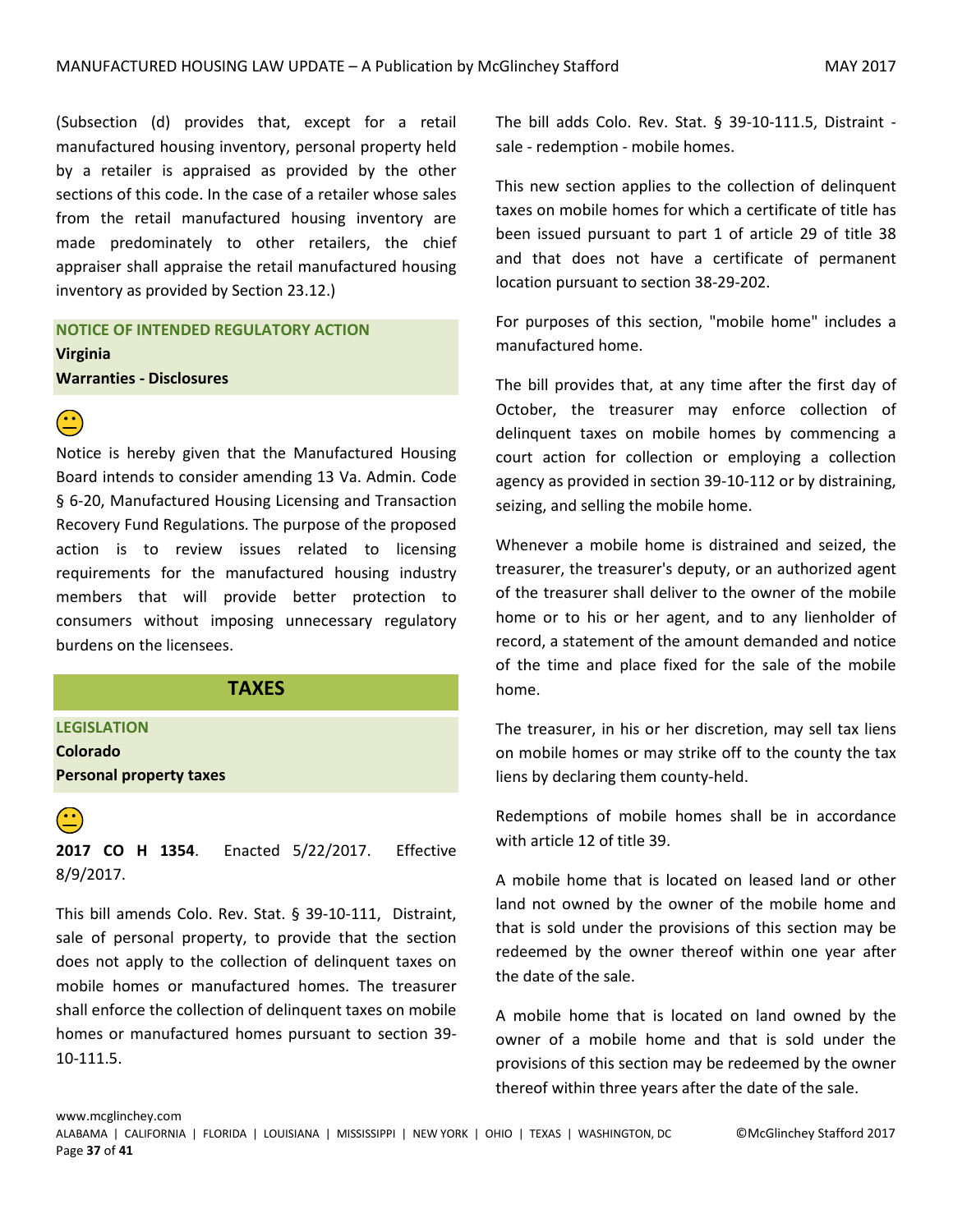(Subsection (d) provides that, except for a retail manufactured housing inventory, personal property held by a retailer is appraised as provided by the other sections of this code. In the case of a retailer whose sales from the retail manufactured housing inventory are made predominately to other retailers, the chief appraiser shall appraise the retail manufactured housing inventory as provided by Section 23.12.)

**NOTICE OF INTENDED REGULATORY ACTION**
**Virginia**
**Warranties - Disclosures**

😐

Notice is hereby given that the Manufactured Housing Board intends to consider amending 13 Va. Admin. Code § 6-20, Manufactured Housing Licensing and Transaction Recovery Fund Regulations. The purpose of the proposed action is to review issues related to licensing requirements for the manufactured housing industry members that will provide better protection to consumers without imposing unnecessary regulatory burdens on the licensees.

## TAXES

**LEGISLATION**
**Colorado**
**Personal property taxes**

😐

**2017 CO H 1354**. Enacted 5/22/2017. Effective 8/9/2017.

This bill amends Colo. Rev. Stat. § 39-10-111, Distraint, sale of personal property, to provide that the section does not apply to the collection of delinquent taxes on mobile homes or manufactured homes. The treasurer shall enforce the collection of delinquent taxes on mobile homes or manufactured homes pursuant to section 39-10-111.5.

The bill adds Colo. Rev. Stat. § 39-10-111.5, Distraint - sale - redemption - mobile homes.

This new section applies to the collection of delinquent taxes on mobile homes for which a certificate of title has been issued pursuant to part 1 of article 29 of title 38 and that does not have a certificate of permanent location pursuant to section 38-29-202.

For purposes of this section, "mobile home" includes a manufactured home.

The bill provides that, at any time after the first day of October, the treasurer may enforce collection of delinquent taxes on mobile homes by commencing a court action for collection or employing a collection agency as provided in section 39-10-112 or by distraining, seizing, and selling the mobile home.

Whenever a mobile home is distrained and seized, the treasurer, the treasurer's deputy, or an authorized agent of the treasurer shall deliver to the owner of the mobile home or to his or her agent, and to any lienholder of record, a statement of the amount demanded and notice of the time and place fixed for the sale of the mobile home.

The treasurer, in his or her discretion, may sell tax liens on mobile homes or may strike off to the county the tax liens by declaring them county-held.

Redemptions of mobile homes shall be in accordance with article 12 of title 39.

A mobile home that is located on leased land or other land not owned by the owner of the mobile home and that is sold under the provisions of this section may be redeemed by the owner thereof within one year after the date of the sale.

A mobile home that is located on land owned by the owner of a mobile home and that is sold under the provisions of this section may be redeemed by the owner thereof within three years after the date of the sale.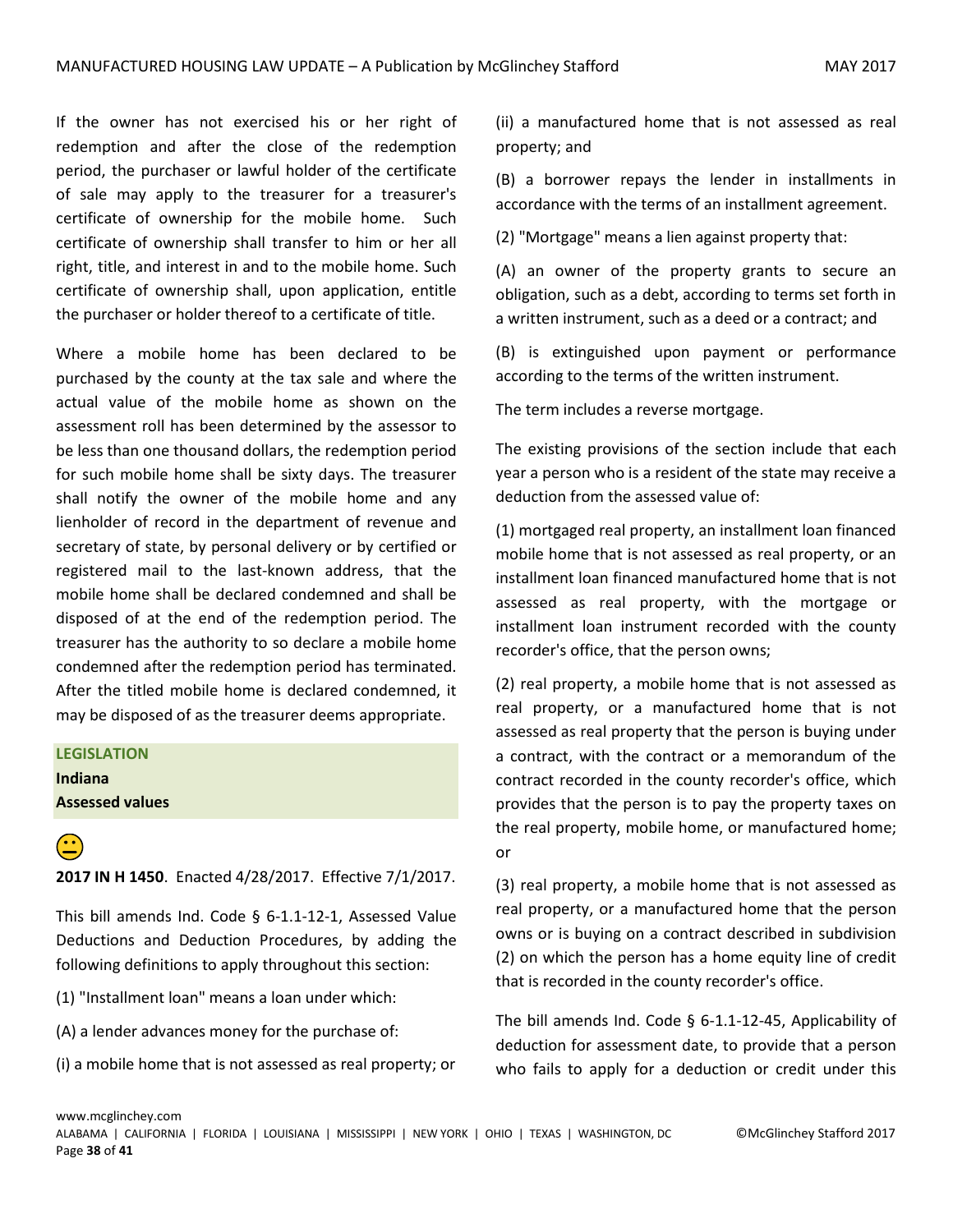If the owner has not exercised his or her right of redemption and after the close of the redemption period, the purchaser or lawful holder of the certificate of sale may apply to the treasurer for a treasurer's certificate of ownership for the mobile home. Such certificate of ownership shall transfer to him or her all right, title, and interest in and to the mobile home. Such certificate of ownership shall, upon application, entitle the purchaser or holder thereof to a certificate of title.

Where a mobile home has been declared to be purchased by the county at the tax sale and where the actual value of the mobile home as shown on the assessment roll has been determined by the assessor to be less than one thousand dollars, the redemption period for such mobile home shall be sixty days. The treasurer shall notify the owner of the mobile home and any lienholder of record in the department of revenue and secretary of state, by personal delivery or by certified or registered mail to the last-known address, that the mobile home shall be declared condemned and shall be disposed of at the end of the redemption period. The treasurer has the authority to so declare a mobile home condemned after the redemption period has terminated. After the titled mobile home is declared condemned, it may be disposed of as the treasurer deems appropriate.

**LEGISLATION**

**Indiana**

**Assessed values**

😐

**2017 IN H 1450**. Enacted 4/28/2017. Effective 7/1/2017.

This bill amends Ind. Code § 6-1.1-12-1, Assessed Value Deductions and Deduction Procedures, by adding the following definitions to apply throughout this section:

(1) "Installment loan" means a loan under which:

(A) a lender advances money for the purchase of:

(i) a mobile home that is not assessed as real property; or

(ii) a manufactured home that is not assessed as real property; and

(B) a borrower repays the lender in installments in accordance with the terms of an installment agreement.

(2) "Mortgage" means a lien against property that:

(A) an owner of the property grants to secure an obligation, such as a debt, according to terms set forth in a written instrument, such as a deed or a contract; and

(B) is extinguished upon payment or performance according to the terms of the written instrument.

The term includes a reverse mortgage.

The existing provisions of the section include that each year a person who is a resident of the state may receive a deduction from the assessed value of:

(1) mortgaged real property, an installment loan financed mobile home that is not assessed as real property, or an installment loan financed manufactured home that is not assessed as real property, with the mortgage or installment loan instrument recorded with the county recorder's office, that the person owns;

(2) real property, a mobile home that is not assessed as real property, or a manufactured home that is not assessed as real property that the person is buying under a contract, with the contract or a memorandum of the contract recorded in the county recorder's office, which provides that the person is to pay the property taxes on the real property, mobile home, or manufactured home; or

(3) real property, a mobile home that is not assessed as real property, or a manufactured home that the person owns or is buying on a contract described in subdivision (2) on which the person has a home equity line of credit that is recorded in the county recorder's office.

The bill amends Ind. Code § 6-1.1-12-45, Applicability of deduction for assessment date, to provide that a person who fails to apply for a deduction or credit under this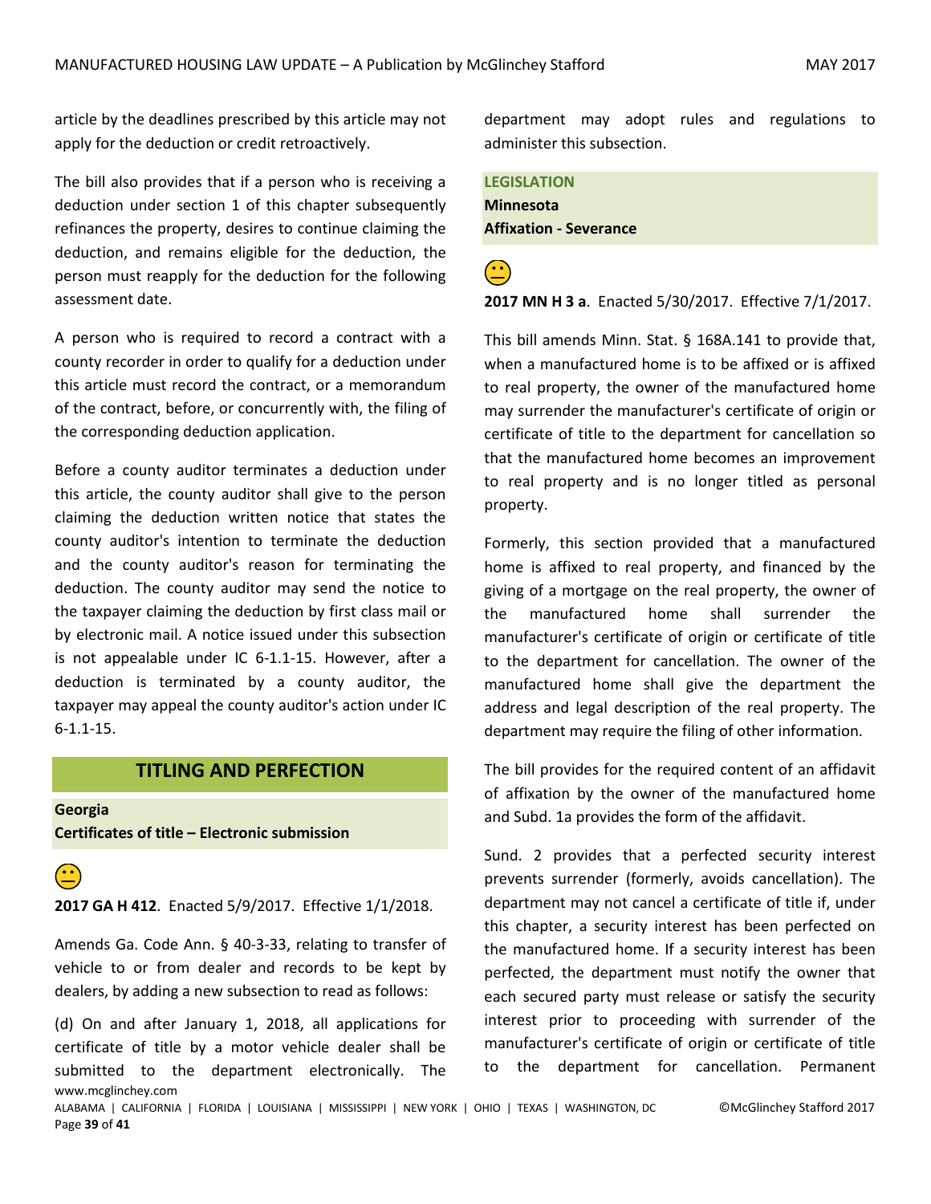article by the deadlines prescribed by this article may not apply for the deduction or credit retroactively.

The bill also provides that if a person who is receiving a deduction under section 1 of this chapter subsequently refinances the property, desires to continue claiming the deduction, and remains eligible for the deduction, the person must reapply for the deduction for the following assessment date.

A person who is required to record a contract with a county recorder in order to qualify for a deduction under this article must record the contract, or a memorandum of the contract, before, or concurrently with, the filing of the corresponding deduction application.

Before a county auditor terminates a deduction under this article, the county auditor shall give to the person claiming the deduction written notice that states the county auditor's intention to terminate the deduction and the county auditor's reason for terminating the deduction. The county auditor may send the notice to the taxpayer claiming the deduction by first class mail or by electronic mail. A notice issued under this subsection is not appealable under IC 6-1.1-15. However, after a deduction is terminated by a county auditor, the taxpayer may appeal the county auditor's action under IC 6-1.1-15.

## TITLING AND PERFECTION

**Georgia**
**Certificates of title – Electronic submission**

😐

**2017 GA H 412**. Enacted 5/9/2017. Effective 1/1/2018.

Amends Ga. Code Ann. § 40-3-33, relating to transfer of vehicle to or from dealer and records to be kept by dealers, by adding a new subsection to read as follows:

(d) On and after January 1, 2018, all applications for certificate of title by a motor vehicle dealer shall be submitted to the department electronically. The department may adopt rules and regulations to administer this subsection.

**LEGISLATION**
**Minnesota**
**Affixation - Severance**

😐

**2017 MN H 3 a**. Enacted 5/30/2017. Effective 7/1/2017.

This bill amends Minn. Stat. § 168A.141 to provide that, when a manufactured home is to be affixed or is affixed to real property, the owner of the manufactured home may surrender the manufacturer's certificate of origin or certificate of title to the department for cancellation so that the manufactured home becomes an improvement to real property and is no longer titled as personal property.

Formerly, this section provided that a manufactured home is affixed to real property, and financed by the giving of a mortgage on the real property, the owner of the manufactured home shall surrender the manufacturer's certificate of origin or certificate of title to the department for cancellation. The owner of the manufactured home shall give the department the address and legal description of the real property. The department may require the filing of other information.

The bill provides for the required content of an affidavit of affixation by the owner of the manufactured home and Subd. 1a provides the form of the affidavit.

Sund. 2 provides that a perfected security interest prevents surrender (formerly, avoids cancellation). The department may not cancel a certificate of title if, under this chapter, a security interest has been perfected on the manufactured home. If a security interest has been perfected, the department must notify the owner that each secured party must release or satisfy the security interest prior to proceeding with surrender of the manufacturer's certificate of origin or certificate of title to the department for cancellation. Permanent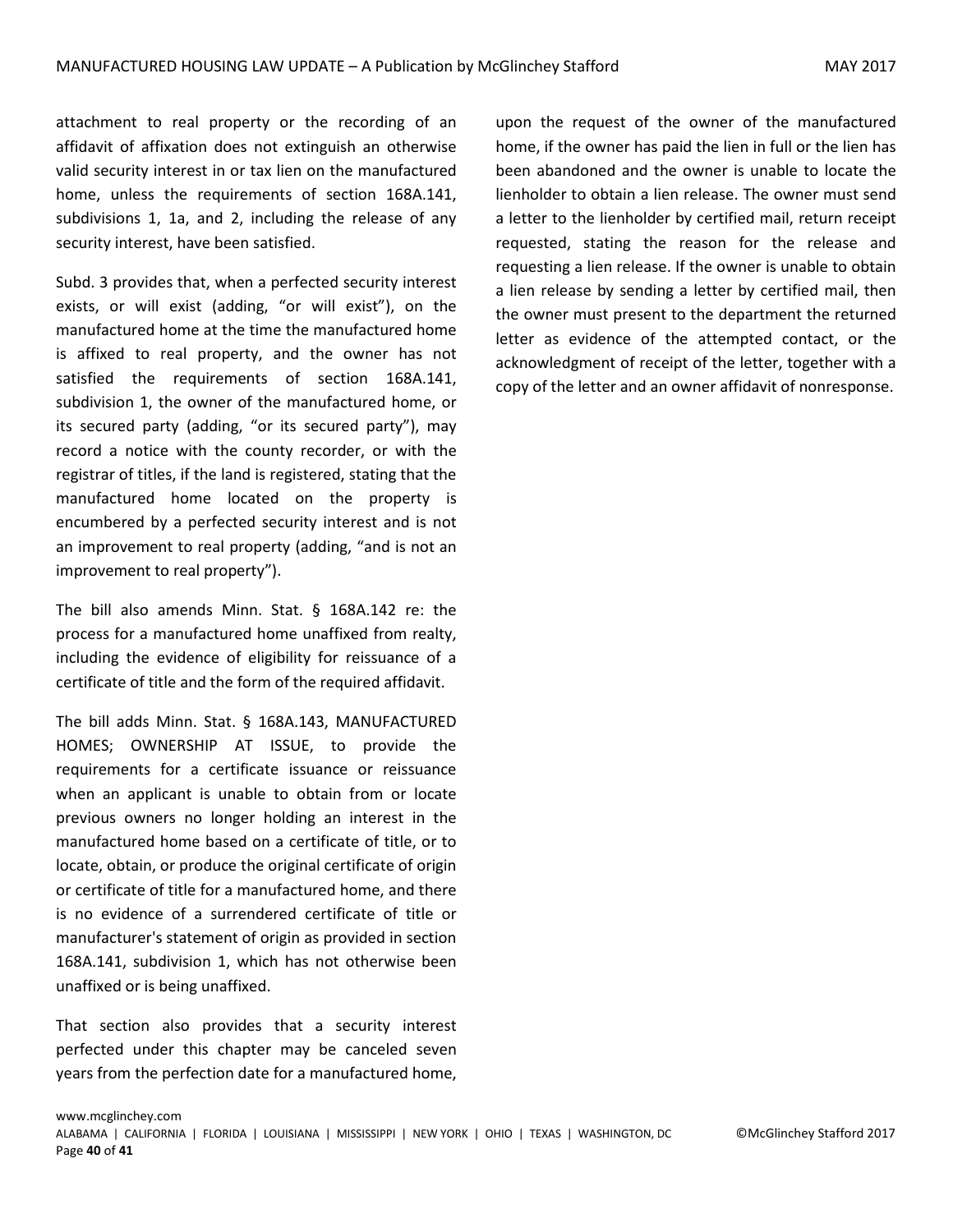attachment to real property or the recording of an affidavit of affixation does not extinguish an otherwise valid security interest in or tax lien on the manufactured home, unless the requirements of section 168A.141, subdivisions 1, 1a, and 2, including the release of any security interest, have been satisfied.

Subd. 3 provides that, when a perfected security interest exists, or will exist (adding, "or will exist"), on the manufactured home at the time the manufactured home is affixed to real property, and the owner has not satisfied the requirements of section 168A.141, subdivision 1, the owner of the manufactured home, or its secured party (adding, "or its secured party"), may record a notice with the county recorder, or with the registrar of titles, if the land is registered, stating that the manufactured home located on the property is encumbered by a perfected security interest and is not an improvement to real property (adding, "and is not an improvement to real property").

The bill also amends Minn. Stat. § 168A.142 re: the process for a manufactured home unaffixed from realty, including the evidence of eligibility for reissuance of a certificate of title and the form of the required affidavit.

The bill adds Minn. Stat. § 168A.143, MANUFACTURED HOMES; OWNERSHIP AT ISSUE, to provide the requirements for a certificate issuance or reissuance when an applicant is unable to obtain from or locate previous owners no longer holding an interest in the manufactured home based on a certificate of title, or to locate, obtain, or produce the original certificate of origin or certificate of title for a manufactured home, and there is no evidence of a surrendered certificate of title or manufacturer's statement of origin as provided in section 168A.141, subdivision 1, which has not otherwise been unaffixed or is being unaffixed.

That section also provides that a security interest perfected under this chapter may be canceled seven years from the perfection date for a manufactured home, upon the request of the owner of the manufactured home, if the owner has paid the lien in full or the lien has been abandoned and the owner is unable to locate the lienholder to obtain a lien release. The owner must send a letter to the lienholder by certified mail, return receipt requested, stating the reason for the release and requesting a lien release. If the owner is unable to obtain a lien release by sending a letter by certified mail, then the owner must present to the department the returned letter as evidence of the attempted contact, or the acknowledgment of receipt of the letter, together with a copy of the letter and an owner affidavit of nonresponse.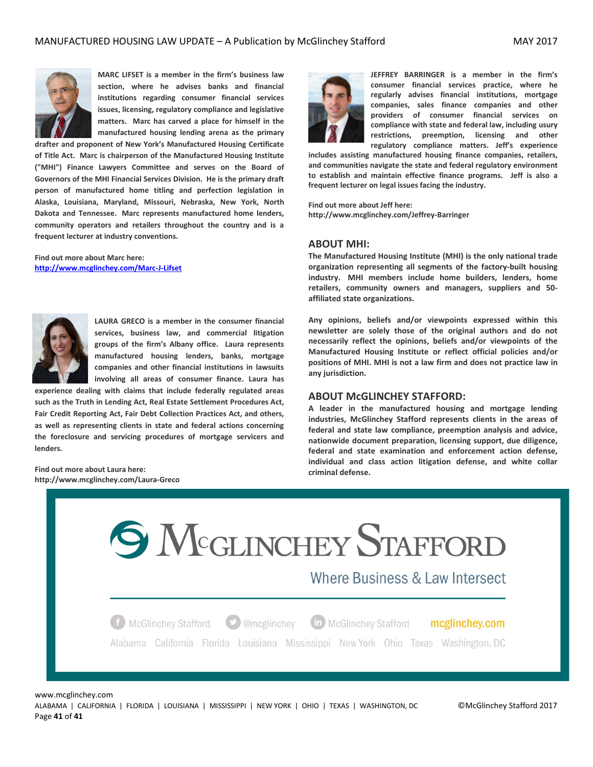**MARC LIFSET is a member in the firm's business law section, where he advises banks and financial institutions regarding consumer financial services issues, licensing, regulatory compliance and legislative matters. Marc has carved a place for himself in the manufactured housing lending arena as the primary drafter and proponent of New York's Manufactured Housing Certificate of Title Act. Marc is chairperson of the Manufactured Housing Institute ("MHI") Finance Lawyers Committee and serves on the Board of Governors of the MHI Financial Services Division. He is the primary draft person of manufactured home titling and perfection legislation in Alaska, Louisiana, Maryland, Missouri, Nebraska, New York, North Dakota and Tennessee. Marc represents manufactured home lenders, community operators and retailers throughout the country and is a frequent lecturer at industry conventions.**

**Find out more about Marc here:**
**http://www.mcglinchey.com/Marc-J-Lifset**

**LAURA GRECO is a member in the consumer financial services, business law, and commercial litigation groups of the firm's Albany office. Laura represents manufactured housing lenders, banks, mortgage companies and other financial institutions in lawsuits involving all areas of consumer finance. Laura has experience dealing with claims that include federally regulated areas such as the Truth in Lending Act, Real Estate Settlement Procedures Act, Fair Credit Reporting Act, Fair Debt Collection Practices Act, and others, as well as representing clients in state and federal actions concerning the foreclosure and servicing procedures of mortgage servicers and lenders.**

**Find out more about Laura here:**
**http://www.mcglinchey.com/Laura-Greco**

**JEFFREY BARRINGER is a member in the firm's consumer financial services practice, where he regularly advises financial institutions, mortgage companies, sales finance companies and other providers of consumer financial services on compliance with state and federal law, including usury restrictions, preemption, licensing and other regulatory compliance matters. Jeff's experience includes assisting manufactured housing finance companies, retailers, and communities navigate the state and federal regulatory environment to establish and maintain effective finance programs. Jeff is also a frequent lecturer on legal issues facing the industry.**

**Find out more about Jeff here:**
**http://www.mcglinchey.com/Jeffrey-Barringer**

## ABOUT MHI:

**The Manufactured Housing Institute (MHI) is the only national trade organization representing all segments of the factory-built housing industry. MHI members include home builders, lenders, home retailers, community owners and managers, suppliers and 50-affiliated state organizations.**

**Any opinions, beliefs and/or viewpoints expressed within this newsletter are solely those of the original authors and do not necessarily reflect the opinions, beliefs and/or viewpoints of the Manufactured Housing Institute or reflect official policies and/or positions of MHI. MHI is not a law firm and does not practice law in any jurisdiction.**

## ABOUT McGLINCHEY STAFFORD:

**A leader in the manufactured housing and mortgage lending industries, McGlinchey Stafford represents clients in the areas of federal and state law compliance, preemption analysis and advice, nationwide document preparation, licensing support, due diligence, federal and state examination and enforcement action defense, individual and class action litigation defense, and white collar criminal defense.**

McGLINCHEY STAFFORD

Where Business & Law Intersect

McGlinchey Stafford   @mcglinchey   McGlinchey Stafford   mcglinchey.com

Alabama California Florida Louisiana Mississippi New York Ohio Texas Washington, DC